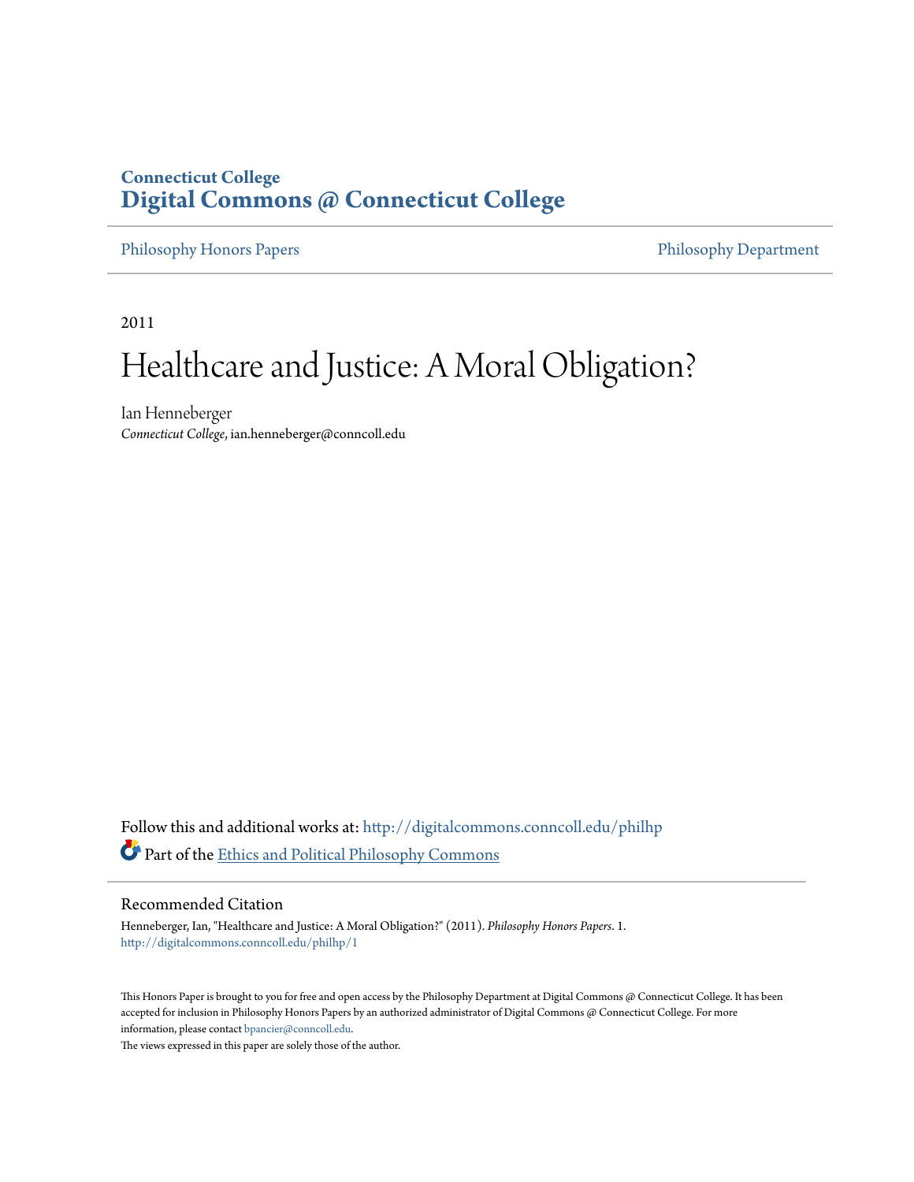Connecticut College
**Digital Commons @ Connecticut College**

Philosophy Honors Papers | Philosophy Department

2011

# Healthcare and Justice: A Moral Obligation?

Ian Henneberger
*Connecticut College*, ian.henneberger@conncoll.edu

Follow this and additional works at: http://digitalcommons.conncoll.edu/philhp

Part of the Ethics and Political Philosophy Commons

## Recommended Citation

Henneberger, Ian, "Healthcare and Justice: A Moral Obligation?" (2011). *Philosophy Honors Papers*. 1.
http://digitalcommons.conncoll.edu/philhp/1

This Honors Paper is brought to you for free and open access by the Philosophy Department at Digital Commons @ Connecticut College. It has been accepted for inclusion in Philosophy Honors Papers by an authorized administrator of Digital Commons @ Connecticut College. For more information, please contact bpancier@conncoll.edu.
The views expressed in this paper are solely those of the author.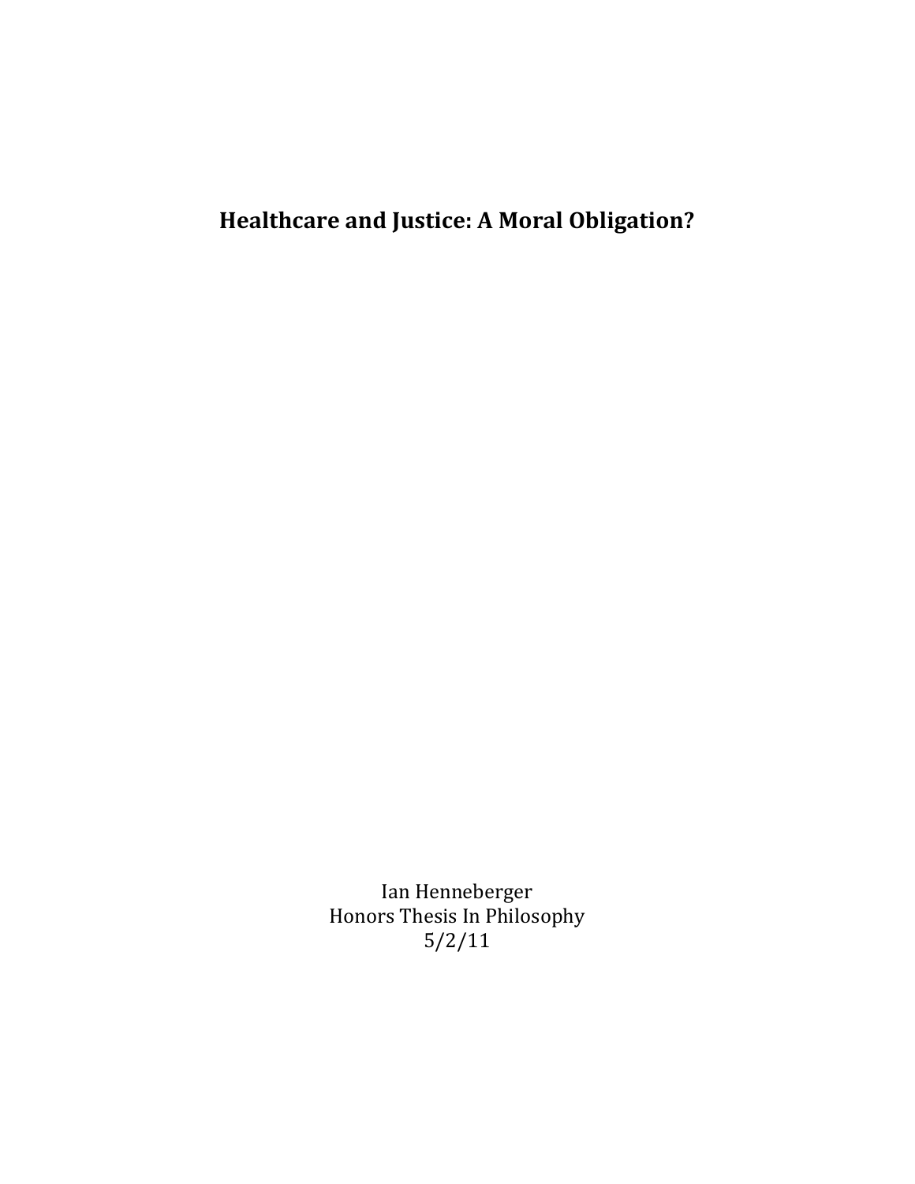# Healthcare and Justice: A Moral Obligation?

Ian Henneberger
Honors Thesis In Philosophy
5/2/11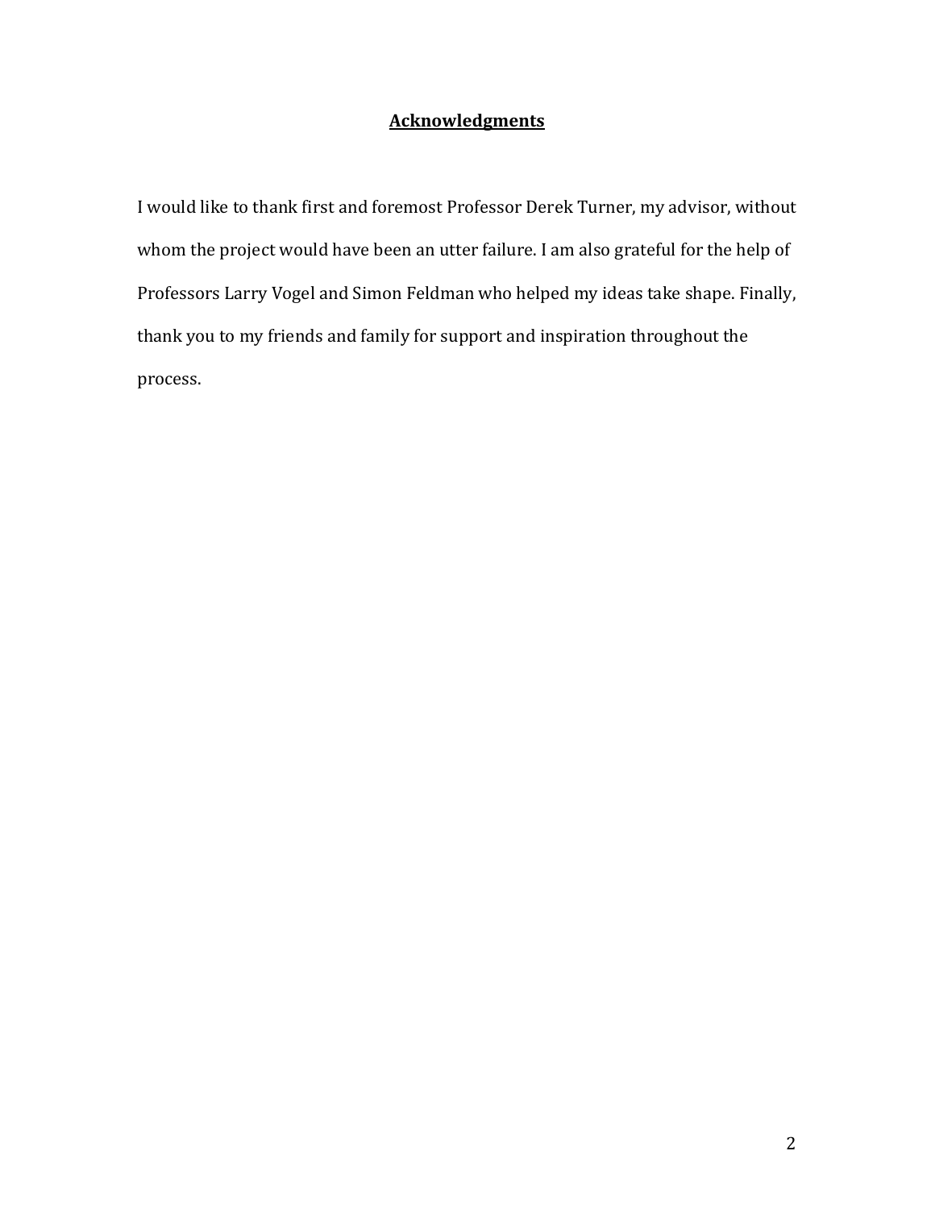## Acknowledgments

I would like to thank first and foremost Professor Derek Turner, my advisor, without whom the project would have been an utter failure. I am also grateful for the help of Professors Larry Vogel and Simon Feldman who helped my ideas take shape. Finally, thank you to my friends and family for support and inspiration throughout the process.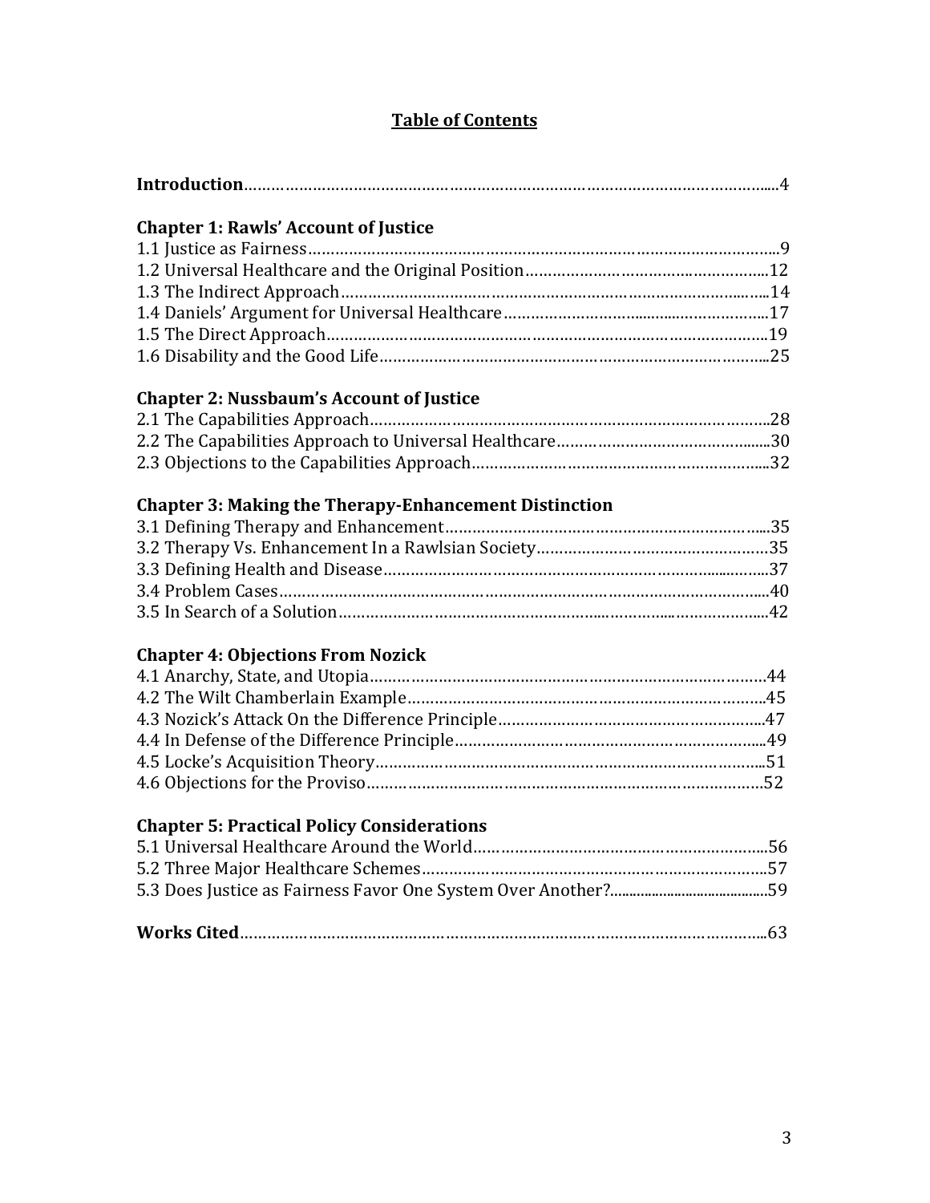# Table of Contents

**Introduction**........................................................................................................4

**Chapter 1: Rawls' Account of Justice**

1.1 Justice as Fairness........................................................................................9
1.2 Universal Healthcare and the Original Position..........................................12
1.3 The Indirect Approach..................................................................................14
1.4 Daniels' Argument for Universal Healthcare...............................................17
1.5 The Direct Approach....................................................................................19
1.6 Disability and the Good Life........................................................................25

**Chapter 2: Nussbaum's Account of Justice**

2.1 The Capabilities Approach...........................................................................28
2.2 The Capabilities Approach to Universal Healthcare....................................30
2.3 Objections to the Capabilities Approach......................................................32

**Chapter 3: Making the Therapy-Enhancement Distinction**

3.1 Defining Therapy and Enhancement............................................................35
3.2 Therapy Vs. Enhancement In a Rawlsian Society.........................................35
3.3 Defining Health and Disease........................................................................37
3.4 Problem Cases..............................................................................................40
3.5 In Search of a Solution.................................................................................42

**Chapter 4: Objections From Nozick**

4.1 Anarchy, State, and Utopia...........................................................................44
4.2 The Wilt Chamberlain Example...................................................................45
4.3 Nozick's Attack On the Difference Principle................................................47
4.4 In Defense of the Difference Principle.........................................................49
4.5 Locke's Acquisition Theory..........................................................................51
4.6 Objections for the Proviso............................................................................52

**Chapter 5: Practical Policy Considerations**

5.1 Universal Healthcare Around the World.......................................................56
5.2 Three Major Healthcare Schemes.................................................................57
5.3 Does Justice as Fairness Favor One System Over Another?........................59

**Works Cited**........................................................................................................63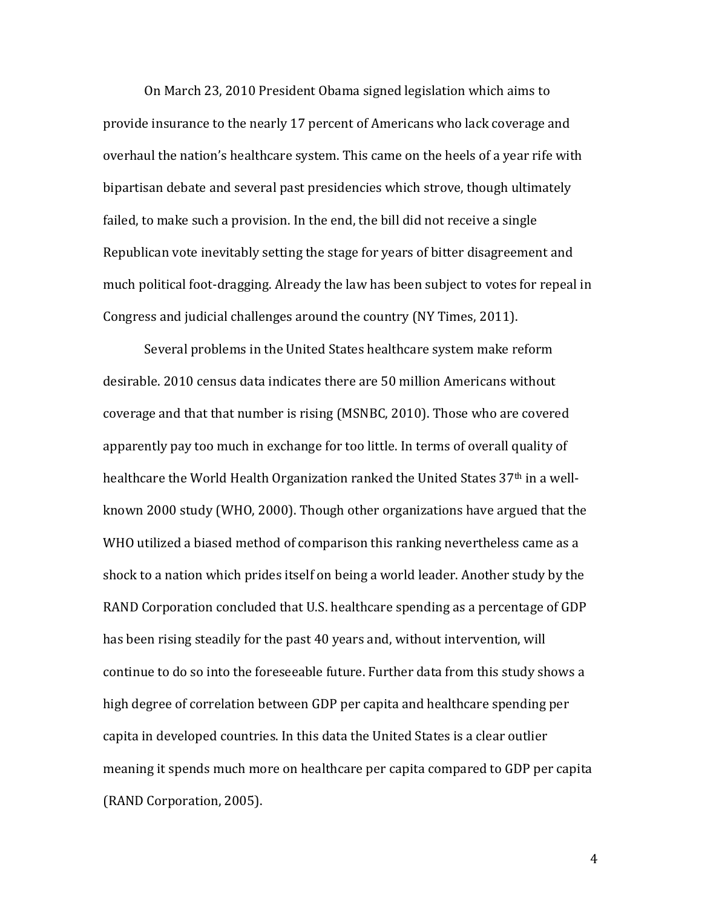On March 23, 2010 President Obama signed legislation which aims to provide insurance to the nearly 17 percent of Americans who lack coverage and overhaul the nation's healthcare system. This came on the heels of a year rife with bipartisan debate and several past presidencies which strove, though ultimately failed, to make such a provision. In the end, the bill did not receive a single Republican vote inevitably setting the stage for years of bitter disagreement and much political foot-dragging. Already the law has been subject to votes for repeal in Congress and judicial challenges around the country (NY Times, 2011).

Several problems in the United States healthcare system make reform desirable. 2010 census data indicates there are 50 million Americans without coverage and that that number is rising (MSNBC, 2010). Those who are covered apparently pay too much in exchange for too little. In terms of overall quality of healthcare the World Health Organization ranked the United States 37th in a well-known 2000 study (WHO, 2000). Though other organizations have argued that the WHO utilized a biased method of comparison this ranking nevertheless came as a shock to a nation which prides itself on being a world leader. Another study by the RAND Corporation concluded that U.S. healthcare spending as a percentage of GDP has been rising steadily for the past 40 years and, without intervention, will continue to do so into the foreseeable future. Further data from this study shows a high degree of correlation between GDP per capita and healthcare spending per capita in developed countries. In this data the United States is a clear outlier meaning it spends much more on healthcare per capita compared to GDP per capita (RAND Corporation, 2005).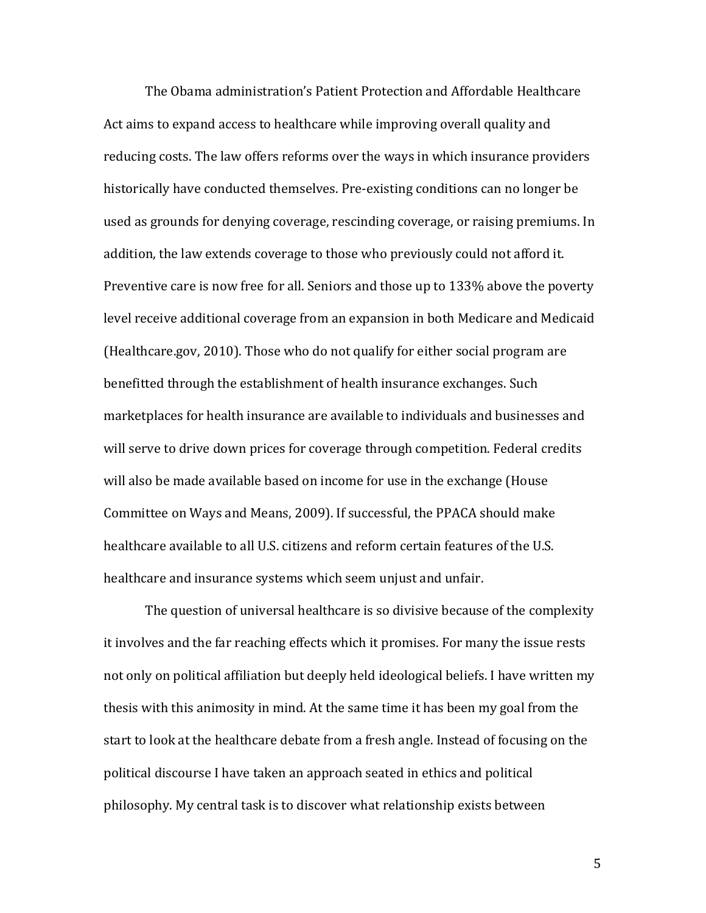The Obama administration's Patient Protection and Affordable Healthcare Act aims to expand access to healthcare while improving overall quality and reducing costs. The law offers reforms over the ways in which insurance providers historically have conducted themselves. Pre-existing conditions can no longer be used as grounds for denying coverage, rescinding coverage, or raising premiums. In addition, the law extends coverage to those who previously could not afford it. Preventive care is now free for all. Seniors and those up to 133% above the poverty level receive additional coverage from an expansion in both Medicare and Medicaid (Healthcare.gov, 2010). Those who do not qualify for either social program are benefitted through the establishment of health insurance exchanges. Such marketplaces for health insurance are available to individuals and businesses and will serve to drive down prices for coverage through competition. Federal credits will also be made available based on income for use in the exchange (House Committee on Ways and Means, 2009). If successful, the PPACA should make healthcare available to all U.S. citizens and reform certain features of the U.S. healthcare and insurance systems which seem unjust and unfair.

The question of universal healthcare is so divisive because of the complexity it involves and the far reaching effects which it promises. For many the issue rests not only on political affiliation but deeply held ideological beliefs. I have written my thesis with this animosity in mind. At the same time it has been my goal from the start to look at the healthcare debate from a fresh angle. Instead of focusing on the political discourse I have taken an approach seated in ethics and political philosophy. My central task is to discover what relationship exists between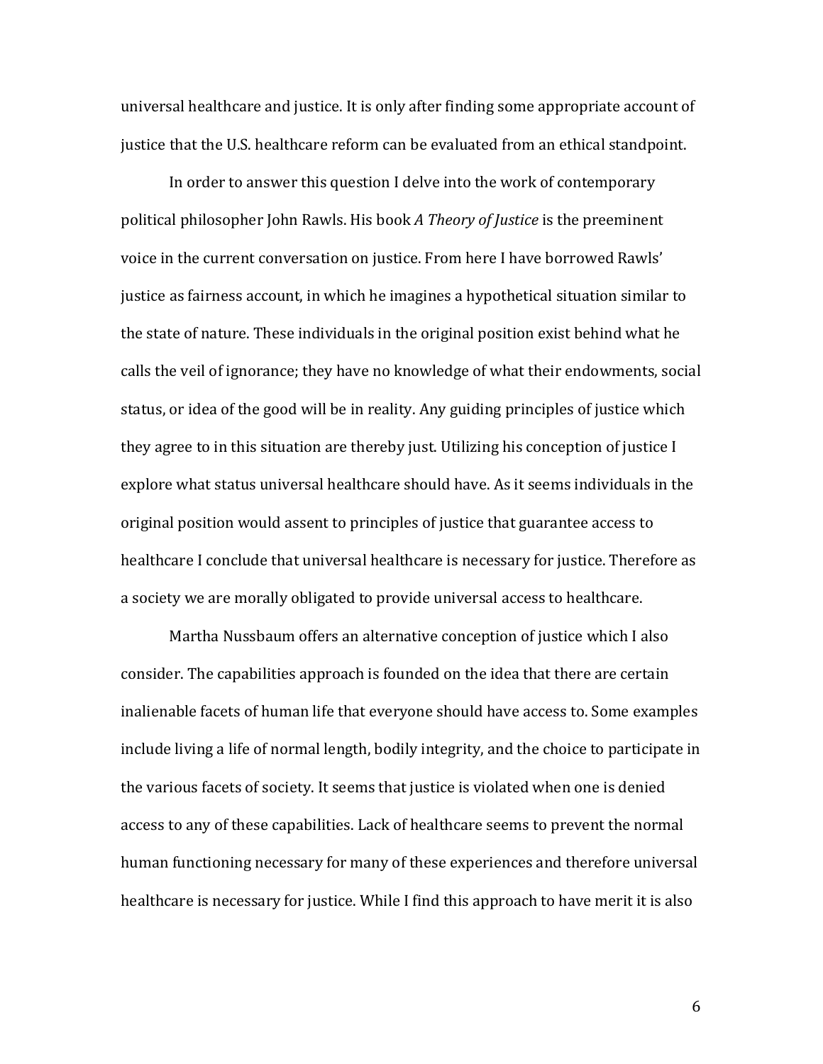universal healthcare and justice. It is only after finding some appropriate account of justice that the U.S. healthcare reform can be evaluated from an ethical standpoint.

In order to answer this question I delve into the work of contemporary political philosopher John Rawls. His book *A Theory of Justice* is the preeminent voice in the current conversation on justice. From here I have borrowed Rawls' justice as fairness account, in which he imagines a hypothetical situation similar to the state of nature. These individuals in the original position exist behind what he calls the veil of ignorance; they have no knowledge of what their endowments, social status, or idea of the good will be in reality. Any guiding principles of justice which they agree to in this situation are thereby just. Utilizing his conception of justice I explore what status universal healthcare should have. As it seems individuals in the original position would assent to principles of justice that guarantee access to healthcare I conclude that universal healthcare is necessary for justice. Therefore as a society we are morally obligated to provide universal access to healthcare.

Martha Nussbaum offers an alternative conception of justice which I also consider. The capabilities approach is founded on the idea that there are certain inalienable facets of human life that everyone should have access to. Some examples include living a life of normal length, bodily integrity, and the choice to participate in the various facets of society. It seems that justice is violated when one is denied access to any of these capabilities. Lack of healthcare seems to prevent the normal human functioning necessary for many of these experiences and therefore universal healthcare is necessary for justice. While I find this approach to have merit it is also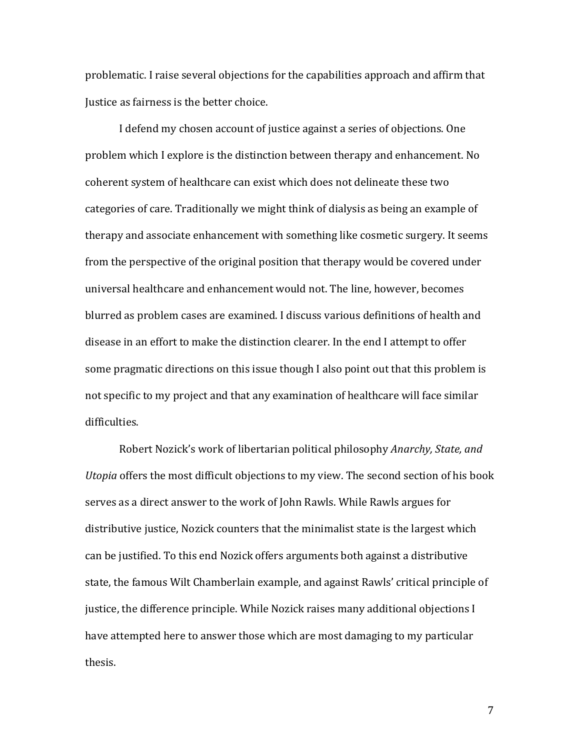problematic. I raise several objections for the capabilities approach and affirm that Justice as fairness is the better choice.

I defend my chosen account of justice against a series of objections. One problem which I explore is the distinction between therapy and enhancement. No coherent system of healthcare can exist which does not delineate these two categories of care. Traditionally we might think of dialysis as being an example of therapy and associate enhancement with something like cosmetic surgery. It seems from the perspective of the original position that therapy would be covered under universal healthcare and enhancement would not. The line, however, becomes blurred as problem cases are examined. I discuss various definitions of health and disease in an effort to make the distinction clearer. In the end I attempt to offer some pragmatic directions on this issue though I also point out that this problem is not specific to my project and that any examination of healthcare will face similar difficulties.

Robert Nozick's work of libertarian political philosophy *Anarchy, State, and Utopia* offers the most difficult objections to my view. The second section of his book serves as a direct answer to the work of John Rawls. While Rawls argues for distributive justice, Nozick counters that the minimalist state is the largest which can be justified. To this end Nozick offers arguments both against a distributive state, the famous Wilt Chamberlain example, and against Rawls' critical principle of justice, the difference principle. While Nozick raises many additional objections I have attempted here to answer those which are most damaging to my particular thesis.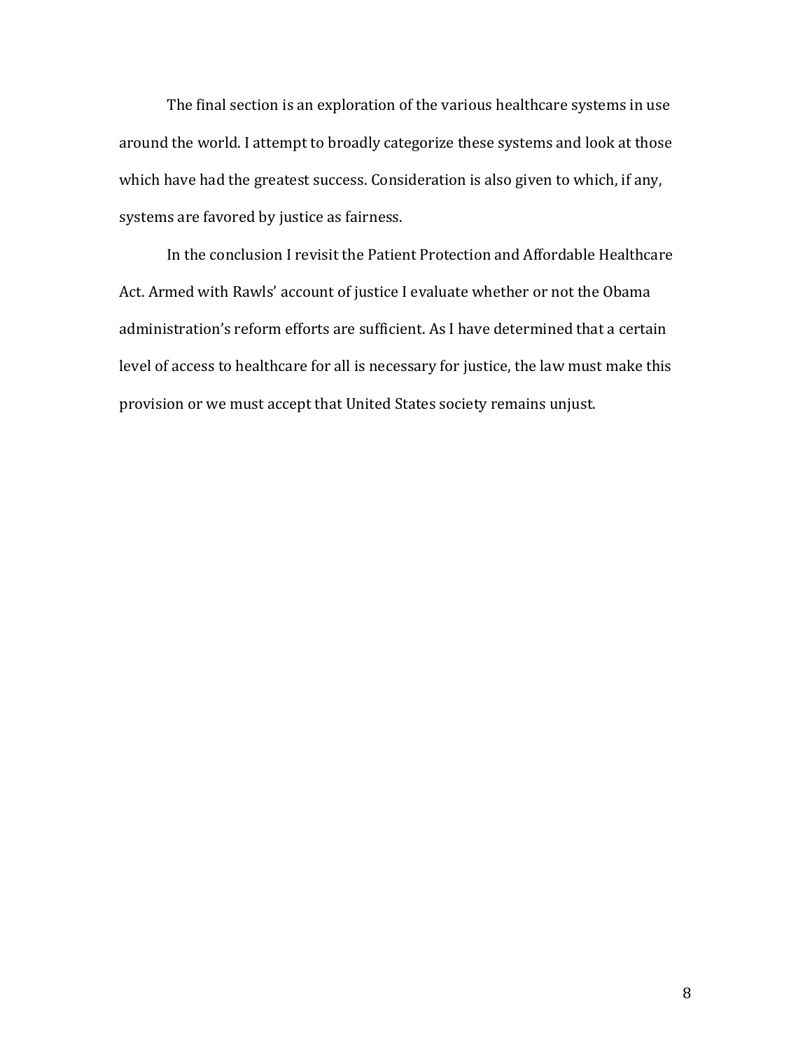The final section is an exploration of the various healthcare systems in use around the world. I attempt to broadly categorize these systems and look at those which have had the greatest success. Consideration is also given to which, if any, systems are favored by justice as fairness.

In the conclusion I revisit the Patient Protection and Affordable Healthcare Act. Armed with Rawls' account of justice I evaluate whether or not the Obama administration's reform efforts are sufficient. As I have determined that a certain level of access to healthcare for all is necessary for justice, the law must make this provision or we must accept that United States society remains unjust.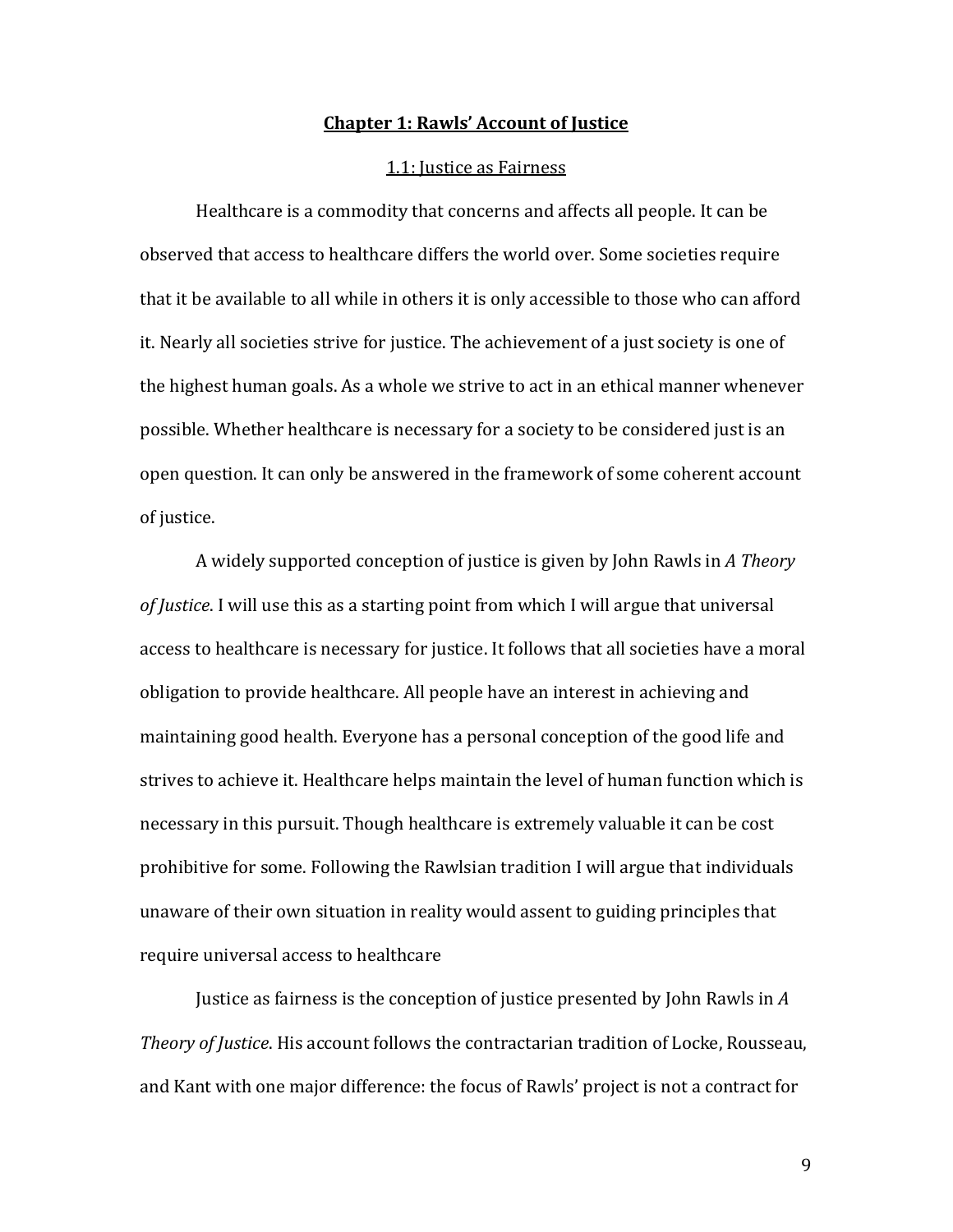# Chapter 1: Rawls' Account of Justice

## 1.1: Justice as Fairness

Healthcare is a commodity that concerns and affects all people. It can be observed that access to healthcare differs the world over. Some societies require that it be available to all while in others it is only accessible to those who can afford it. Nearly all societies strive for justice. The achievement of a just society is one of the highest human goals. As a whole we strive to act in an ethical manner whenever possible. Whether healthcare is necessary for a society to be considered just is an open question. It can only be answered in the framework of some coherent account of justice.

A widely supported conception of justice is given by John Rawls in *A Theory of Justice*. I will use this as a starting point from which I will argue that universal access to healthcare is necessary for justice. It follows that all societies have a moral obligation to provide healthcare. All people have an interest in achieving and maintaining good health. Everyone has a personal conception of the good life and strives to achieve it. Healthcare helps maintain the level of human function which is necessary in this pursuit. Though healthcare is extremely valuable it can be cost prohibitive for some. Following the Rawlsian tradition I will argue that individuals unaware of their own situation in reality would assent to guiding principles that require universal access to healthcare

Justice as fairness is the conception of justice presented by John Rawls in *A Theory of Justice*. His account follows the contractarian tradition of Locke, Rousseau, and Kant with one major difference: the focus of Rawls' project is not a contract for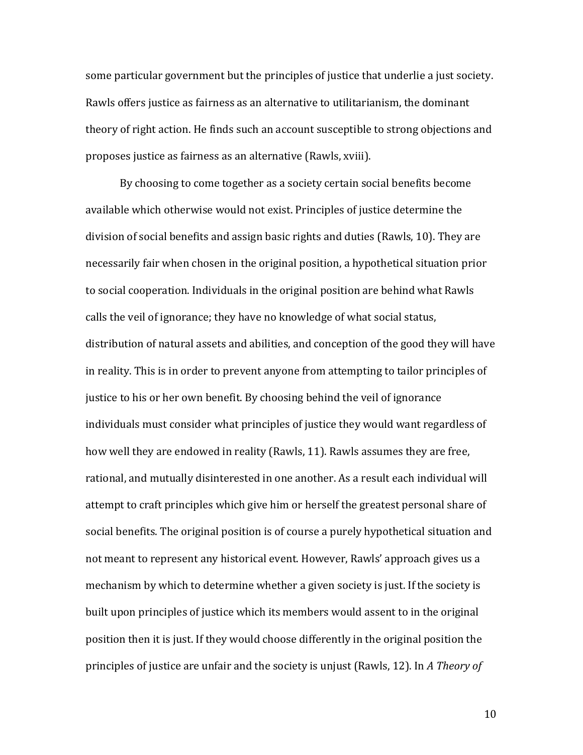some particular government but the principles of justice that underlie a just society. Rawls offers justice as fairness as an alternative to utilitarianism, the dominant theory of right action. He finds such an account susceptible to strong objections and proposes justice as fairness as an alternative (Rawls, xviii).

By choosing to come together as a society certain social benefits become available which otherwise would not exist. Principles of justice determine the division of social benefits and assign basic rights and duties (Rawls, 10). They are necessarily fair when chosen in the original position, a hypothetical situation prior to social cooperation. Individuals in the original position are behind what Rawls calls the veil of ignorance; they have no knowledge of what social status, distribution of natural assets and abilities, and conception of the good they will have in reality. This is in order to prevent anyone from attempting to tailor principles of justice to his or her own benefit. By choosing behind the veil of ignorance individuals must consider what principles of justice they would want regardless of how well they are endowed in reality (Rawls, 11). Rawls assumes they are free, rational, and mutually disinterested in one another. As a result each individual will attempt to craft principles which give him or herself the greatest personal share of social benefits. The original position is of course a purely hypothetical situation and not meant to represent any historical event. However, Rawls' approach gives us a mechanism by which to determine whether a given society is just. If the society is built upon principles of justice which its members would assent to in the original position then it is just. If they would choose differently in the original position the principles of justice are unfair and the society is unjust (Rawls, 12). In *A Theory of*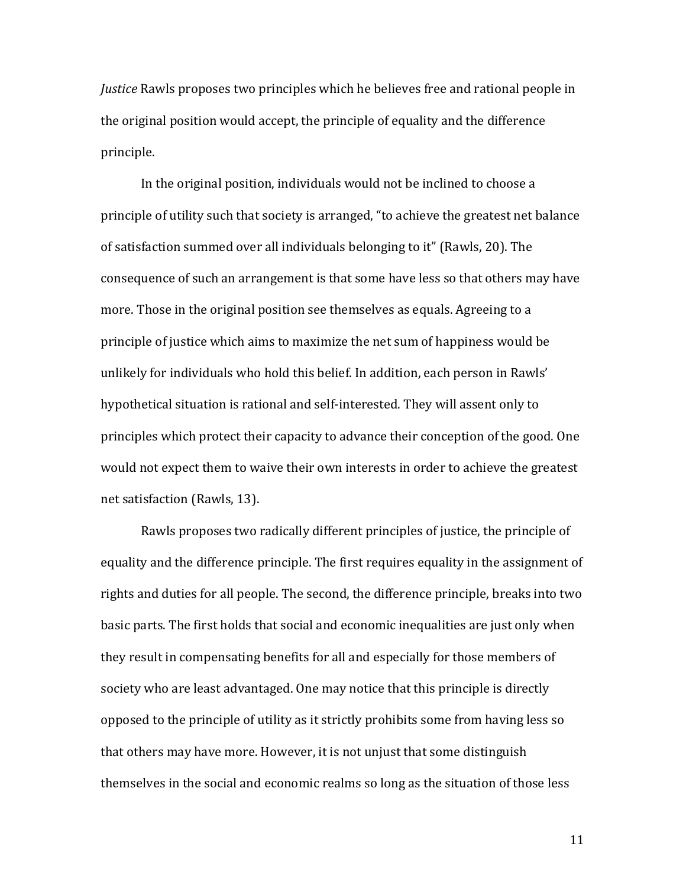*Justice* Rawls proposes two principles which he believes free and rational people in the original position would accept, the principle of equality and the difference principle.

In the original position, individuals would not be inclined to choose a principle of utility such that society is arranged, "to achieve the greatest net balance of satisfaction summed over all individuals belonging to it" (Rawls, 20). The consequence of such an arrangement is that some have less so that others may have more. Those in the original position see themselves as equals. Agreeing to a principle of justice which aims to maximize the net sum of happiness would be unlikely for individuals who hold this belief. In addition, each person in Rawls' hypothetical situation is rational and self-interested. They will assent only to principles which protect their capacity to advance their conception of the good. One would not expect them to waive their own interests in order to achieve the greatest net satisfaction (Rawls, 13).

Rawls proposes two radically different principles of justice, the principle of equality and the difference principle. The first requires equality in the assignment of rights and duties for all people. The second, the difference principle, breaks into two basic parts. The first holds that social and economic inequalities are just only when they result in compensating benefits for all and especially for those members of society who are least advantaged. One may notice that this principle is directly opposed to the principle of utility as it strictly prohibits some from having less so that others may have more. However, it is not unjust that some distinguish themselves in the social and economic realms so long as the situation of those less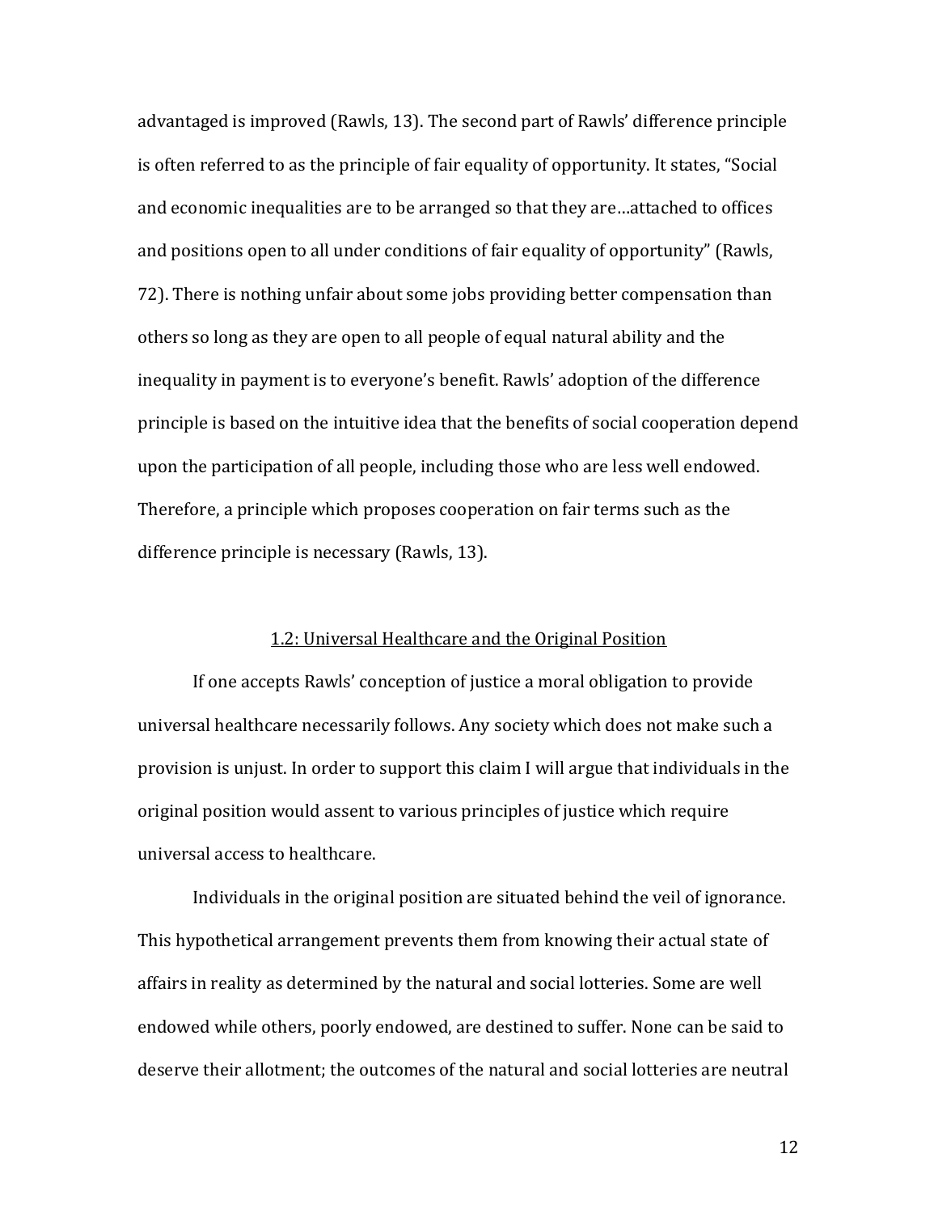advantaged is improved (Rawls, 13). The second part of Rawls' difference principle is often referred to as the principle of fair equality of opportunity. It states, "Social and economic inequalities are to be arranged so that they are…attached to offices and positions open to all under conditions of fair equality of opportunity" (Rawls, 72). There is nothing unfair about some jobs providing better compensation than others so long as they are open to all people of equal natural ability and the inequality in payment is to everyone's benefit. Rawls' adoption of the difference principle is based on the intuitive idea that the benefits of social cooperation depend upon the participation of all people, including those who are less well endowed. Therefore, a principle which proposes cooperation on fair terms such as the difference principle is necessary (Rawls, 13).

### 1.2: Universal Healthcare and the Original Position

If one accepts Rawls' conception of justice a moral obligation to provide universal healthcare necessarily follows. Any society which does not make such a provision is unjust. In order to support this claim I will argue that individuals in the original position would assent to various principles of justice which require universal access to healthcare.

Individuals in the original position are situated behind the veil of ignorance. This hypothetical arrangement prevents them from knowing their actual state of affairs in reality as determined by the natural and social lotteries. Some are well endowed while others, poorly endowed, are destined to suffer. None can be said to deserve their allotment; the outcomes of the natural and social lotteries are neutral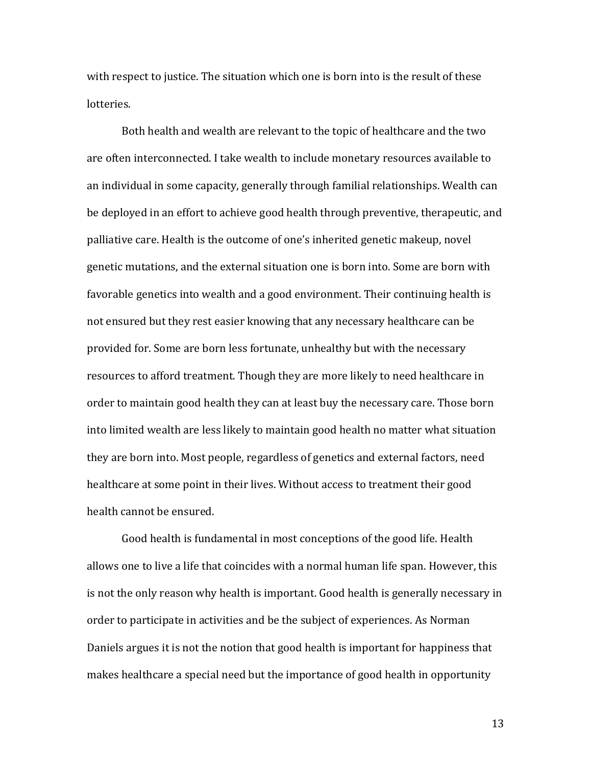with respect to justice. The situation which one is born into is the result of these lotteries.

Both health and wealth are relevant to the topic of healthcare and the two are often interconnected. I take wealth to include monetary resources available to an individual in some capacity, generally through familial relationships. Wealth can be deployed in an effort to achieve good health through preventive, therapeutic, and palliative care. Health is the outcome of one's inherited genetic makeup, novel genetic mutations, and the external situation one is born into. Some are born with favorable genetics into wealth and a good environment. Their continuing health is not ensured but they rest easier knowing that any necessary healthcare can be provided for. Some are born less fortunate, unhealthy but with the necessary resources to afford treatment. Though they are more likely to need healthcare in order to maintain good health they can at least buy the necessary care. Those born into limited wealth are less likely to maintain good health no matter what situation they are born into. Most people, regardless of genetics and external factors, need healthcare at some point in their lives. Without access to treatment their good health cannot be ensured.

Good health is fundamental in most conceptions of the good life. Health allows one to live a life that coincides with a normal human life span. However, this is not the only reason why health is important. Good health is generally necessary in order to participate in activities and be the subject of experiences. As Norman Daniels argues it is not the notion that good health is important for happiness that makes healthcare a special need but the importance of good health in opportunity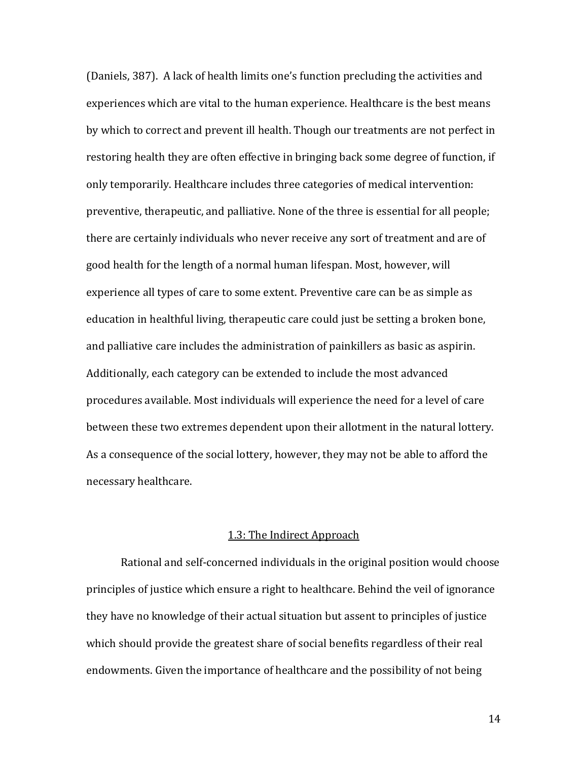(Daniels, 387). A lack of health limits one's function precluding the activities and experiences which are vital to the human experience. Healthcare is the best means by which to correct and prevent ill health. Though our treatments are not perfect in restoring health they are often effective in bringing back some degree of function, if only temporarily. Healthcare includes three categories of medical intervention: preventive, therapeutic, and palliative. None of the three is essential for all people; there are certainly individuals who never receive any sort of treatment and are of good health for the length of a normal human lifespan. Most, however, will experience all types of care to some extent. Preventive care can be as simple as education in healthful living, therapeutic care could just be setting a broken bone, and palliative care includes the administration of painkillers as basic as aspirin. Additionally, each category can be extended to include the most advanced procedures available. Most individuals will experience the need for a level of care between these two extremes dependent upon their allotment in the natural lottery. As a consequence of the social lottery, however, they may not be able to afford the necessary healthcare.

### 1.3: The Indirect Approach

Rational and self-concerned individuals in the original position would choose principles of justice which ensure a right to healthcare. Behind the veil of ignorance they have no knowledge of their actual situation but assent to principles of justice which should provide the greatest share of social benefits regardless of their real endowments. Given the importance of healthcare and the possibility of not being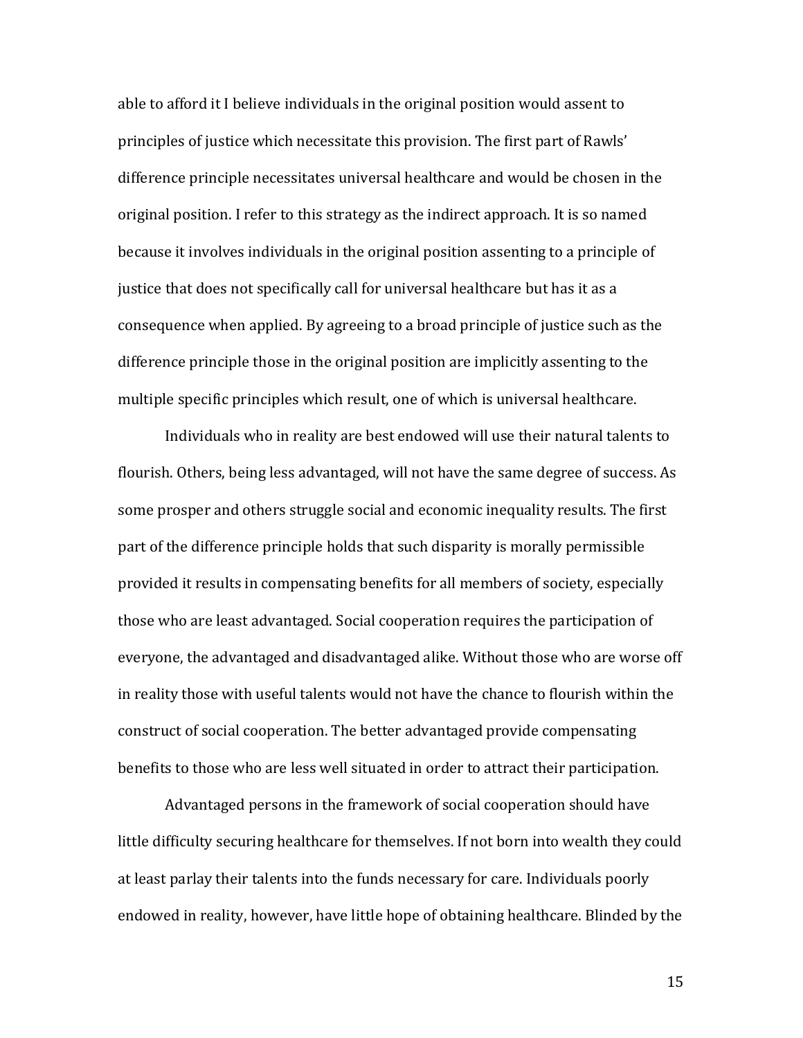able to afford it I believe individuals in the original position would assent to principles of justice which necessitate this provision. The first part of Rawls' difference principle necessitates universal healthcare and would be chosen in the original position. I refer to this strategy as the indirect approach. It is so named because it involves individuals in the original position assenting to a principle of justice that does not specifically call for universal healthcare but has it as a consequence when applied. By agreeing to a broad principle of justice such as the difference principle those in the original position are implicitly assenting to the multiple specific principles which result, one of which is universal healthcare.

Individuals who in reality are best endowed will use their natural talents to flourish. Others, being less advantaged, will not have the same degree of success. As some prosper and others struggle social and economic inequality results. The first part of the difference principle holds that such disparity is morally permissible provided it results in compensating benefits for all members of society, especially those who are least advantaged. Social cooperation requires the participation of everyone, the advantaged and disadvantaged alike. Without those who are worse off in reality those with useful talents would not have the chance to flourish within the construct of social cooperation. The better advantaged provide compensating benefits to those who are less well situated in order to attract their participation.

Advantaged persons in the framework of social cooperation should have little difficulty securing healthcare for themselves. If not born into wealth they could at least parlay their talents into the funds necessary for care. Individuals poorly endowed in reality, however, have little hope of obtaining healthcare. Blinded by the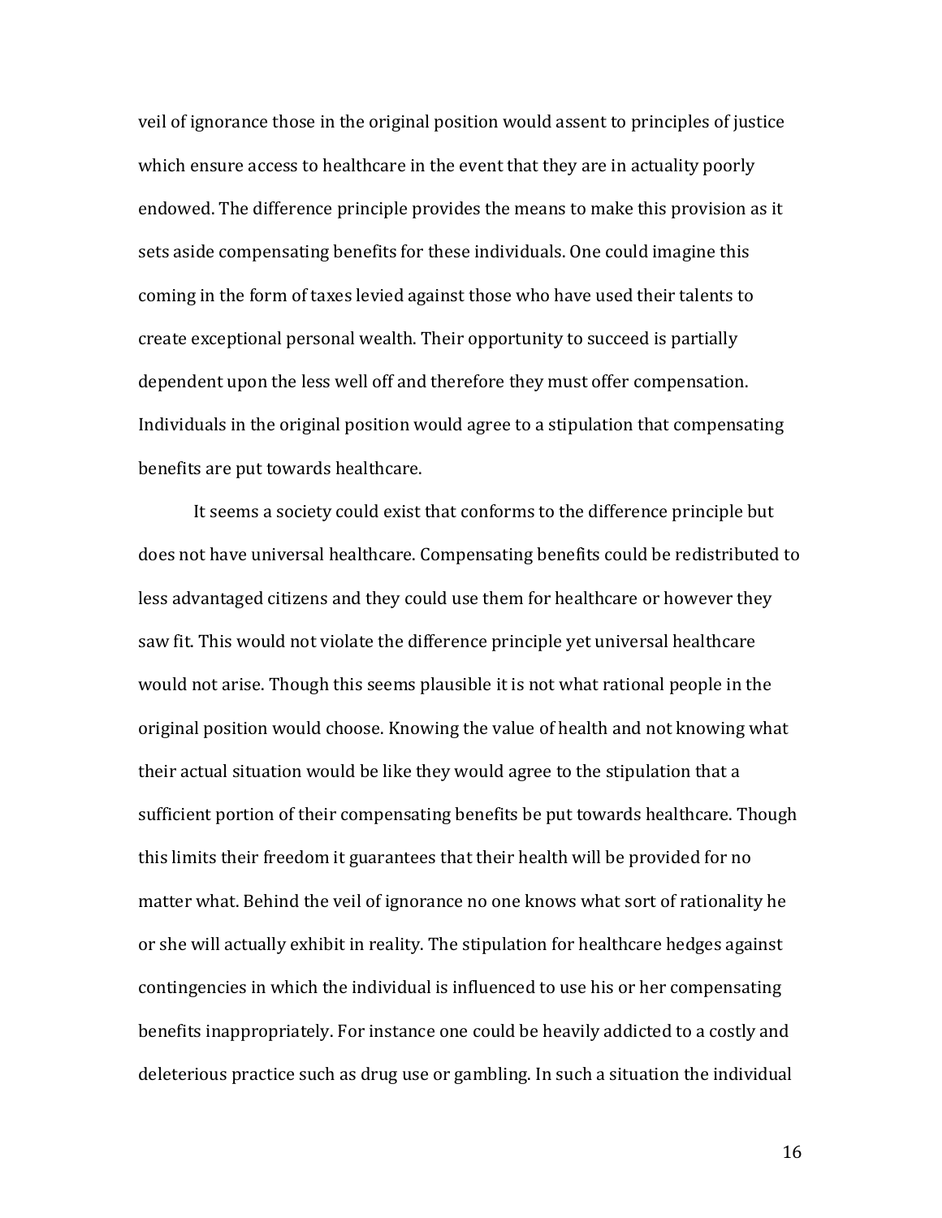veil of ignorance those in the original position would assent to principles of justice which ensure access to healthcare in the event that they are in actuality poorly endowed. The difference principle provides the means to make this provision as it sets aside compensating benefits for these individuals. One could imagine this coming in the form of taxes levied against those who have used their talents to create exceptional personal wealth. Their opportunity to succeed is partially dependent upon the less well off and therefore they must offer compensation. Individuals in the original position would agree to a stipulation that compensating benefits are put towards healthcare.

It seems a society could exist that conforms to the difference principle but does not have universal healthcare. Compensating benefits could be redistributed to less advantaged citizens and they could use them for healthcare or however they saw fit. This would not violate the difference principle yet universal healthcare would not arise. Though this seems plausible it is not what rational people in the original position would choose. Knowing the value of health and not knowing what their actual situation would be like they would agree to the stipulation that a sufficient portion of their compensating benefits be put towards healthcare. Though this limits their freedom it guarantees that their health will be provided for no matter what. Behind the veil of ignorance no one knows what sort of rationality he or she will actually exhibit in reality. The stipulation for healthcare hedges against contingencies in which the individual is influenced to use his or her compensating benefits inappropriately. For instance one could be heavily addicted to a costly and deleterious practice such as drug use or gambling. In such a situation the individual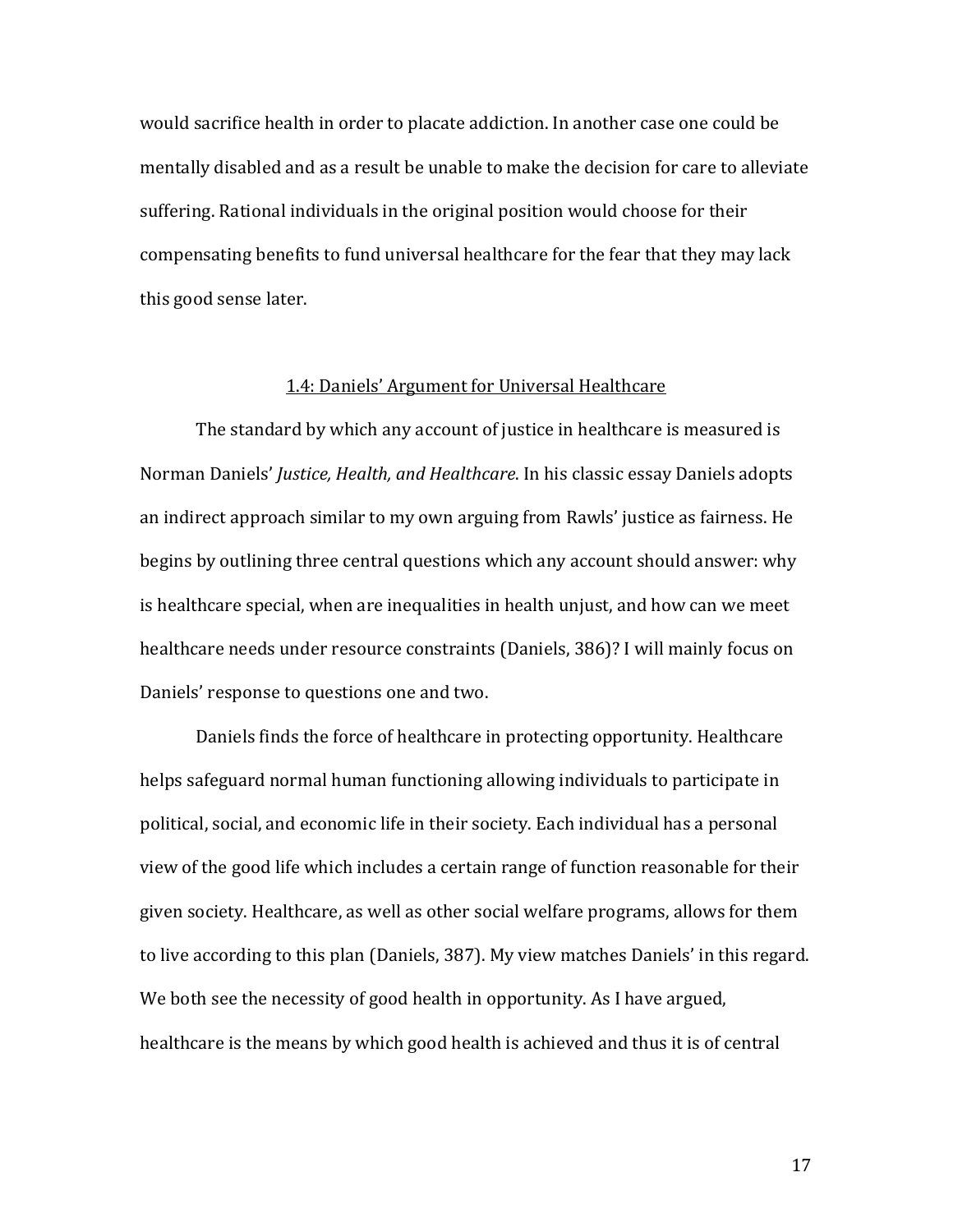would sacrifice health in order to placate addiction. In another case one could be mentally disabled and as a result be unable to make the decision for care to alleviate suffering. Rational individuals in the original position would choose for their compensating benefits to fund universal healthcare for the fear that they may lack this good sense later.

### 1.4: Daniels' Argument for Universal Healthcare

The standard by which any account of justice in healthcare is measured is Norman Daniels' *Justice, Health, and Healthcare*. In his classic essay Daniels adopts an indirect approach similar to my own arguing from Rawls' justice as fairness. He begins by outlining three central questions which any account should answer: why is healthcare special, when are inequalities in health unjust, and how can we meet healthcare needs under resource constraints (Daniels, 386)? I will mainly focus on Daniels' response to questions one and two.

Daniels finds the force of healthcare in protecting opportunity. Healthcare helps safeguard normal human functioning allowing individuals to participate in political, social, and economic life in their society. Each individual has a personal view of the good life which includes a certain range of function reasonable for their given society. Healthcare, as well as other social welfare programs, allows for them to live according to this plan (Daniels, 387). My view matches Daniels' in this regard. We both see the necessity of good health in opportunity. As I have argued, healthcare is the means by which good health is achieved and thus it is of central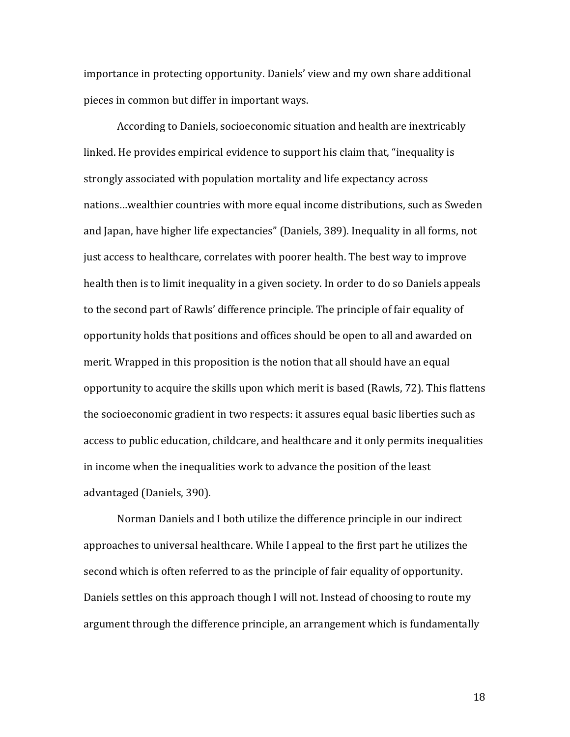importance in protecting opportunity. Daniels' view and my own share additional pieces in common but differ in important ways.

According to Daniels, socioeconomic situation and health are inextricably linked. He provides empirical evidence to support his claim that, "inequality is strongly associated with population mortality and life expectancy across nations…wealthier countries with more equal income distributions, such as Sweden and Japan, have higher life expectancies" (Daniels, 389). Inequality in all forms, not just access to healthcare, correlates with poorer health. The best way to improve health then is to limit inequality in a given society. In order to do so Daniels appeals to the second part of Rawls' difference principle. The principle of fair equality of opportunity holds that positions and offices should be open to all and awarded on merit. Wrapped in this proposition is the notion that all should have an equal opportunity to acquire the skills upon which merit is based (Rawls, 72). This flattens the socioeconomic gradient in two respects: it assures equal basic liberties such as access to public education, childcare, and healthcare and it only permits inequalities in income when the inequalities work to advance the position of the least advantaged (Daniels, 390).

Norman Daniels and I both utilize the difference principle in our indirect approaches to universal healthcare. While I appeal to the first part he utilizes the second which is often referred to as the principle of fair equality of opportunity. Daniels settles on this approach though I will not. Instead of choosing to route my argument through the difference principle, an arrangement which is fundamentally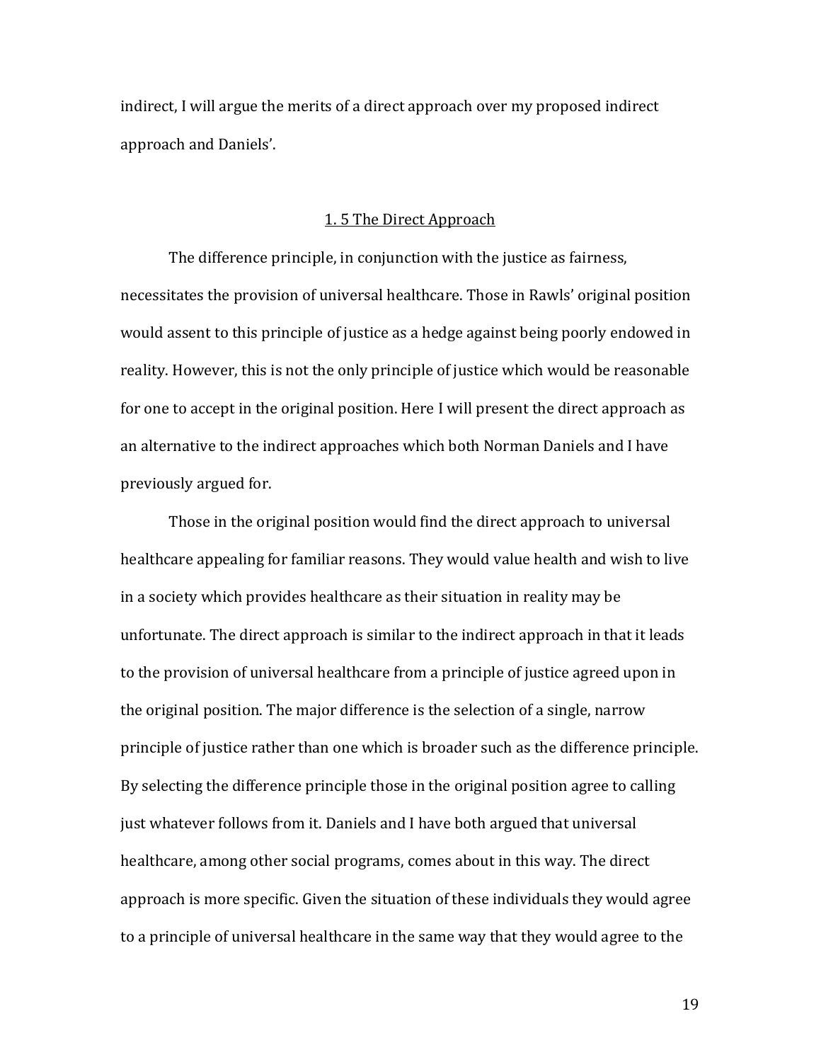indirect, I will argue the merits of a direct approach over my proposed indirect approach and Daniels'.

## 1. 5 The Direct Approach

The difference principle, in conjunction with the justice as fairness, necessitates the provision of universal healthcare. Those in Rawls' original position would assent to this principle of justice as a hedge against being poorly endowed in reality. However, this is not the only principle of justice which would be reasonable for one to accept in the original position. Here I will present the direct approach as an alternative to the indirect approaches which both Norman Daniels and I have previously argued for.

Those in the original position would find the direct approach to universal healthcare appealing for familiar reasons. They would value health and wish to live in a society which provides healthcare as their situation in reality may be unfortunate. The direct approach is similar to the indirect approach in that it leads to the provision of universal healthcare from a principle of justice agreed upon in the original position. The major difference is the selection of a single, narrow principle of justice rather than one which is broader such as the difference principle. By selecting the difference principle those in the original position agree to calling just whatever follows from it. Daniels and I have both argued that universal healthcare, among other social programs, comes about in this way. The direct approach is more specific. Given the situation of these individuals they would agree to a principle of universal healthcare in the same way that they would agree to the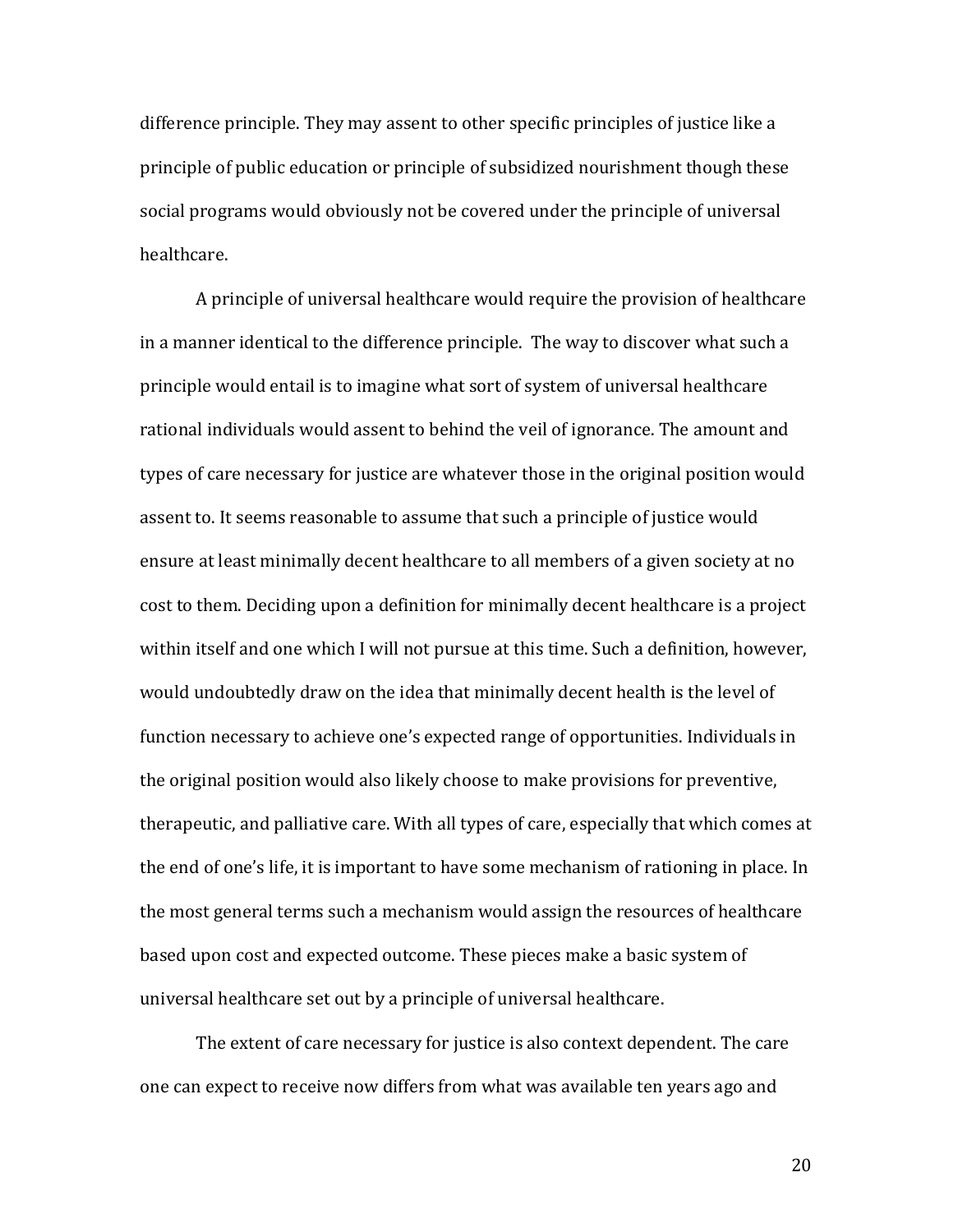difference principle. They may assent to other specific principles of justice like a principle of public education or principle of subsidized nourishment though these social programs would obviously not be covered under the principle of universal healthcare.

A principle of universal healthcare would require the provision of healthcare in a manner identical to the difference principle. The way to discover what such a principle would entail is to imagine what sort of system of universal healthcare rational individuals would assent to behind the veil of ignorance. The amount and types of care necessary for justice are whatever those in the original position would assent to. It seems reasonable to assume that such a principle of justice would ensure at least minimally decent healthcare to all members of a given society at no cost to them. Deciding upon a definition for minimally decent healthcare is a project within itself and one which I will not pursue at this time. Such a definition, however, would undoubtedly draw on the idea that minimally decent health is the level of function necessary to achieve one's expected range of opportunities. Individuals in the original position would also likely choose to make provisions for preventive, therapeutic, and palliative care. With all types of care, especially that which comes at the end of one's life, it is important to have some mechanism of rationing in place. In the most general terms such a mechanism would assign the resources of healthcare based upon cost and expected outcome. These pieces make a basic system of universal healthcare set out by a principle of universal healthcare.

The extent of care necessary for justice is also context dependent. The care one can expect to receive now differs from what was available ten years ago and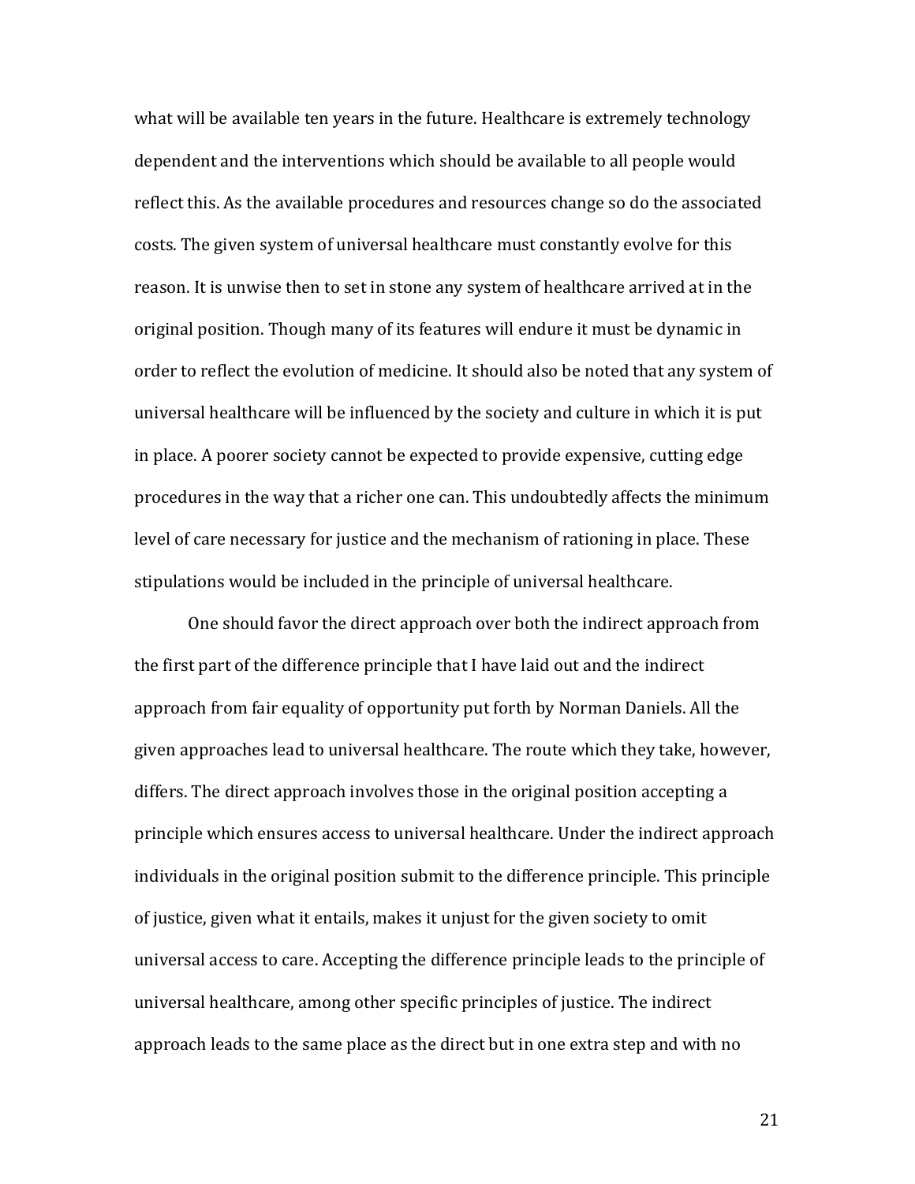what will be available ten years in the future. Healthcare is extremely technology dependent and the interventions which should be available to all people would reflect this. As the available procedures and resources change so do the associated costs. The given system of universal healthcare must constantly evolve for this reason. It is unwise then to set in stone any system of healthcare arrived at in the original position. Though many of its features will endure it must be dynamic in order to reflect the evolution of medicine. It should also be noted that any system of universal healthcare will be influenced by the society and culture in which it is put in place. A poorer society cannot be expected to provide expensive, cutting edge procedures in the way that a richer one can. This undoubtedly affects the minimum level of care necessary for justice and the mechanism of rationing in place. These stipulations would be included in the principle of universal healthcare.

One should favor the direct approach over both the indirect approach from the first part of the difference principle that I have laid out and the indirect approach from fair equality of opportunity put forth by Norman Daniels. All the given approaches lead to universal healthcare. The route which they take, however, differs. The direct approach involves those in the original position accepting a principle which ensures access to universal healthcare. Under the indirect approach individuals in the original position submit to the difference principle. This principle of justice, given what it entails, makes it unjust for the given society to omit universal access to care. Accepting the difference principle leads to the principle of universal healthcare, among other specific principles of justice. The indirect approach leads to the same place as the direct but in one extra step and with no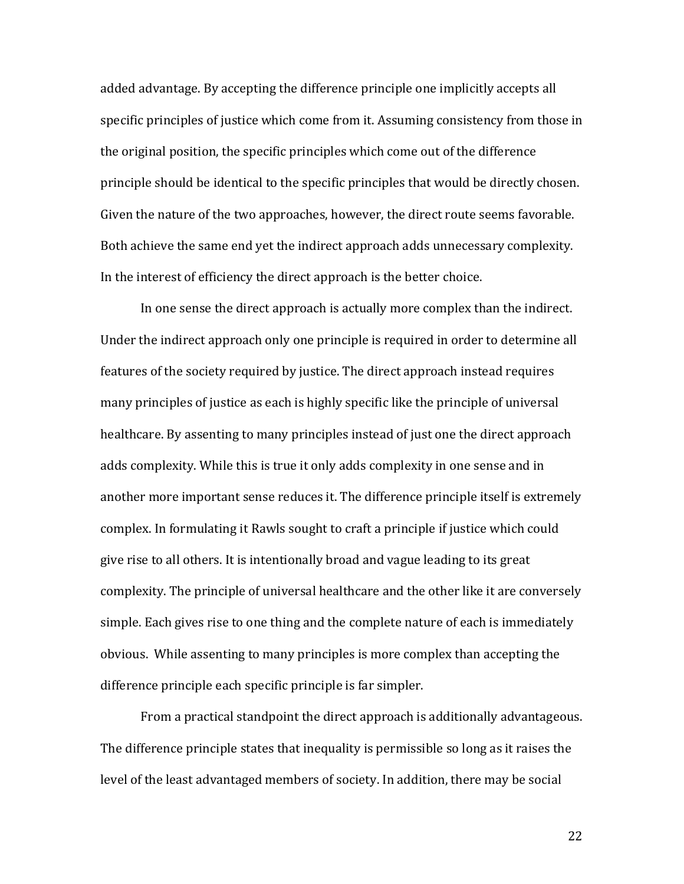added advantage. By accepting the difference principle one implicitly accepts all specific principles of justice which come from it. Assuming consistency from those in the original position, the specific principles which come out of the difference principle should be identical to the specific principles that would be directly chosen. Given the nature of the two approaches, however, the direct route seems favorable. Both achieve the same end yet the indirect approach adds unnecessary complexity. In the interest of efficiency the direct approach is the better choice.

In one sense the direct approach is actually more complex than the indirect. Under the indirect approach only one principle is required in order to determine all features of the society required by justice. The direct approach instead requires many principles of justice as each is highly specific like the principle of universal healthcare. By assenting to many principles instead of just one the direct approach adds complexity. While this is true it only adds complexity in one sense and in another more important sense reduces it. The difference principle itself is extremely complex. In formulating it Rawls sought to craft a principle if justice which could give rise to all others. It is intentionally broad and vague leading to its great complexity. The principle of universal healthcare and the other like it are conversely simple. Each gives rise to one thing and the complete nature of each is immediately obvious. While assenting to many principles is more complex than accepting the difference principle each specific principle is far simpler.

From a practical standpoint the direct approach is additionally advantageous. The difference principle states that inequality is permissible so long as it raises the level of the least advantaged members of society. In addition, there may be social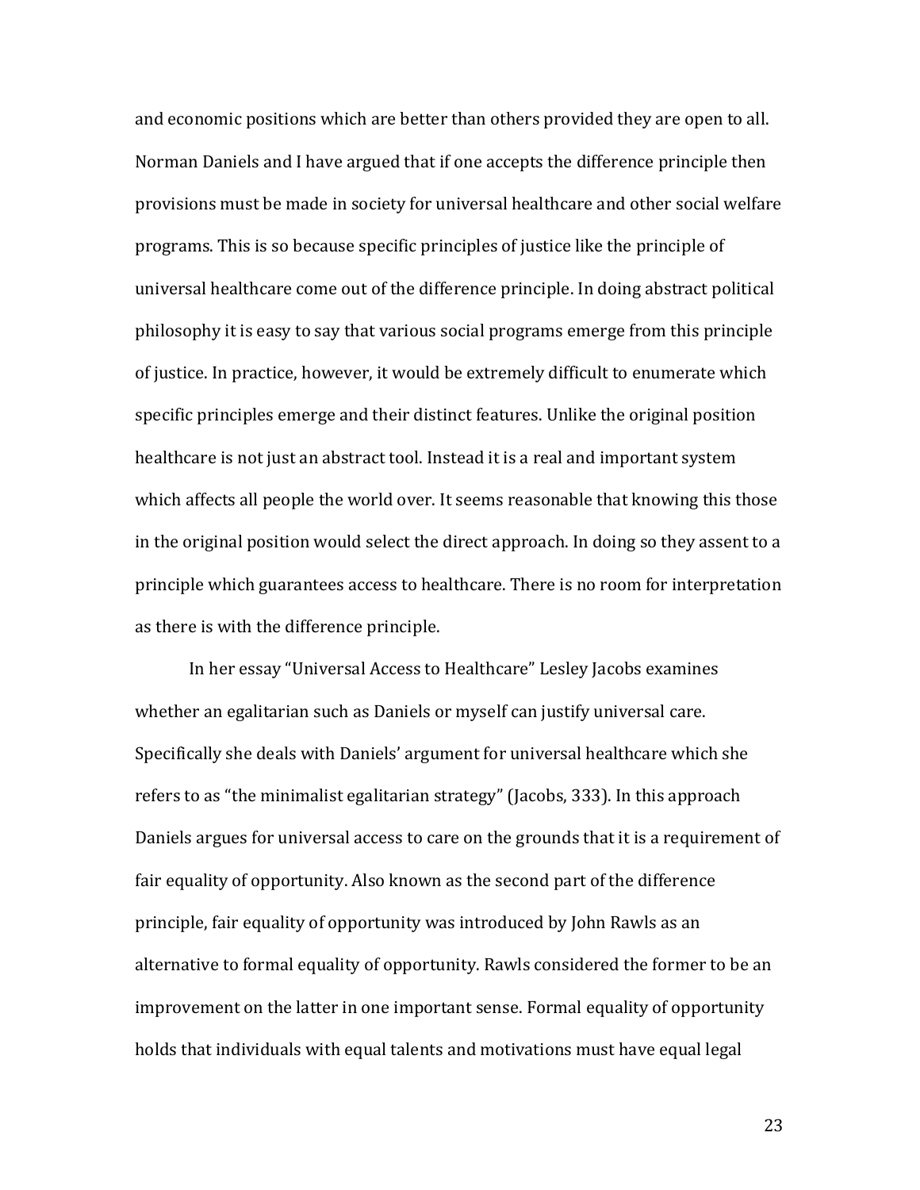and economic positions which are better than others provided they are open to all. Norman Daniels and I have argued that if one accepts the difference principle then provisions must be made in society for universal healthcare and other social welfare programs. This is so because specific principles of justice like the principle of universal healthcare come out of the difference principle. In doing abstract political philosophy it is easy to say that various social programs emerge from this principle of justice. In practice, however, it would be extremely difficult to enumerate which specific principles emerge and their distinct features. Unlike the original position healthcare is not just an abstract tool. Instead it is a real and important system which affects all people the world over. It seems reasonable that knowing this those in the original position would select the direct approach. In doing so they assent to a principle which guarantees access to healthcare. There is no room for interpretation as there is with the difference principle.

In her essay "Universal Access to Healthcare" Lesley Jacobs examines whether an egalitarian such as Daniels or myself can justify universal care. Specifically she deals with Daniels' argument for universal healthcare which she refers to as "the minimalist egalitarian strategy" (Jacobs, 333). In this approach Daniels argues for universal access to care on the grounds that it is a requirement of fair equality of opportunity. Also known as the second part of the difference principle, fair equality of opportunity was introduced by John Rawls as an alternative to formal equality of opportunity. Rawls considered the former to be an improvement on the latter in one important sense. Formal equality of opportunity holds that individuals with equal talents and motivations must have equal legal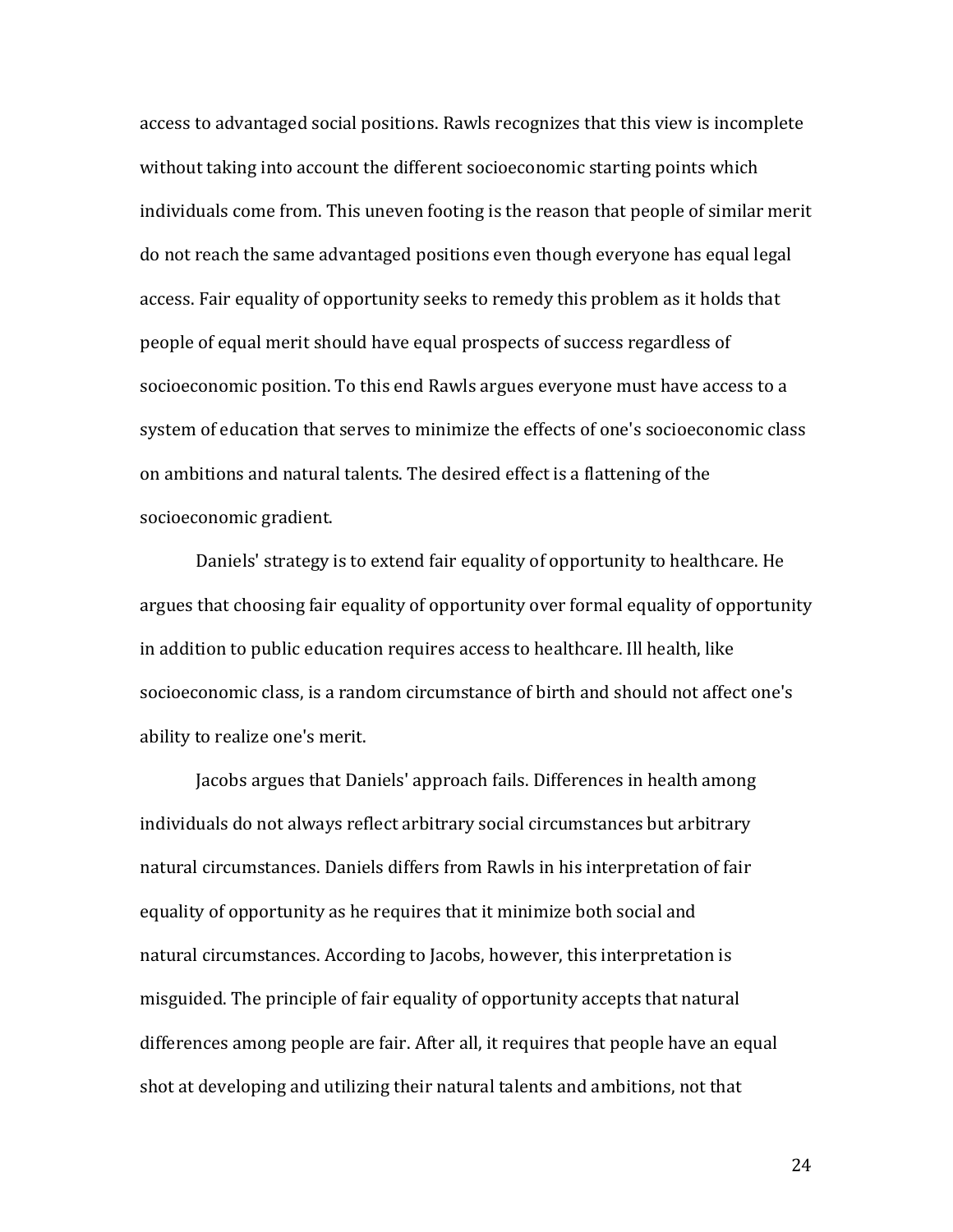access to advantaged social positions. Rawls recognizes that this view is incomplete without taking into account the different socioeconomic starting points which individuals come from. This uneven footing is the reason that people of similar merit do not reach the same advantaged positions even though everyone has equal legal access. Fair equality of opportunity seeks to remedy this problem as it holds that people of equal merit should have equal prospects of success regardless of socioeconomic position. To this end Rawls argues everyone must have access to a system of education that serves to minimize the effects of one's socioeconomic class on ambitions and natural talents. The desired effect is a flattening of the socioeconomic gradient.

Daniels' strategy is to extend fair equality of opportunity to healthcare. He argues that choosing fair equality of opportunity over formal equality of opportunity in addition to public education requires access to healthcare. Ill health, like socioeconomic class, is a random circumstance of birth and should not affect one's ability to realize one's merit.

Jacobs argues that Daniels' approach fails. Differences in health among individuals do not always reflect arbitrary social circumstances but arbitrary natural circumstances. Daniels differs from Rawls in his interpretation of fair equality of opportunity as he requires that it minimize both social and natural circumstances. According to Jacobs, however, this interpretation is misguided. The principle of fair equality of opportunity accepts that natural differences among people are fair. After all, it requires that people have an equal shot at developing and utilizing their natural talents and ambitions, not that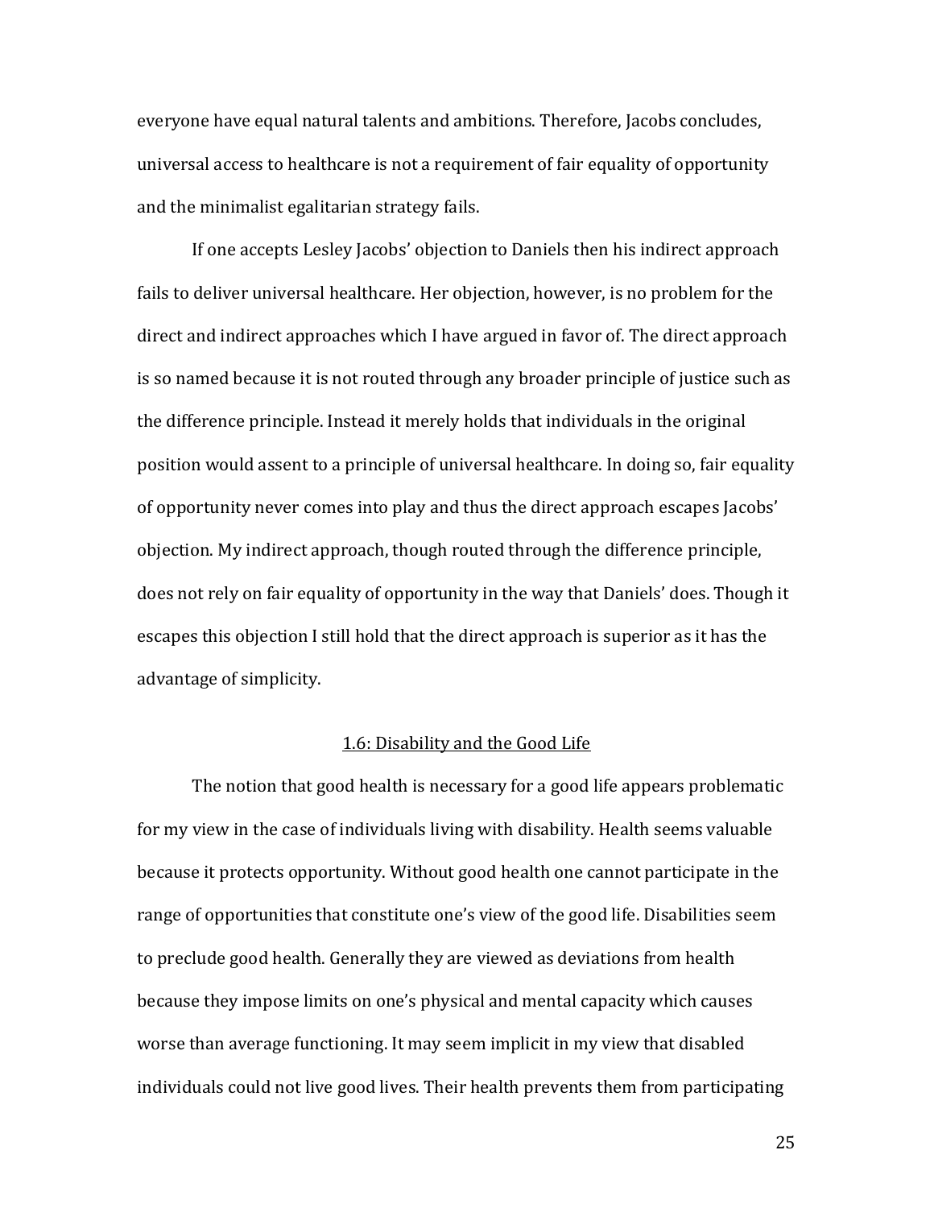everyone have equal natural talents and ambitions. Therefore, Jacobs concludes, universal access to healthcare is not a requirement of fair equality of opportunity and the minimalist egalitarian strategy fails.

If one accepts Lesley Jacobs' objection to Daniels then his indirect approach fails to deliver universal healthcare. Her objection, however, is no problem for the direct and indirect approaches which I have argued in favor of. The direct approach is so named because it is not routed through any broader principle of justice such as the difference principle. Instead it merely holds that individuals in the original position would assent to a principle of universal healthcare. In doing so, fair equality of opportunity never comes into play and thus the direct approach escapes Jacobs' objection. My indirect approach, though routed through the difference principle, does not rely on fair equality of opportunity in the way that Daniels' does. Though it escapes this objection I still hold that the direct approach is superior as it has the advantage of simplicity.

## 1.6: Disability and the Good Life

The notion that good health is necessary for a good life appears problematic for my view in the case of individuals living with disability. Health seems valuable because it protects opportunity. Without good health one cannot participate in the range of opportunities that constitute one's view of the good life. Disabilities seem to preclude good health. Generally they are viewed as deviations from health because they impose limits on one's physical and mental capacity which causes worse than average functioning. It may seem implicit in my view that disabled individuals could not live good lives. Their health prevents them from participating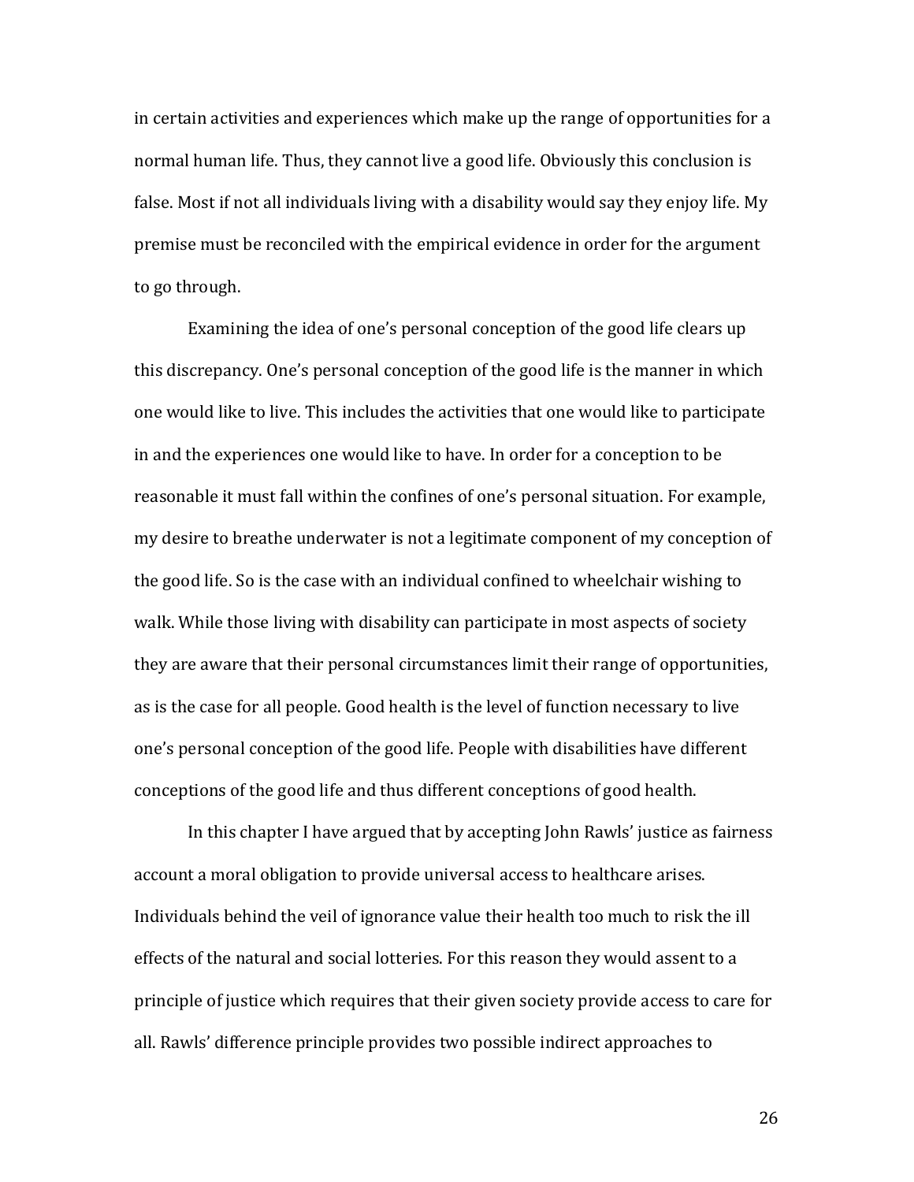in certain activities and experiences which make up the range of opportunities for a normal human life. Thus, they cannot live a good life. Obviously this conclusion is false. Most if not all individuals living with a disability would say they enjoy life. My premise must be reconciled with the empirical evidence in order for the argument to go through.

Examining the idea of one's personal conception of the good life clears up this discrepancy. One's personal conception of the good life is the manner in which one would like to live. This includes the activities that one would like to participate in and the experiences one would like to have. In order for a conception to be reasonable it must fall within the confines of one's personal situation. For example, my desire to breathe underwater is not a legitimate component of my conception of the good life. So is the case with an individual confined to wheelchair wishing to walk. While those living with disability can participate in most aspects of society they are aware that their personal circumstances limit their range of opportunities, as is the case for all people. Good health is the level of function necessary to live one's personal conception of the good life. People with disabilities have different conceptions of the good life and thus different conceptions of good health.

In this chapter I have argued that by accepting John Rawls' justice as fairness account a moral obligation to provide universal access to healthcare arises. Individuals behind the veil of ignorance value their health too much to risk the ill effects of the natural and social lotteries. For this reason they would assent to a principle of justice which requires that their given society provide access to care for all. Rawls' difference principle provides two possible indirect approaches to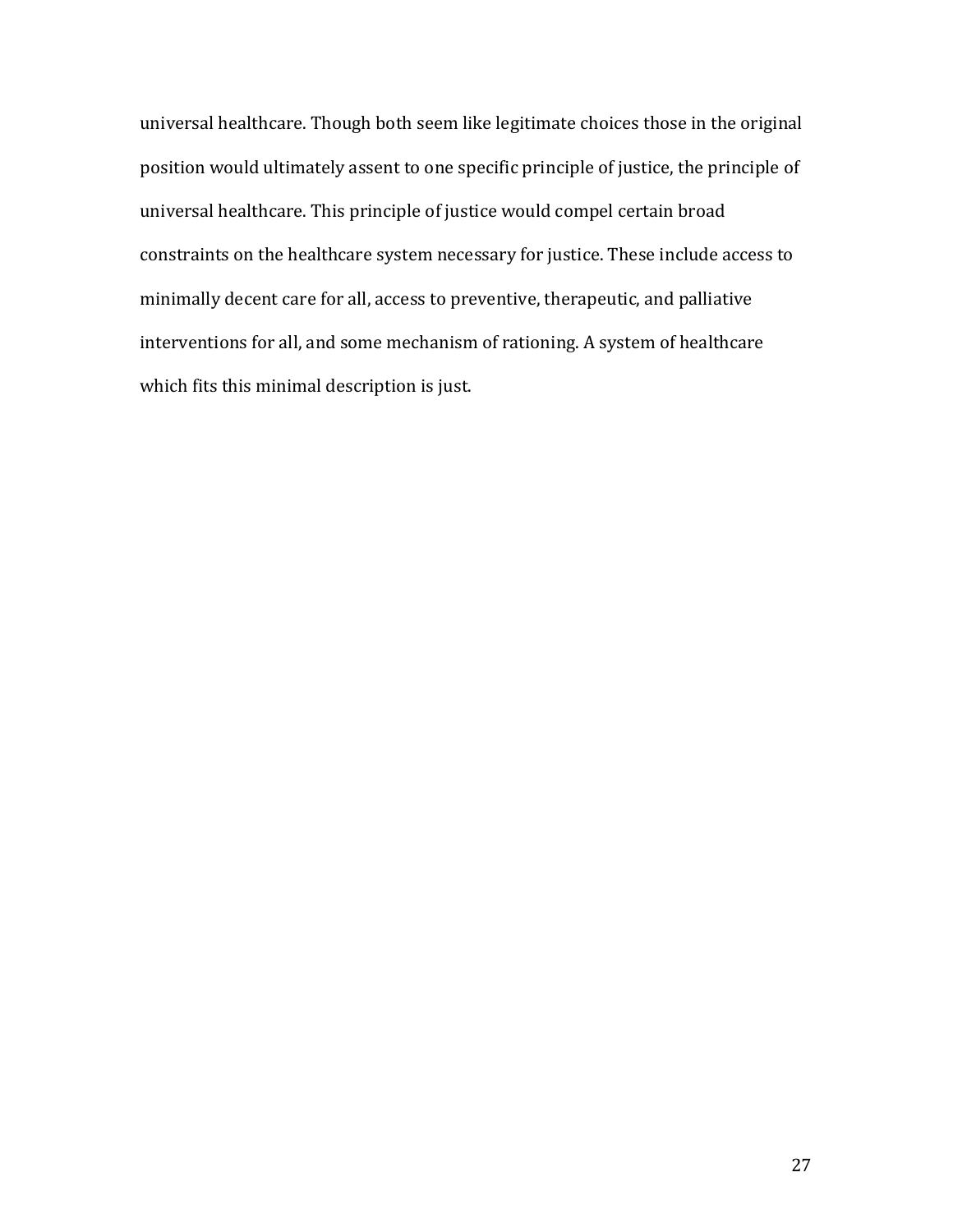universal healthcare. Though both seem like legitimate choices those in the original position would ultimately assent to one specific principle of justice, the principle of universal healthcare. This principle of justice would compel certain broad constraints on the healthcare system necessary for justice. These include access to minimally decent care for all, access to preventive, therapeutic, and palliative interventions for all, and some mechanism of rationing. A system of healthcare which fits this minimal description is just.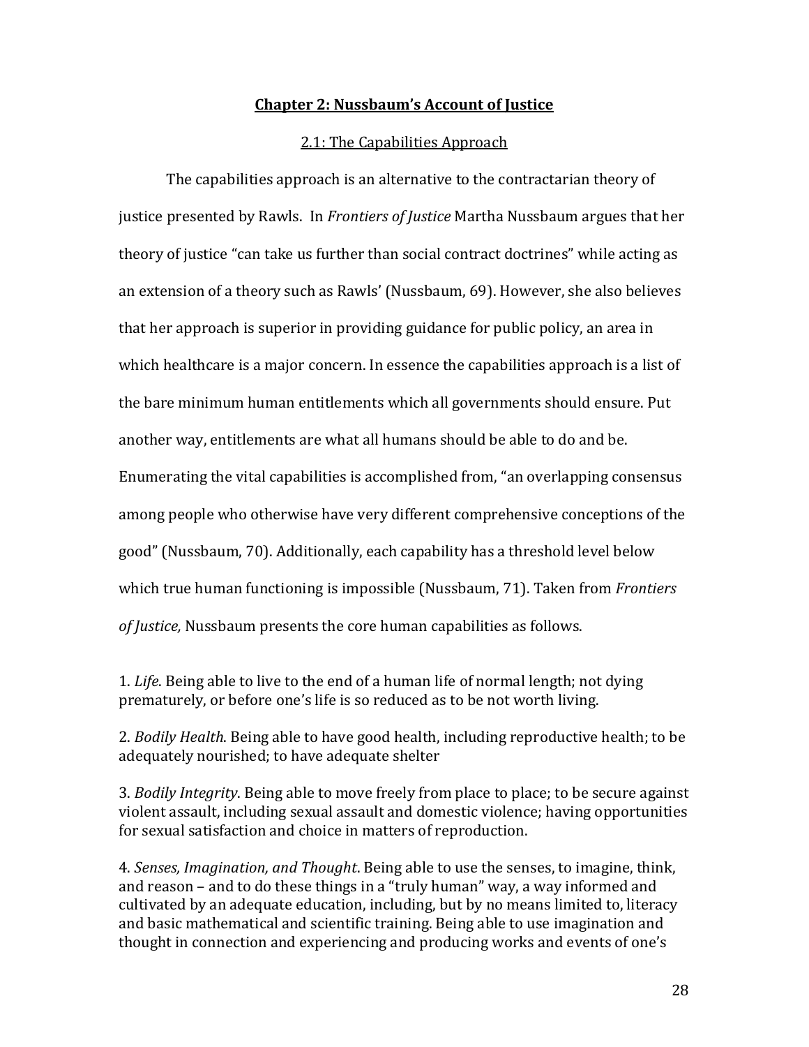## Chapter 2: Nussbaum's Account of Justice

### 2.1: The Capabilities Approach

The capabilities approach is an alternative to the contractarian theory of justice presented by Rawls. In *Frontiers of Justice* Martha Nussbaum argues that her theory of justice "can take us further than social contract doctrines" while acting as an extension of a theory such as Rawls' (Nussbaum, 69). However, she also believes that her approach is superior in providing guidance for public policy, an area in which healthcare is a major concern. In essence the capabilities approach is a list of the bare minimum human entitlements which all governments should ensure. Put another way, entitlements are what all humans should be able to do and be. Enumerating the vital capabilities is accomplished from, "an overlapping consensus among people who otherwise have very different comprehensive conceptions of the good" (Nussbaum, 70). Additionally, each capability has a threshold level below which true human functioning is impossible (Nussbaum, 71). Taken from *Frontiers of Justice,* Nussbaum presents the core human capabilities as follows.

1. *Life*. Being able to live to the end of a human life of normal length; not dying prematurely, or before one's life is so reduced as to be not worth living.

2. *Bodily Health*. Being able to have good health, including reproductive health; to be adequately nourished; to have adequate shelter

3. *Bodily Integrity*. Being able to move freely from place to place; to be secure against violent assault, including sexual assault and domestic violence; having opportunities for sexual satisfaction and choice in matters of reproduction.

4. *Senses, Imagination, and Thought*. Being able to use the senses, to imagine, think, and reason – and to do these things in a "truly human" way, a way informed and cultivated by an adequate education, including, but by no means limited to, literacy and basic mathematical and scientific training. Being able to use imagination and thought in connection and experiencing and producing works and events of one's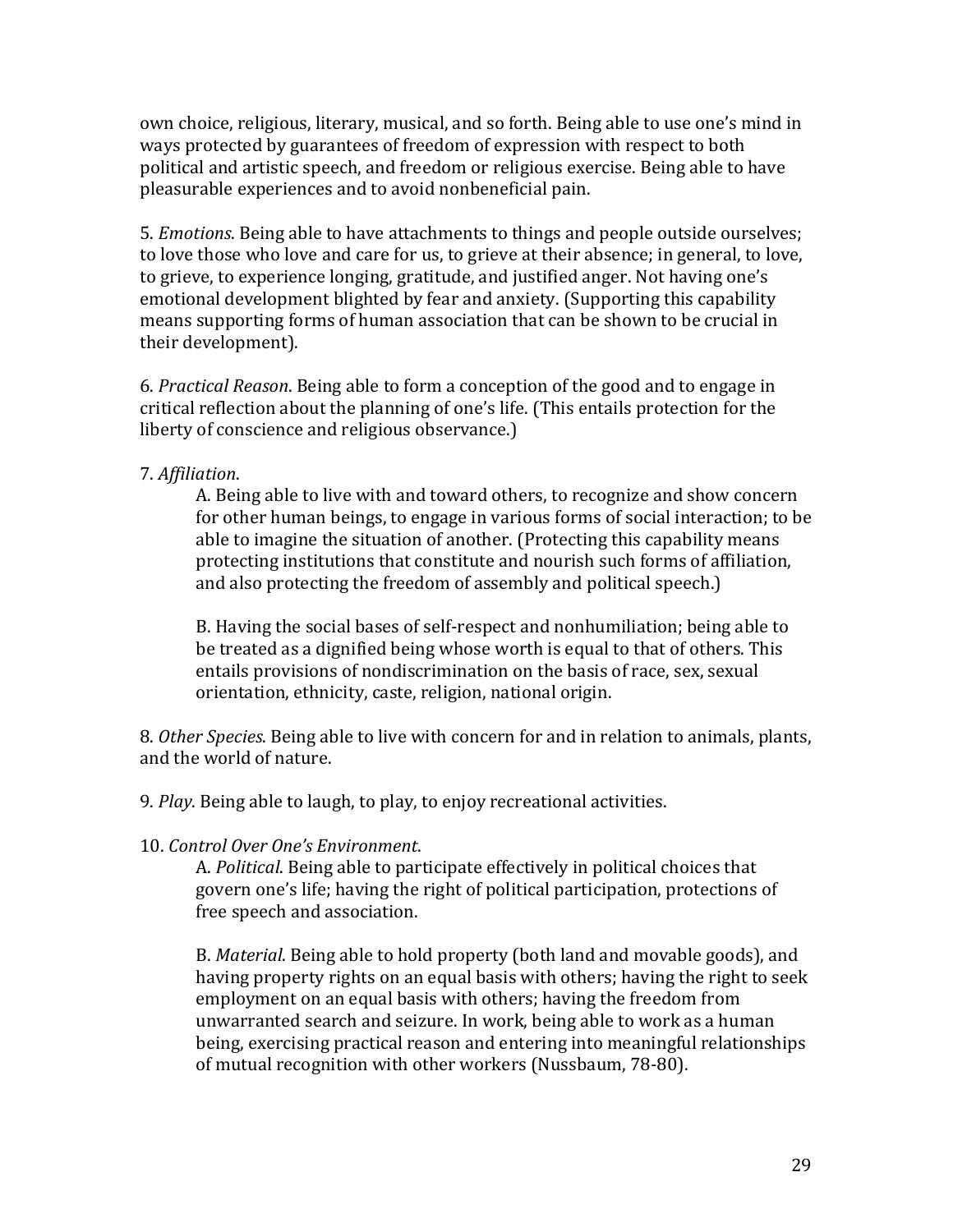own choice, religious, literary, musical, and so forth. Being able to use one's mind in ways protected by guarantees of freedom of expression with respect to both political and artistic speech, and freedom or religious exercise. Being able to have pleasurable experiences and to avoid nonbeneficial pain.

5. *Emotions*. Being able to have attachments to things and people outside ourselves; to love those who love and care for us, to grieve at their absence; in general, to love, to grieve, to experience longing, gratitude, and justified anger. Not having one's emotional development blighted by fear and anxiety. (Supporting this capability means supporting forms of human association that can be shown to be crucial in their development).

6. *Practical Reason*. Being able to form a conception of the good and to engage in critical reflection about the planning of one's life. (This entails protection for the liberty of conscience and religious observance.)

7. *Affiliation*.

   A. Being able to live with and toward others, to recognize and show concern for other human beings, to engage in various forms of social interaction; to be able to imagine the situation of another. (Protecting this capability means protecting institutions that constitute and nourish such forms of affiliation, and also protecting the freedom of assembly and political speech.)

   B. Having the social bases of self-respect and nonhumiliation; being able to be treated as a dignified being whose worth is equal to that of others. This entails provisions of nondiscrimination on the basis of race, sex, sexual orientation, ethnicity, caste, religion, national origin.

8. *Other Species*. Being able to live with concern for and in relation to animals, plants, and the world of nature.

9. *Play*. Being able to laugh, to play, to enjoy recreational activities.

10. *Control Over One's Environment*.

    A. *Political*. Being able to participate effectively in political choices that govern one's life; having the right of political participation, protections of free speech and association.

    B. *Material*. Being able to hold property (both land and movable goods), and having property rights on an equal basis with others; having the right to seek employment on an equal basis with others; having the freedom from unwarranted search and seizure. In work, being able to work as a human being, exercising practical reason and entering into meaningful relationships of mutual recognition with other workers (Nussbaum, 78-80).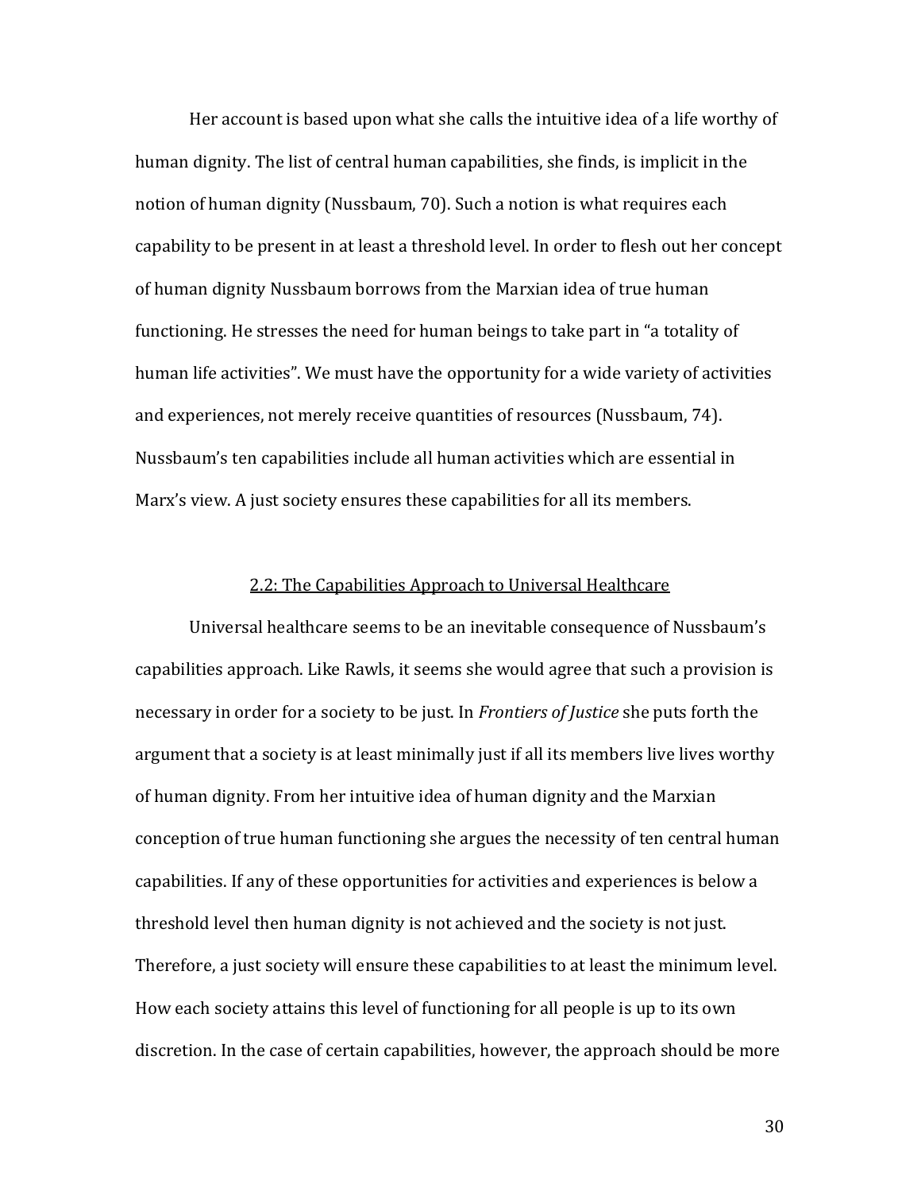Her account is based upon what she calls the intuitive idea of a life worthy of human dignity. The list of central human capabilities, she finds, is implicit in the notion of human dignity (Nussbaum, 70). Such a notion is what requires each capability to be present in at least a threshold level. In order to flesh out her concept of human dignity Nussbaum borrows from the Marxian idea of true human functioning. He stresses the need for human beings to take part in "a totality of human life activities". We must have the opportunity for a wide variety of activities and experiences, not merely receive quantities of resources (Nussbaum, 74). Nussbaum's ten capabilities include all human activities which are essential in Marx's view. A just society ensures these capabilities for all its members.

## 2.2: The Capabilities Approach to Universal Healthcare

Universal healthcare seems to be an inevitable consequence of Nussbaum's capabilities approach. Like Rawls, it seems she would agree that such a provision is necessary in order for a society to be just. In *Frontiers of Justice* she puts forth the argument that a society is at least minimally just if all its members live lives worthy of human dignity. From her intuitive idea of human dignity and the Marxian conception of true human functioning she argues the necessity of ten central human capabilities. If any of these opportunities for activities and experiences is below a threshold level then human dignity is not achieved and the society is not just. Therefore, a just society will ensure these capabilities to at least the minimum level. How each society attains this level of functioning for all people is up to its own discretion. In the case of certain capabilities, however, the approach should be more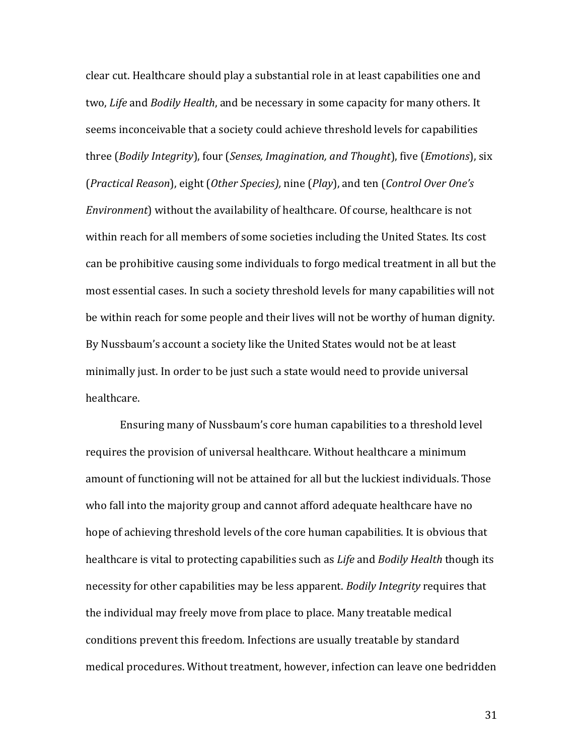clear cut. Healthcare should play a substantial role in at least capabilities one and two, *Life* and *Bodily Health*, and be necessary in some capacity for many others. It seems inconceivable that a society could achieve threshold levels for capabilities three (*Bodily Integrity*), four (*Senses, Imagination, and Thought*), five (*Emotions*), six (*Practical Reason*), eight (*Other Species),* nine (*Play*), and ten (*Control Over One's Environment*) without the availability of healthcare. Of course, healthcare is not within reach for all members of some societies including the United States. Its cost can be prohibitive causing some individuals to forgo medical treatment in all but the most essential cases. In such a society threshold levels for many capabilities will not be within reach for some people and their lives will not be worthy of human dignity. By Nussbaum's account a society like the United States would not be at least minimally just. In order to be just such a state would need to provide universal healthcare.

Ensuring many of Nussbaum's core human capabilities to a threshold level requires the provision of universal healthcare. Without healthcare a minimum amount of functioning will not be attained for all but the luckiest individuals. Those who fall into the majority group and cannot afford adequate healthcare have no hope of achieving threshold levels of the core human capabilities. It is obvious that healthcare is vital to protecting capabilities such as *Life* and *Bodily Health* though its necessity for other capabilities may be less apparent. *Bodily Integrity* requires that the individual may freely move from place to place. Many treatable medical conditions prevent this freedom. Infections are usually treatable by standard medical procedures. Without treatment, however, infection can leave one bedridden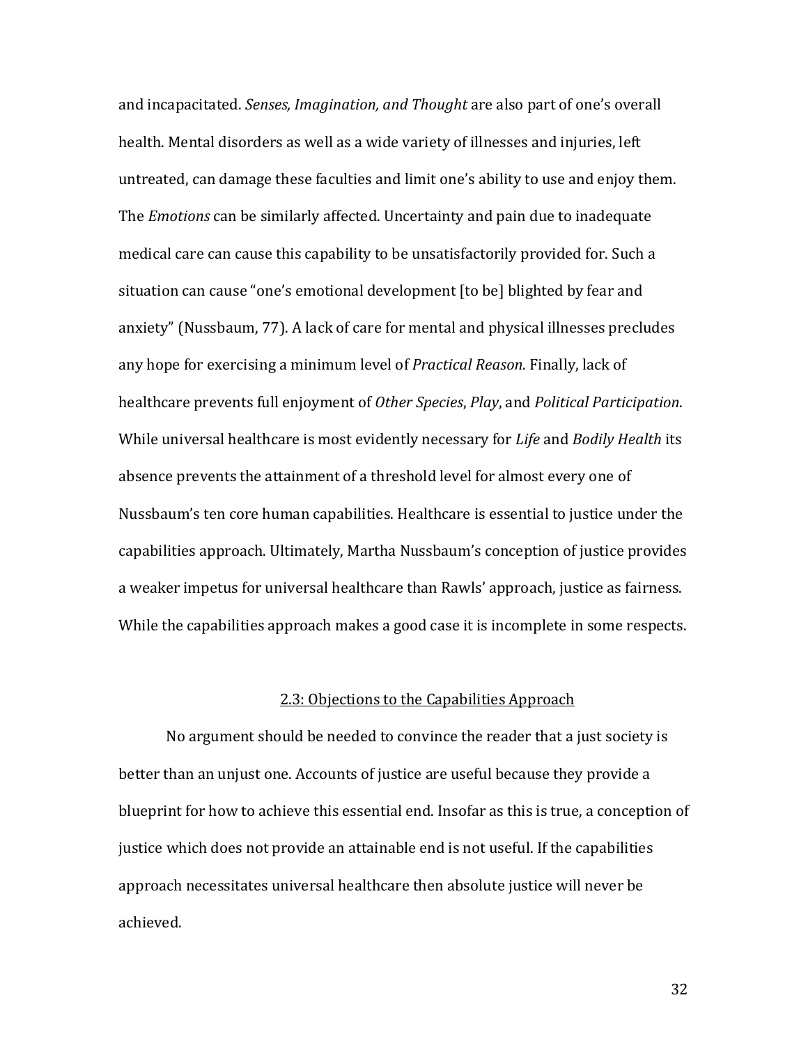and incapacitated. *Senses, Imagination, and Thought* are also part of one's overall health. Mental disorders as well as a wide variety of illnesses and injuries, left untreated, can damage these faculties and limit one's ability to use and enjoy them. The *Emotions* can be similarly affected. Uncertainty and pain due to inadequate medical care can cause this capability to be unsatisfactorily provided for. Such a situation can cause "one's emotional development [to be] blighted by fear and anxiety" (Nussbaum, 77). A lack of care for mental and physical illnesses precludes any hope for exercising a minimum level of *Practical Reason*. Finally, lack of healthcare prevents full enjoyment of *Other Species*, *Play*, and *Political Participation*. While universal healthcare is most evidently necessary for *Life* and *Bodily Health* its absence prevents the attainment of a threshold level for almost every one of Nussbaum's ten core human capabilities. Healthcare is essential to justice under the capabilities approach. Ultimately, Martha Nussbaum's conception of justice provides a weaker impetus for universal healthcare than Rawls' approach, justice as fairness. While the capabilities approach makes a good case it is incomplete in some respects.

## 2.3: Objections to the Capabilities Approach

No argument should be needed to convince the reader that a just society is better than an unjust one. Accounts of justice are useful because they provide a blueprint for how to achieve this essential end. Insofar as this is true, a conception of justice which does not provide an attainable end is not useful. If the capabilities approach necessitates universal healthcare then absolute justice will never be achieved.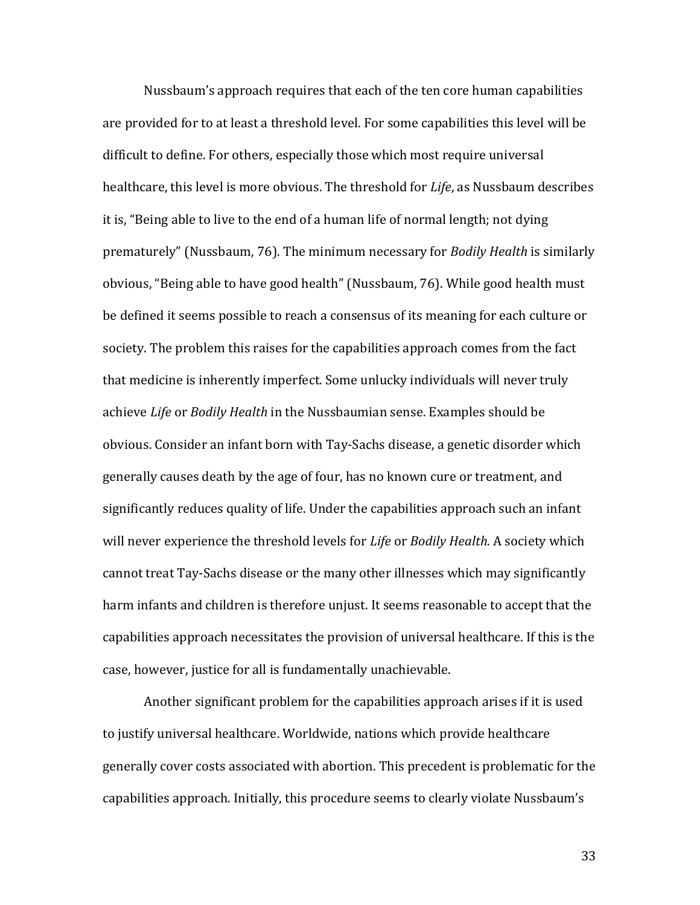Nussbaum's approach requires that each of the ten core human capabilities are provided for to at least a threshold level. For some capabilities this level will be difficult to define. For others, especially those which most require universal healthcare, this level is more obvious. The threshold for *Life*, as Nussbaum describes it is, "Being able to live to the end of a human life of normal length; not dying prematurely" (Nussbaum, 76). The minimum necessary for *Bodily Health* is similarly obvious, "Being able to have good health" (Nussbaum, 76). While good health must be defined it seems possible to reach a consensus of its meaning for each culture or society. The problem this raises for the capabilities approach comes from the fact that medicine is inherently imperfect. Some unlucky individuals will never truly achieve *Life* or *Bodily Health* in the Nussbaumian sense. Examples should be obvious. Consider an infant born with Tay-Sachs disease, a genetic disorder which generally causes death by the age of four, has no known cure or treatment, and significantly reduces quality of life. Under the capabilities approach such an infant will never experience the threshold levels for *Life* or *Bodily Health*. A society which cannot treat Tay-Sachs disease or the many other illnesses which may significantly harm infants and children is therefore unjust. It seems reasonable to accept that the capabilities approach necessitates the provision of universal healthcare. If this is the case, however, justice for all is fundamentally unachievable.

Another significant problem for the capabilities approach arises if it is used to justify universal healthcare. Worldwide, nations which provide healthcare generally cover costs associated with abortion. This precedent is problematic for the capabilities approach. Initially, this procedure seems to clearly violate Nussbaum's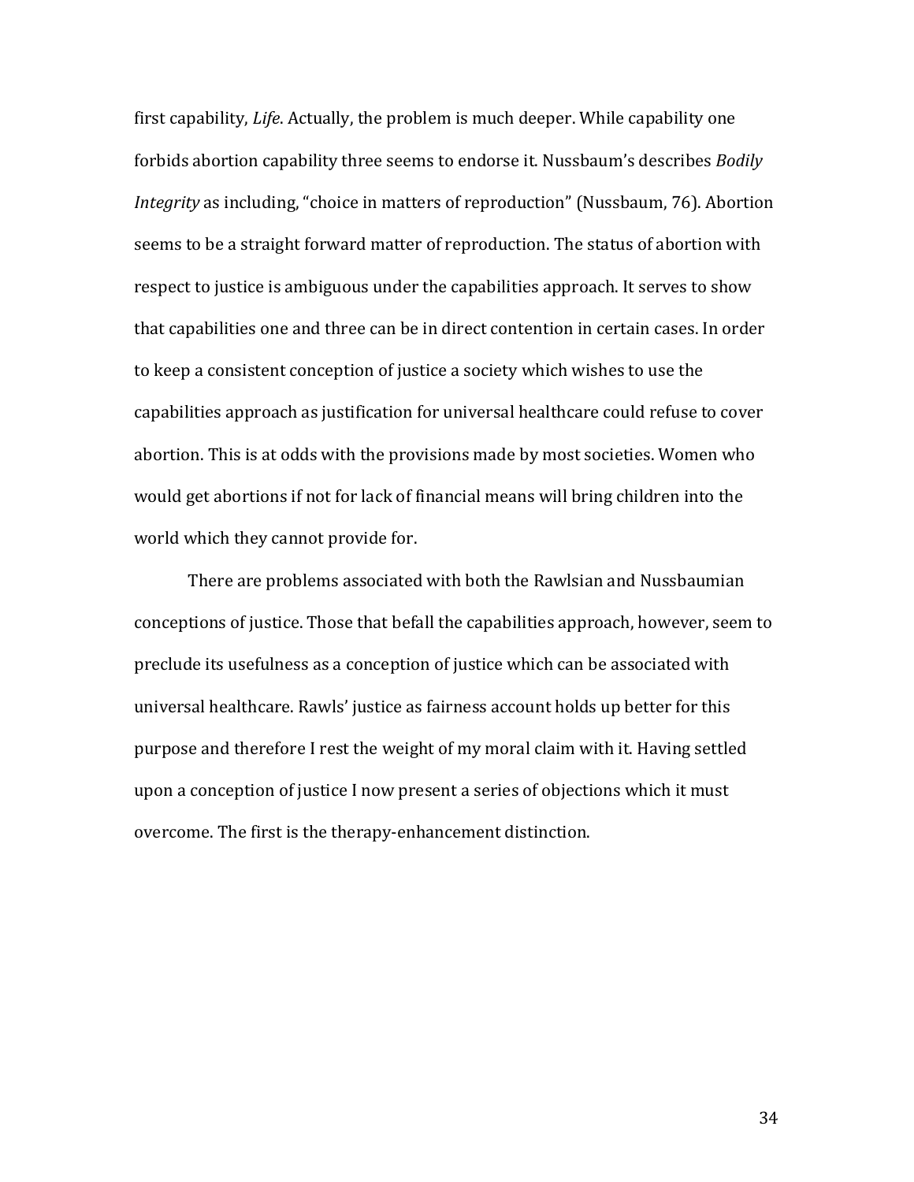first capability, *Life*. Actually, the problem is much deeper. While capability one forbids abortion capability three seems to endorse it. Nussbaum's describes *Bodily Integrity* as including, "choice in matters of reproduction" (Nussbaum, 76). Abortion seems to be a straight forward matter of reproduction. The status of abortion with respect to justice is ambiguous under the capabilities approach. It serves to show that capabilities one and three can be in direct contention in certain cases. In order to keep a consistent conception of justice a society which wishes to use the capabilities approach as justification for universal healthcare could refuse to cover abortion. This is at odds with the provisions made by most societies. Women who would get abortions if not for lack of financial means will bring children into the world which they cannot provide for.

There are problems associated with both the Rawlsian and Nussbaumian conceptions of justice. Those that befall the capabilities approach, however, seem to preclude its usefulness as a conception of justice which can be associated with universal healthcare. Rawls' justice as fairness account holds up better for this purpose and therefore I rest the weight of my moral claim with it. Having settled upon a conception of justice I now present a series of objections which it must overcome. The first is the therapy-enhancement distinction.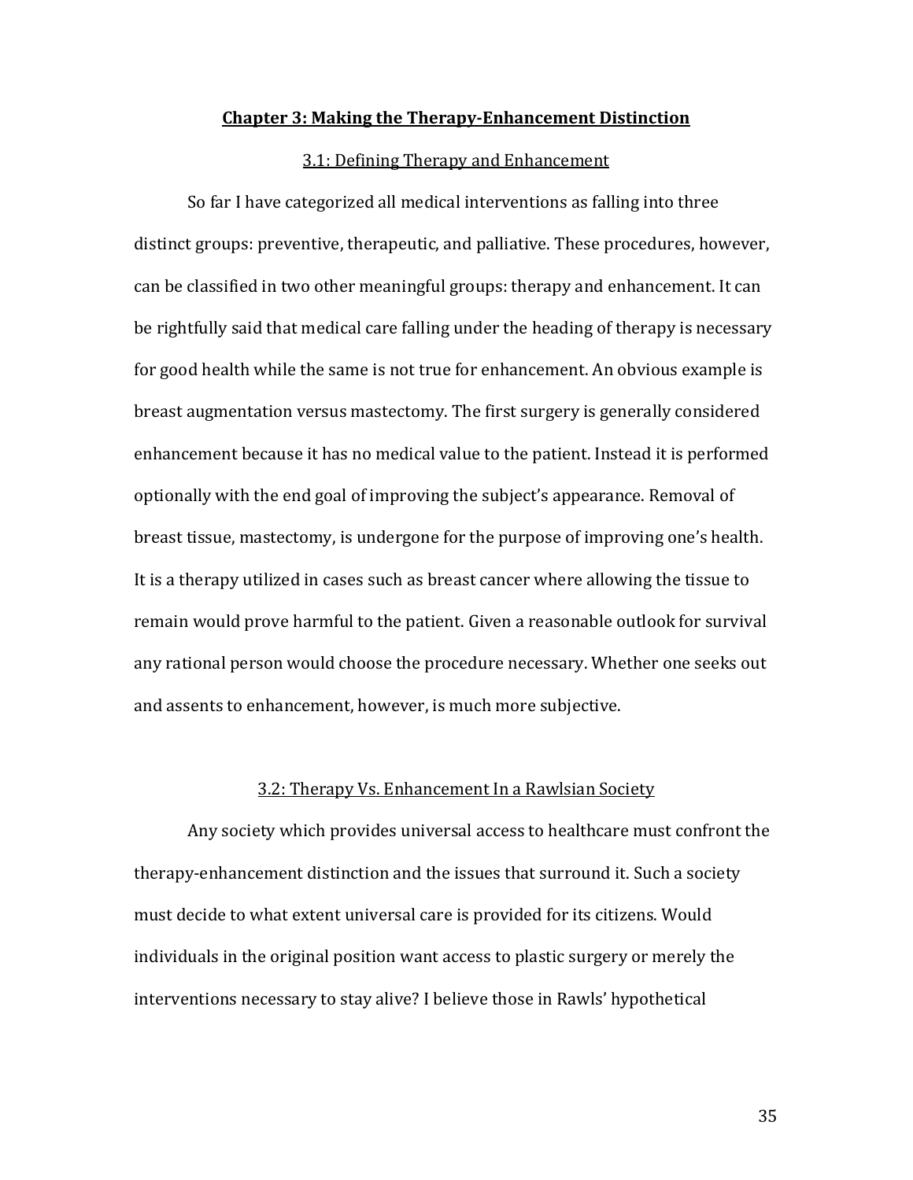## Chapter 3: Making the Therapy-Enhancement Distinction

### 3.1: Defining Therapy and Enhancement

So far I have categorized all medical interventions as falling into three distinct groups: preventive, therapeutic, and palliative. These procedures, however, can be classified in two other meaningful groups: therapy and enhancement. It can be rightfully said that medical care falling under the heading of therapy is necessary for good health while the same is not true for enhancement. An obvious example is breast augmentation versus mastectomy. The first surgery is generally considered enhancement because it has no medical value to the patient. Instead it is performed optionally with the end goal of improving the subject's appearance. Removal of breast tissue, mastectomy, is undergone for the purpose of improving one's health. It is a therapy utilized in cases such as breast cancer where allowing the tissue to remain would prove harmful to the patient. Given a reasonable outlook for survival any rational person would choose the procedure necessary. Whether one seeks out and assents to enhancement, however, is much more subjective.

### 3.2: Therapy Vs. Enhancement In a Rawlsian Society

Any society which provides universal access to healthcare must confront the therapy-enhancement distinction and the issues that surround it. Such a society must decide to what extent universal care is provided for its citizens. Would individuals in the original position want access to plastic surgery or merely the interventions necessary to stay alive? I believe those in Rawls' hypothetical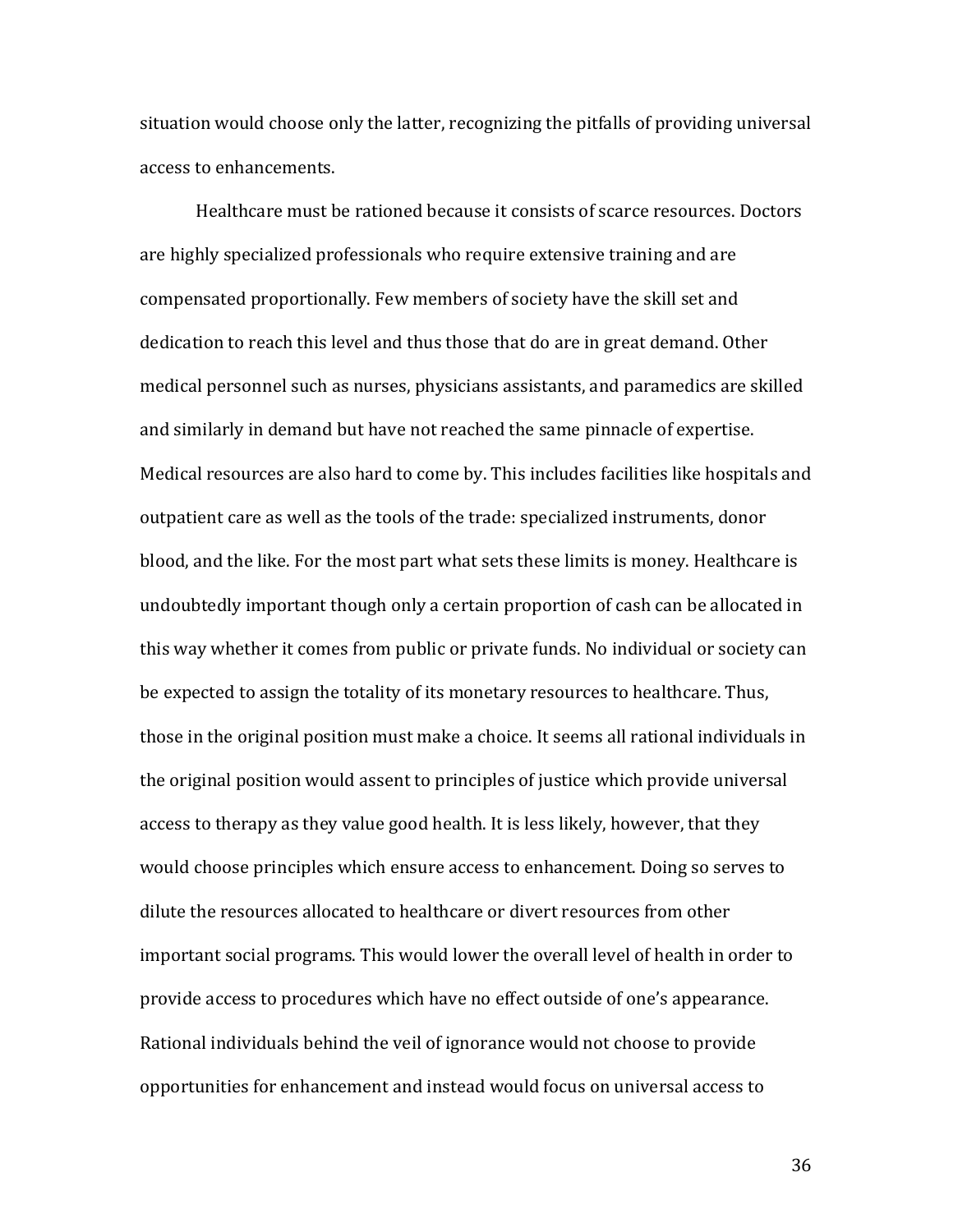situation would choose only the latter, recognizing the pitfalls of providing universal access to enhancements.

Healthcare must be rationed because it consists of scarce resources. Doctors are highly specialized professionals who require extensive training and are compensated proportionally. Few members of society have the skill set and dedication to reach this level and thus those that do are in great demand. Other medical personnel such as nurses, physicians assistants, and paramedics are skilled and similarly in demand but have not reached the same pinnacle of expertise. Medical resources are also hard to come by. This includes facilities like hospitals and outpatient care as well as the tools of the trade: specialized instruments, donor blood, and the like. For the most part what sets these limits is money. Healthcare is undoubtedly important though only a certain proportion of cash can be allocated in this way whether it comes from public or private funds. No individual or society can be expected to assign the totality of its monetary resources to healthcare. Thus, those in the original position must make a choice. It seems all rational individuals in the original position would assent to principles of justice which provide universal access to therapy as they value good health. It is less likely, however, that they would choose principles which ensure access to enhancement. Doing so serves to dilute the resources allocated to healthcare or divert resources from other important social programs. This would lower the overall level of health in order to provide access to procedures which have no effect outside of one's appearance. Rational individuals behind the veil of ignorance would not choose to provide opportunities for enhancement and instead would focus on universal access to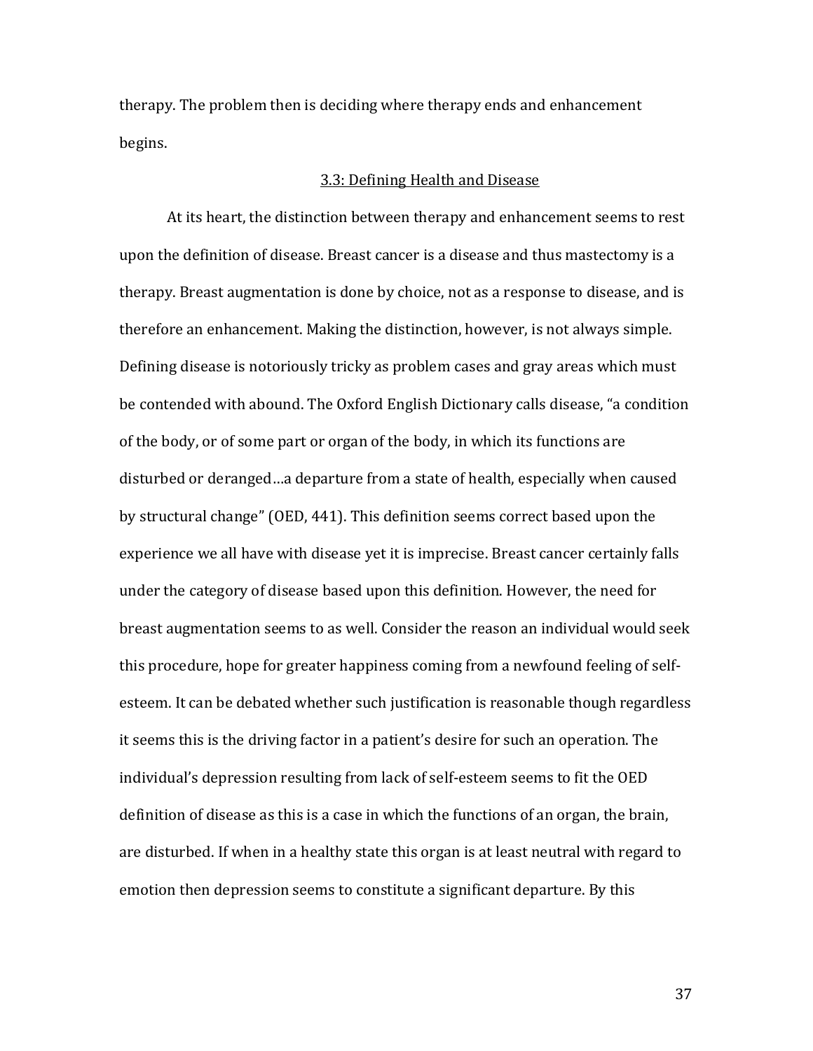therapy. The problem then is deciding where therapy ends and enhancement begins.

### 3.3: Defining Health and Disease

At its heart, the distinction between therapy and enhancement seems to rest upon the definition of disease. Breast cancer is a disease and thus mastectomy is a therapy. Breast augmentation is done by choice, not as a response to disease, and is therefore an enhancement. Making the distinction, however, is not always simple. Defining disease is notoriously tricky as problem cases and gray areas which must be contended with abound. The Oxford English Dictionary calls disease, "a condition of the body, or of some part or organ of the body, in which its functions are disturbed or deranged…a departure from a state of health, especially when caused by structural change" (OED, 441). This definition seems correct based upon the experience we all have with disease yet it is imprecise. Breast cancer certainly falls under the category of disease based upon this definition. However, the need for breast augmentation seems to as well. Consider the reason an individual would seek this procedure, hope for greater happiness coming from a newfound feeling of self-esteem. It can be debated whether such justification is reasonable though regardless it seems this is the driving factor in a patient's desire for such an operation. The individual's depression resulting from lack of self-esteem seems to fit the OED definition of disease as this is a case in which the functions of an organ, the brain, are disturbed. If when in a healthy state this organ is at least neutral with regard to emotion then depression seems to constitute a significant departure. By this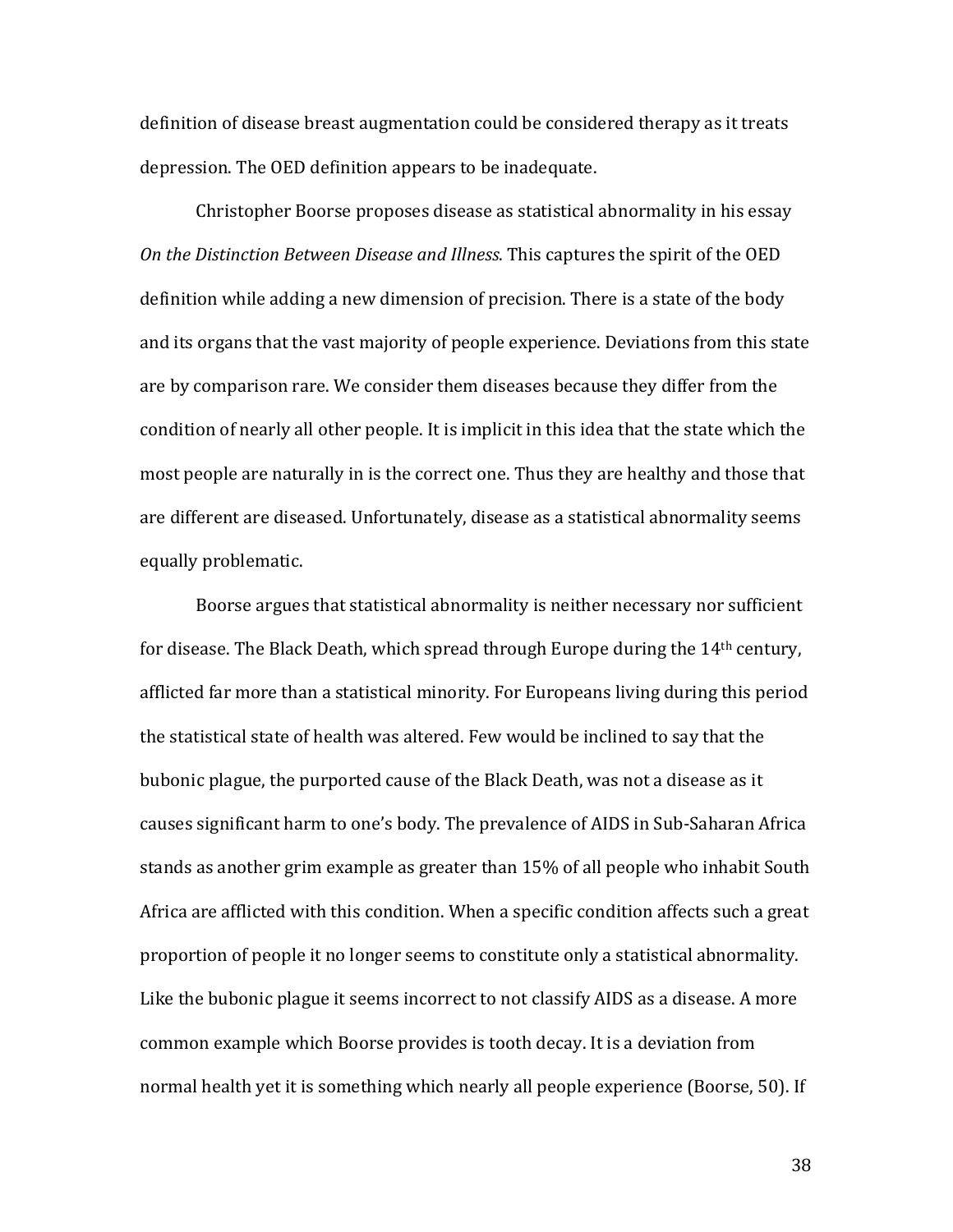definition of disease breast augmentation could be considered therapy as it treats depression. The OED definition appears to be inadequate.

Christopher Boorse proposes disease as statistical abnormality in his essay *On the Distinction Between Disease and Illness*. This captures the spirit of the OED definition while adding a new dimension of precision. There is a state of the body and its organs that the vast majority of people experience. Deviations from this state are by comparison rare. We consider them diseases because they differ from the condition of nearly all other people. It is implicit in this idea that the state which the most people are naturally in is the correct one. Thus they are healthy and those that are different are diseased. Unfortunately, disease as a statistical abnormality seems equally problematic.

Boorse argues that statistical abnormality is neither necessary nor sufficient for disease. The Black Death, which spread through Europe during the 14th century, afflicted far more than a statistical minority. For Europeans living during this period the statistical state of health was altered. Few would be inclined to say that the bubonic plague, the purported cause of the Black Death, was not a disease as it causes significant harm to one's body. The prevalence of AIDS in Sub-Saharan Africa stands as another grim example as greater than 15% of all people who inhabit South Africa are afflicted with this condition. When a specific condition affects such a great proportion of people it no longer seems to constitute only a statistical abnormality. Like the bubonic plague it seems incorrect to not classify AIDS as a disease. A more common example which Boorse provides is tooth decay. It is a deviation from normal health yet it is something which nearly all people experience (Boorse, 50). If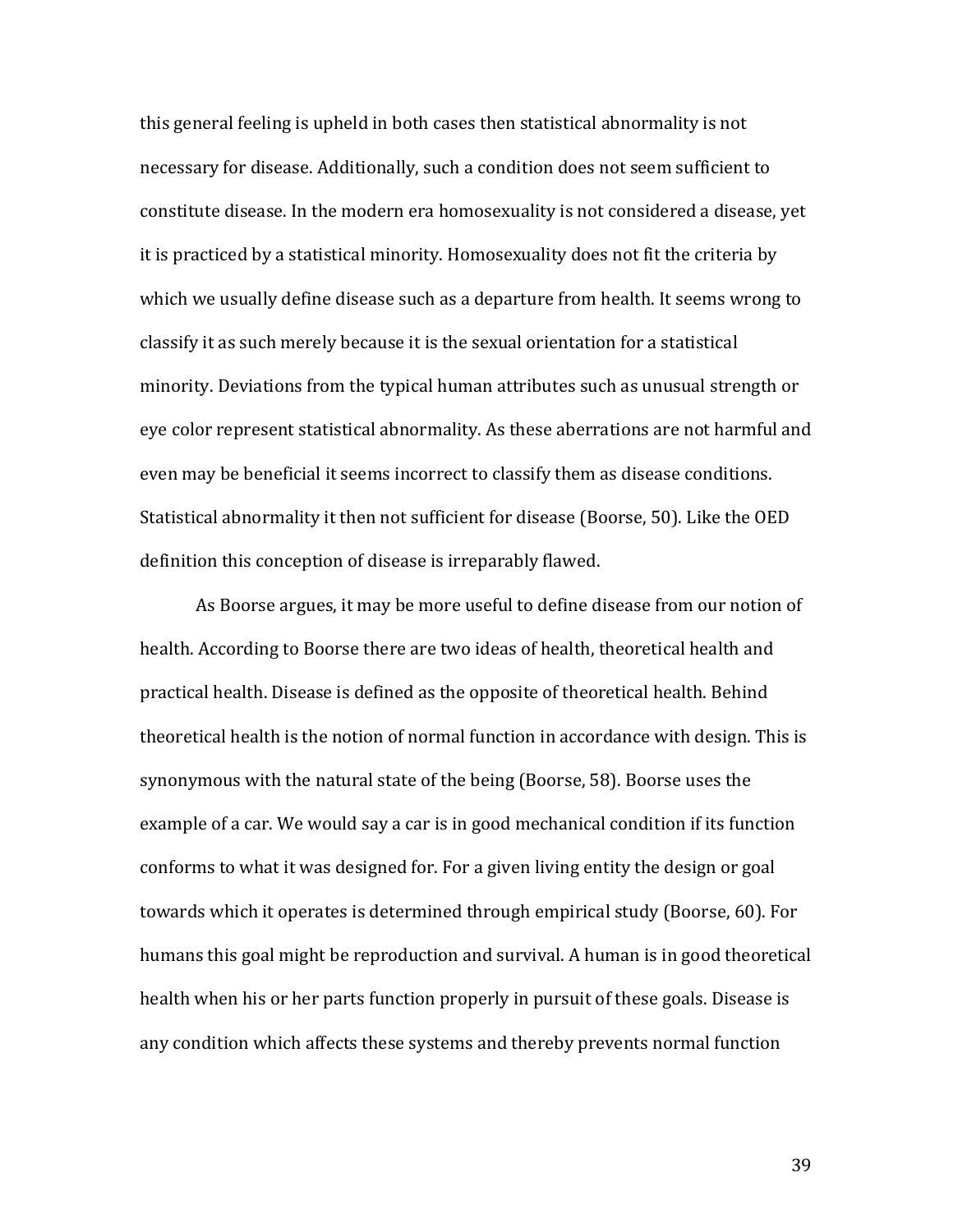this general feeling is upheld in both cases then statistical abnormality is not necessary for disease. Additionally, such a condition does not seem sufficient to constitute disease. In the modern era homosexuality is not considered a disease, yet it is practiced by a statistical minority. Homosexuality does not fit the criteria by which we usually define disease such as a departure from health. It seems wrong to classify it as such merely because it is the sexual orientation for a statistical minority. Deviations from the typical human attributes such as unusual strength or eye color represent statistical abnormality. As these aberrations are not harmful and even may be beneficial it seems incorrect to classify them as disease conditions. Statistical abnormality it then not sufficient for disease (Boorse, 50). Like the OED definition this conception of disease is irreparably flawed.

As Boorse argues, it may be more useful to define disease from our notion of health. According to Boorse there are two ideas of health, theoretical health and practical health. Disease is defined as the opposite of theoretical health. Behind theoretical health is the notion of normal function in accordance with design. This is synonymous with the natural state of the being (Boorse, 58). Boorse uses the example of a car. We would say a car is in good mechanical condition if its function conforms to what it was designed for. For a given living entity the design or goal towards which it operates is determined through empirical study (Boorse, 60). For humans this goal might be reproduction and survival. A human is in good theoretical health when his or her parts function properly in pursuit of these goals. Disease is any condition which affects these systems and thereby prevents normal function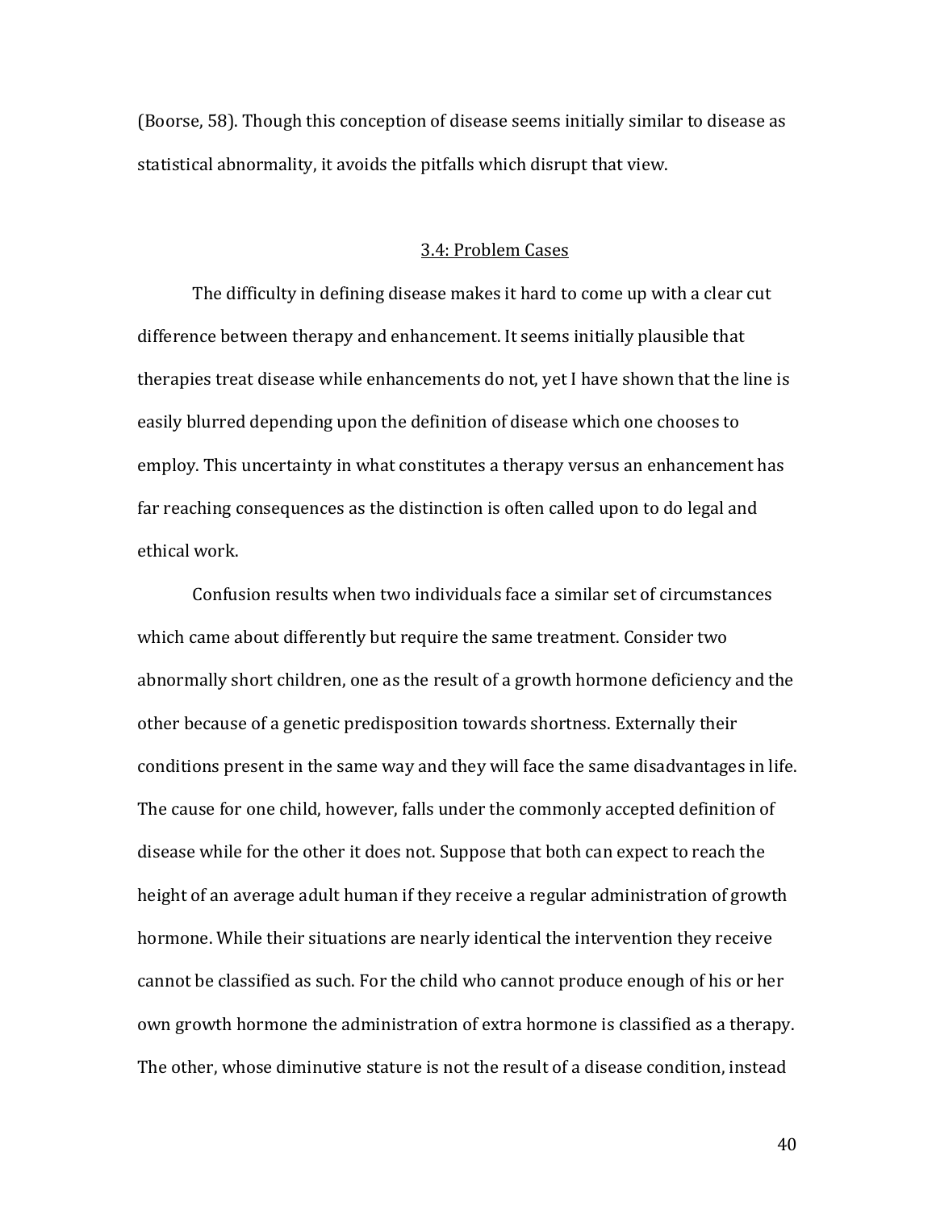(Boorse, 58). Though this conception of disease seems initially similar to disease as statistical abnormality, it avoids the pitfalls which disrupt that view.

### 3.4: Problem Cases

The difficulty in defining disease makes it hard to come up with a clear cut difference between therapy and enhancement. It seems initially plausible that therapies treat disease while enhancements do not, yet I have shown that the line is easily blurred depending upon the definition of disease which one chooses to employ. This uncertainty in what constitutes a therapy versus an enhancement has far reaching consequences as the distinction is often called upon to do legal and ethical work.

Confusion results when two individuals face a similar set of circumstances which came about differently but require the same treatment. Consider two abnormally short children, one as the result of a growth hormone deficiency and the other because of a genetic predisposition towards shortness. Externally their conditions present in the same way and they will face the same disadvantages in life. The cause for one child, however, falls under the commonly accepted definition of disease while for the other it does not. Suppose that both can expect to reach the height of an average adult human if they receive a regular administration of growth hormone. While their situations are nearly identical the intervention they receive cannot be classified as such. For the child who cannot produce enough of his or her own growth hormone the administration of extra hormone is classified as a therapy. The other, whose diminutive stature is not the result of a disease condition, instead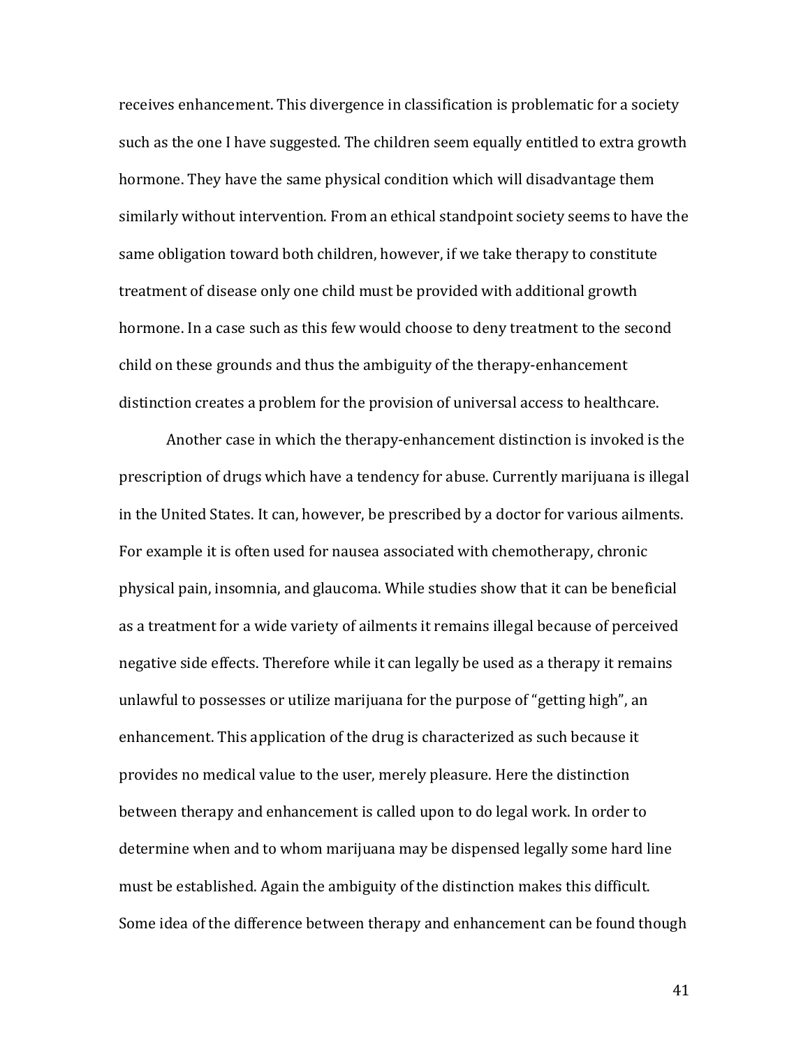receives enhancement. This divergence in classification is problematic for a society such as the one I have suggested. The children seem equally entitled to extra growth hormone. They have the same physical condition which will disadvantage them similarly without intervention. From an ethical standpoint society seems to have the same obligation toward both children, however, if we take therapy to constitute treatment of disease only one child must be provided with additional growth hormone. In a case such as this few would choose to deny treatment to the second child on these grounds and thus the ambiguity of the therapy-enhancement distinction creates a problem for the provision of universal access to healthcare.

Another case in which the therapy-enhancement distinction is invoked is the prescription of drugs which have a tendency for abuse. Currently marijuana is illegal in the United States. It can, however, be prescribed by a doctor for various ailments. For example it is often used for nausea associated with chemotherapy, chronic physical pain, insomnia, and glaucoma. While studies show that it can be beneficial as a treatment for a wide variety of ailments it remains illegal because of perceived negative side effects. Therefore while it can legally be used as a therapy it remains unlawful to possesses or utilize marijuana for the purpose of "getting high", an enhancement. This application of the drug is characterized as such because it provides no medical value to the user, merely pleasure. Here the distinction between therapy and enhancement is called upon to do legal work. In order to determine when and to whom marijuana may be dispensed legally some hard line must be established. Again the ambiguity of the distinction makes this difficult. Some idea of the difference between therapy and enhancement can be found though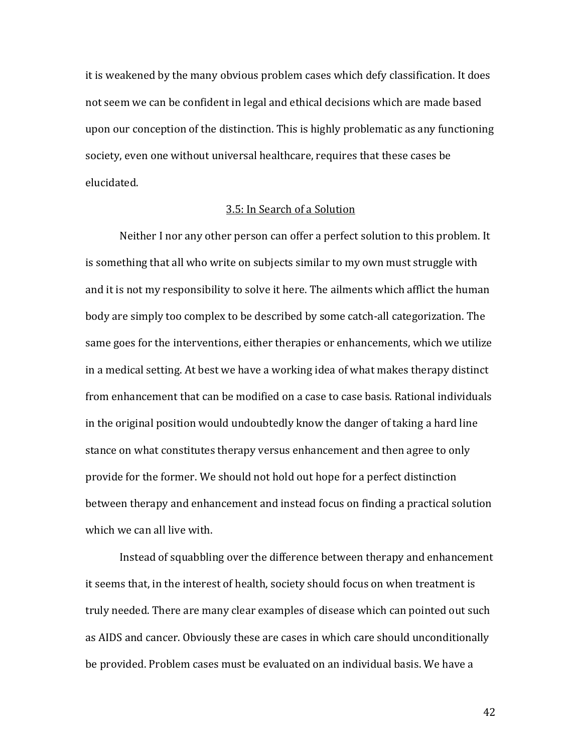it is weakened by the many obvious problem cases which defy classification. It does not seem we can be confident in legal and ethical decisions which are made based upon our conception of the distinction. This is highly problematic as any functioning society, even one without universal healthcare, requires that these cases be elucidated.

### 3.5: In Search of a Solution

Neither I nor any other person can offer a perfect solution to this problem. It is something that all who write on subjects similar to my own must struggle with and it is not my responsibility to solve it here. The ailments which afflict the human body are simply too complex to be described by some catch-all categorization. The same goes for the interventions, either therapies or enhancements, which we utilize in a medical setting. At best we have a working idea of what makes therapy distinct from enhancement that can be modified on a case to case basis. Rational individuals in the original position would undoubtedly know the danger of taking a hard line stance on what constitutes therapy versus enhancement and then agree to only provide for the former. We should not hold out hope for a perfect distinction between therapy and enhancement and instead focus on finding a practical solution which we can all live with.

Instead of squabbling over the difference between therapy and enhancement it seems that, in the interest of health, society should focus on when treatment is truly needed. There are many clear examples of disease which can pointed out such as AIDS and cancer. Obviously these are cases in which care should unconditionally be provided. Problem cases must be evaluated on an individual basis. We have a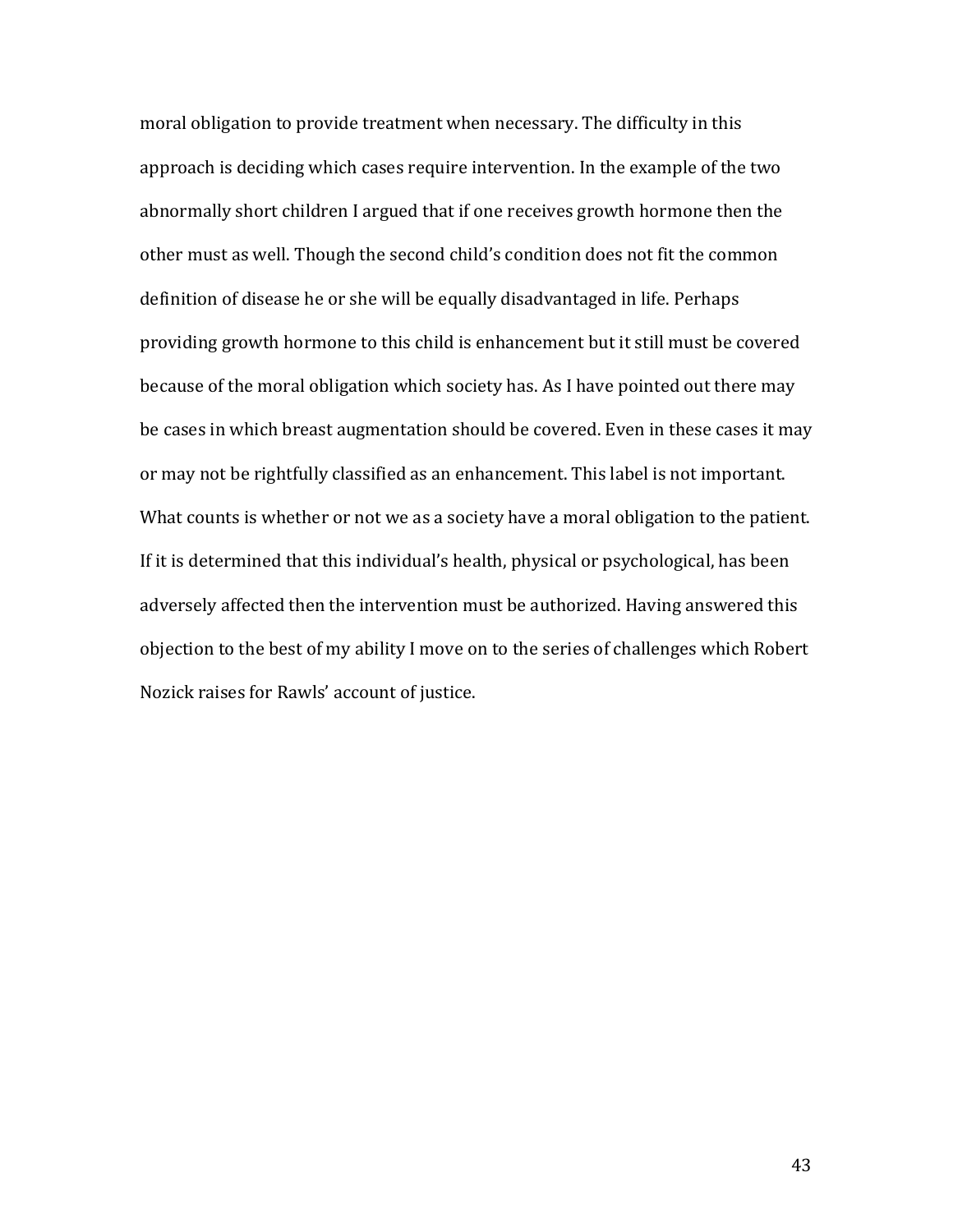moral obligation to provide treatment when necessary. The difficulty in this approach is deciding which cases require intervention. In the example of the two abnormally short children I argued that if one receives growth hormone then the other must as well. Though the second child's condition does not fit the common definition of disease he or she will be equally disadvantaged in life. Perhaps providing growth hormone to this child is enhancement but it still must be covered because of the moral obligation which society has. As I have pointed out there may be cases in which breast augmentation should be covered. Even in these cases it may or may not be rightfully classified as an enhancement. This label is not important. What counts is whether or not we as a society have a moral obligation to the patient. If it is determined that this individual's health, physical or psychological, has been adversely affected then the intervention must be authorized. Having answered this objection to the best of my ability I move on to the series of challenges which Robert Nozick raises for Rawls' account of justice.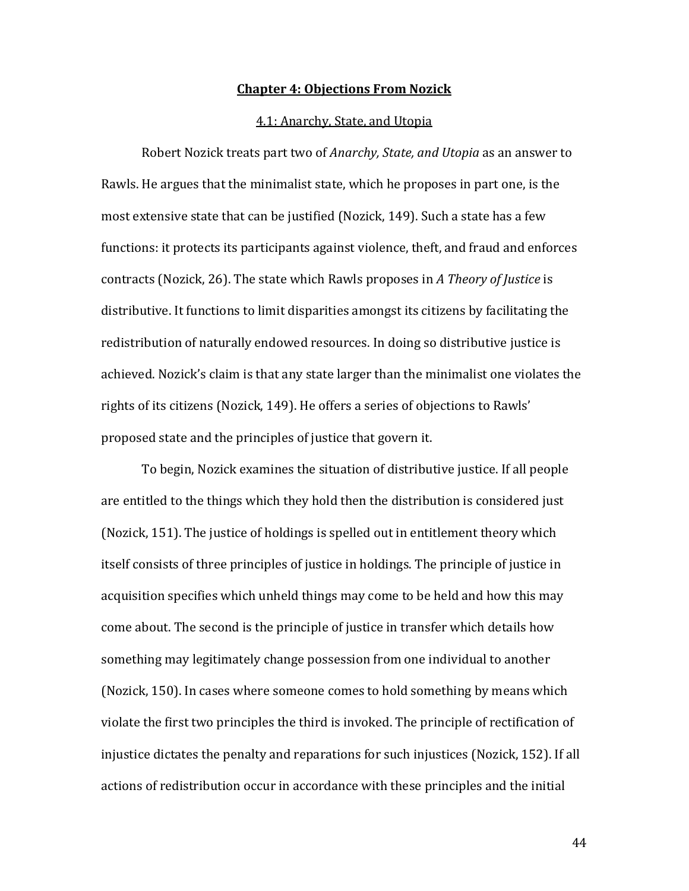## Chapter 4: Objections From Nozick

### 4.1: Anarchy, State, and Utopia

Robert Nozick treats part two of *Anarchy, State, and Utopia* as an answer to Rawls. He argues that the minimalist state, which he proposes in part one, is the most extensive state that can be justified (Nozick, 149). Such a state has a few functions: it protects its participants against violence, theft, and fraud and enforces contracts (Nozick, 26). The state which Rawls proposes in *A Theory of Justice* is distributive. It functions to limit disparities amongst its citizens by facilitating the redistribution of naturally endowed resources. In doing so distributive justice is achieved. Nozick's claim is that any state larger than the minimalist one violates the rights of its citizens (Nozick, 149). He offers a series of objections to Rawls' proposed state and the principles of justice that govern it.

To begin, Nozick examines the situation of distributive justice. If all people are entitled to the things which they hold then the distribution is considered just (Nozick, 151). The justice of holdings is spelled out in entitlement theory which itself consists of three principles of justice in holdings. The principle of justice in acquisition specifies which unheld things may come to be held and how this may come about. The second is the principle of justice in transfer which details how something may legitimately change possession from one individual to another (Nozick, 150). In cases where someone comes to hold something by means which violate the first two principles the third is invoked. The principle of rectification of injustice dictates the penalty and reparations for such injustices (Nozick, 152). If all actions of redistribution occur in accordance with these principles and the initial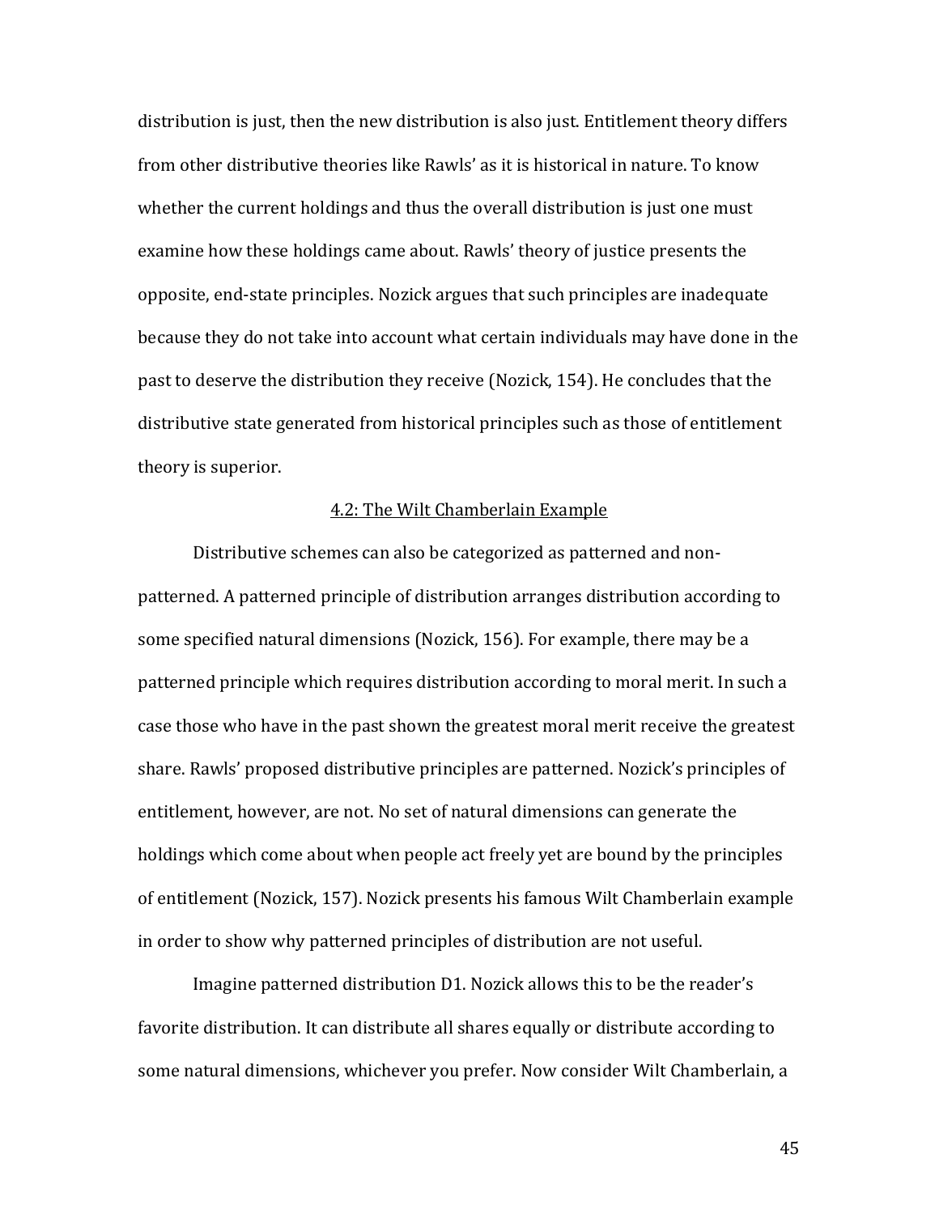distribution is just, then the new distribution is also just. Entitlement theory differs from other distributive theories like Rawls' as it is historical in nature. To know whether the current holdings and thus the overall distribution is just one must examine how these holdings came about. Rawls' theory of justice presents the opposite, end-state principles. Nozick argues that such principles are inadequate because they do not take into account what certain individuals may have done in the past to deserve the distribution they receive (Nozick, 154). He concludes that the distributive state generated from historical principles such as those of entitlement theory is superior.

### 4.2: The Wilt Chamberlain Example

Distributive schemes can also be categorized as patterned and non-patterned. A patterned principle of distribution arranges distribution according to some specified natural dimensions (Nozick, 156). For example, there may be a patterned principle which requires distribution according to moral merit. In such a case those who have in the past shown the greatest moral merit receive the greatest share. Rawls' proposed distributive principles are patterned. Nozick's principles of entitlement, however, are not. No set of natural dimensions can generate the holdings which come about when people act freely yet are bound by the principles of entitlement (Nozick, 157). Nozick presents his famous Wilt Chamberlain example in order to show why patterned principles of distribution are not useful.

Imagine patterned distribution D1. Nozick allows this to be the reader's favorite distribution. It can distribute all shares equally or distribute according to some natural dimensions, whichever you prefer. Now consider Wilt Chamberlain, a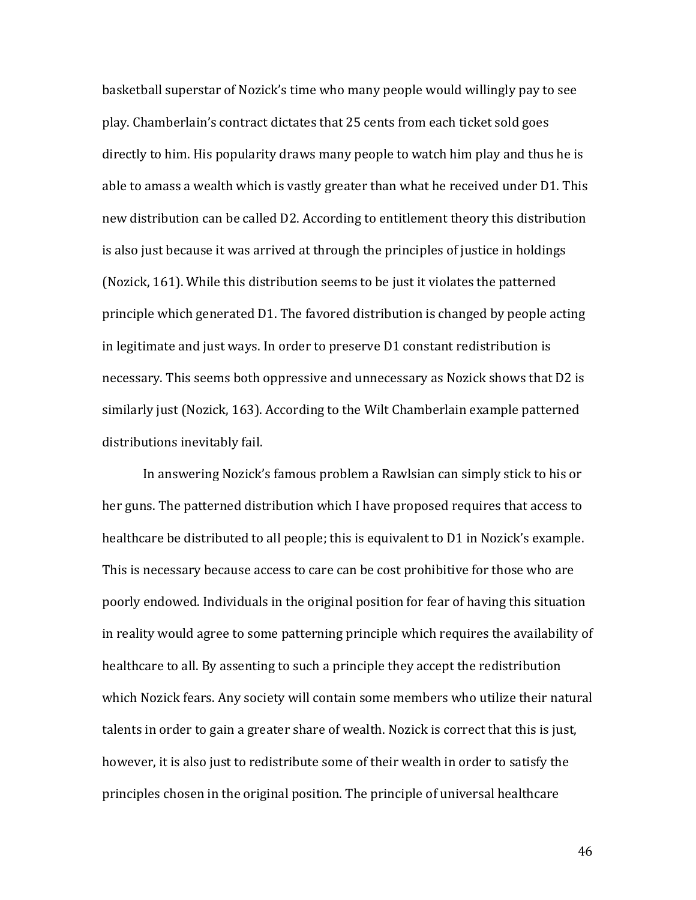basketball superstar of Nozick's time who many people would willingly pay to see play. Chamberlain's contract dictates that 25 cents from each ticket sold goes directly to him. His popularity draws many people to watch him play and thus he is able to amass a wealth which is vastly greater than what he received under D1. This new distribution can be called D2. According to entitlement theory this distribution is also just because it was arrived at through the principles of justice in holdings (Nozick, 161). While this distribution seems to be just it violates the patterned principle which generated D1. The favored distribution is changed by people acting in legitimate and just ways. In order to preserve D1 constant redistribution is necessary. This seems both oppressive and unnecessary as Nozick shows that D2 is similarly just (Nozick, 163). According to the Wilt Chamberlain example patterned distributions inevitably fail.

In answering Nozick's famous problem a Rawlsian can simply stick to his or her guns. The patterned distribution which I have proposed requires that access to healthcare be distributed to all people; this is equivalent to D1 in Nozick's example. This is necessary because access to care can be cost prohibitive for those who are poorly endowed. Individuals in the original position for fear of having this situation in reality would agree to some patterning principle which requires the availability of healthcare to all. By assenting to such a principle they accept the redistribution which Nozick fears. Any society will contain some members who utilize their natural talents in order to gain a greater share of wealth. Nozick is correct that this is just, however, it is also just to redistribute some of their wealth in order to satisfy the principles chosen in the original position. The principle of universal healthcare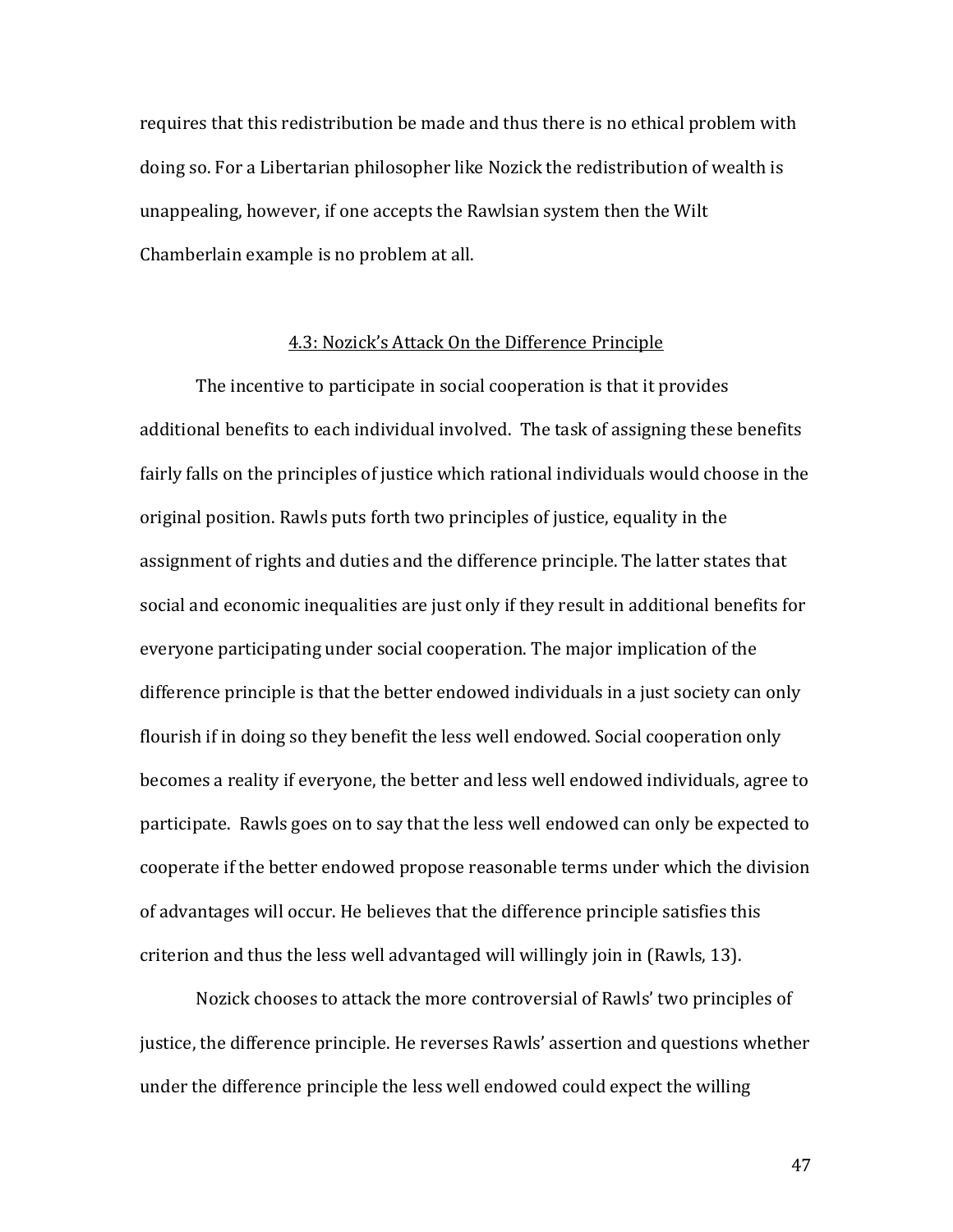requires that this redistribution be made and thus there is no ethical problem with doing so. For a Libertarian philosopher like Nozick the redistribution of wealth is unappealing, however, if one accepts the Rawlsian system then the Wilt Chamberlain example is no problem at all.

### 4.3: Nozick's Attack On the Difference Principle

The incentive to participate in social cooperation is that it provides additional benefits to each individual involved. The task of assigning these benefits fairly falls on the principles of justice which rational individuals would choose in the original position. Rawls puts forth two principles of justice, equality in the assignment of rights and duties and the difference principle. The latter states that social and economic inequalities are just only if they result in additional benefits for everyone participating under social cooperation. The major implication of the difference principle is that the better endowed individuals in a just society can only flourish if in doing so they benefit the less well endowed. Social cooperation only becomes a reality if everyone, the better and less well endowed individuals, agree to participate. Rawls goes on to say that the less well endowed can only be expected to cooperate if the better endowed propose reasonable terms under which the division of advantages will occur. He believes that the difference principle satisfies this criterion and thus the less well advantaged will willingly join in (Rawls, 13).

Nozick chooses to attack the more controversial of Rawls' two principles of justice, the difference principle. He reverses Rawls' assertion and questions whether under the difference principle the less well endowed could expect the willing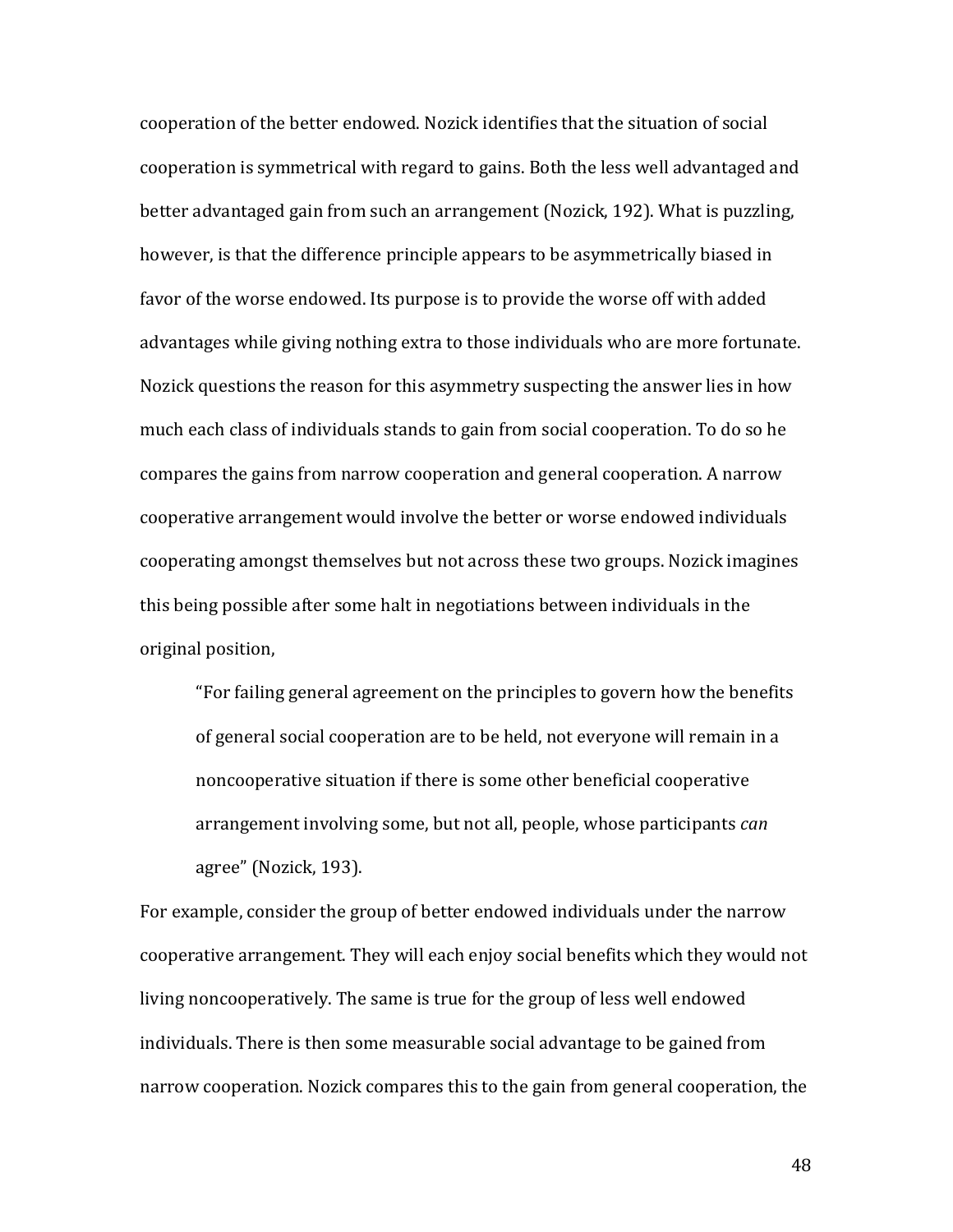cooperation of the better endowed. Nozick identifies that the situation of social cooperation is symmetrical with regard to gains. Both the less well advantaged and better advantaged gain from such an arrangement (Nozick, 192). What is puzzling, however, is that the difference principle appears to be asymmetrically biased in favor of the worse endowed. Its purpose is to provide the worse off with added advantages while giving nothing extra to those individuals who are more fortunate. Nozick questions the reason for this asymmetry suspecting the answer lies in how much each class of individuals stands to gain from social cooperation. To do so he compares the gains from narrow cooperation and general cooperation. A narrow cooperative arrangement would involve the better or worse endowed individuals cooperating amongst themselves but not across these two groups. Nozick imagines this being possible after some halt in negotiations between individuals in the original position,

> "For failing general agreement on the principles to govern how the benefits of general social cooperation are to be held, not everyone will remain in a noncooperative situation if there is some other beneficial cooperative arrangement involving some, but not all, people, whose participants *can* agree" (Nozick, 193).

For example, consider the group of better endowed individuals under the narrow cooperative arrangement. They will each enjoy social benefits which they would not living noncooperatively. The same is true for the group of less well endowed individuals. There is then some measurable social advantage to be gained from narrow cooperation. Nozick compares this to the gain from general cooperation, the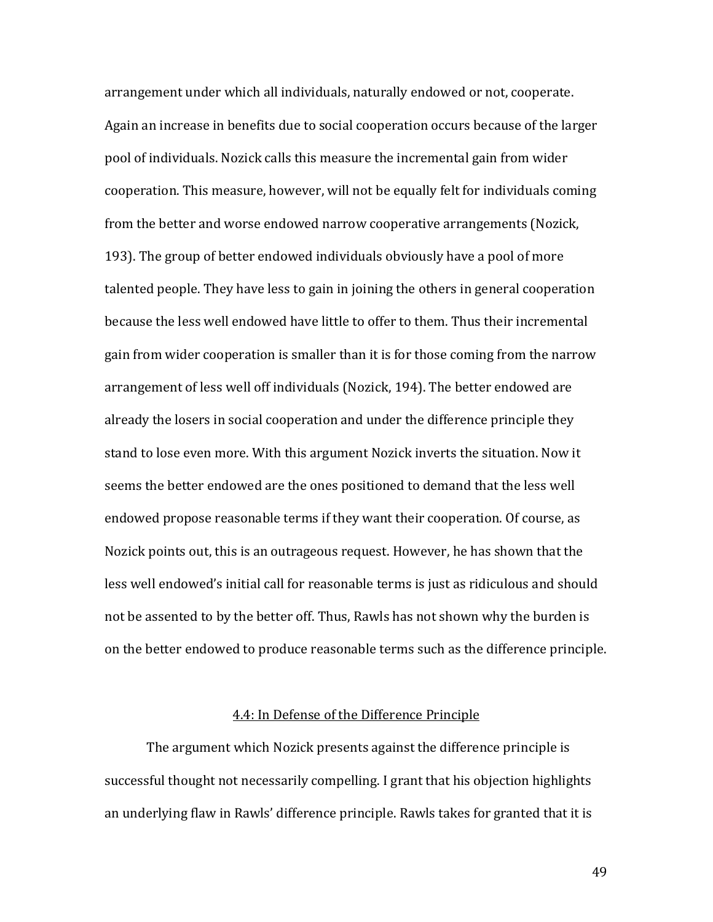arrangement under which all individuals, naturally endowed or not, cooperate. Again an increase in benefits due to social cooperation occurs because of the larger pool of individuals. Nozick calls this measure the incremental gain from wider cooperation. This measure, however, will not be equally felt for individuals coming from the better and worse endowed narrow cooperative arrangements (Nozick, 193). The group of better endowed individuals obviously have a pool of more talented people. They have less to gain in joining the others in general cooperation because the less well endowed have little to offer to them. Thus their incremental gain from wider cooperation is smaller than it is for those coming from the narrow arrangement of less well off individuals (Nozick, 194). The better endowed are already the losers in social cooperation and under the difference principle they stand to lose even more. With this argument Nozick inverts the situation. Now it seems the better endowed are the ones positioned to demand that the less well endowed propose reasonable terms if they want their cooperation. Of course, as Nozick points out, this is an outrageous request. However, he has shown that the less well endowed's initial call for reasonable terms is just as ridiculous and should not be assented to by the better off. Thus, Rawls has not shown why the burden is on the better endowed to produce reasonable terms such as the difference principle.

### 4.4: In Defense of the Difference Principle

The argument which Nozick presents against the difference principle is successful thought not necessarily compelling. I grant that his objection highlights an underlying flaw in Rawls' difference principle. Rawls takes for granted that it is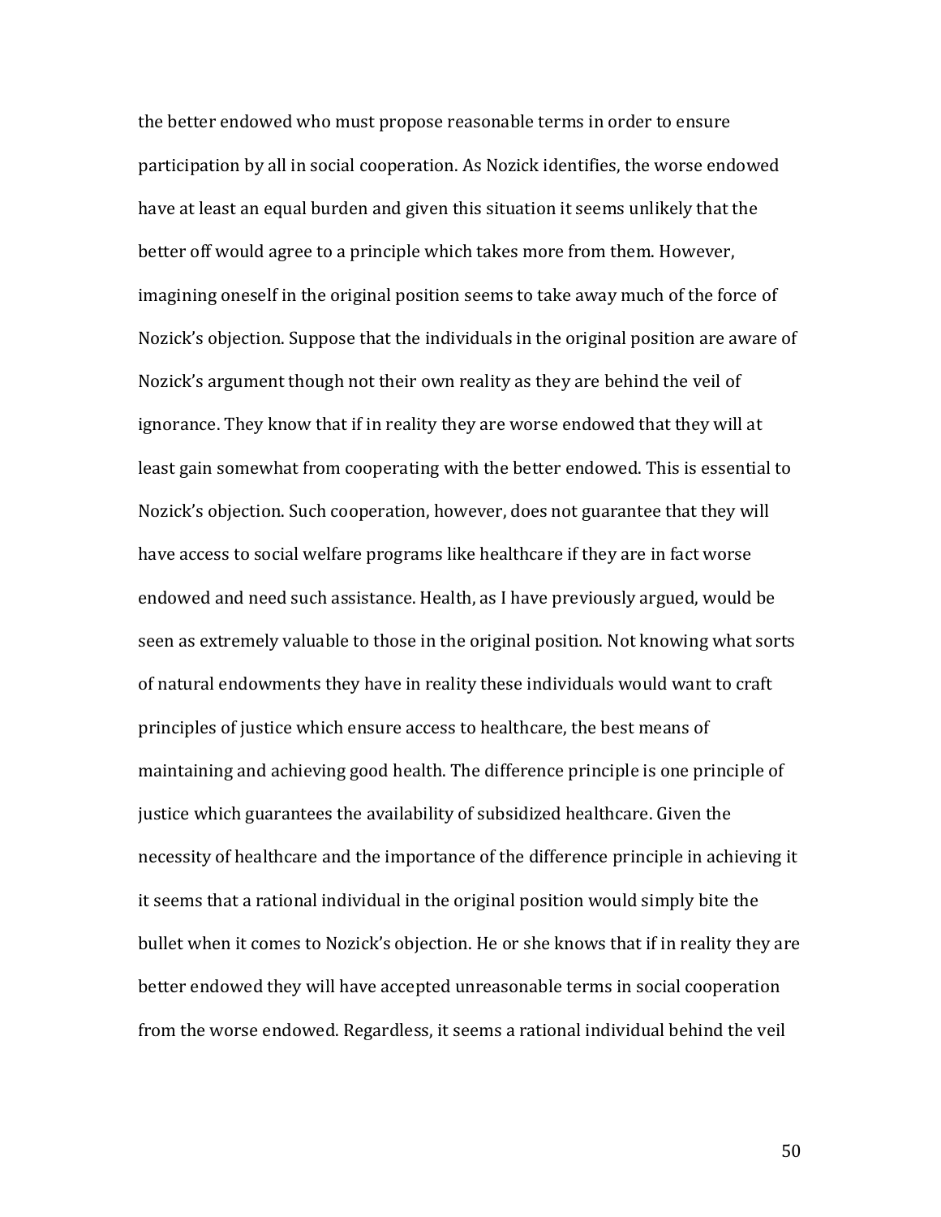the better endowed who must propose reasonable terms in order to ensure participation by all in social cooperation. As Nozick identifies, the worse endowed have at least an equal burden and given this situation it seems unlikely that the better off would agree to a principle which takes more from them. However, imagining oneself in the original position seems to take away much of the force of Nozick's objection. Suppose that the individuals in the original position are aware of Nozick's argument though not their own reality as they are behind the veil of ignorance. They know that if in reality they are worse endowed that they will at least gain somewhat from cooperating with the better endowed. This is essential to Nozick's objection. Such cooperation, however, does not guarantee that they will have access to social welfare programs like healthcare if they are in fact worse endowed and need such assistance. Health, as I have previously argued, would be seen as extremely valuable to those in the original position. Not knowing what sorts of natural endowments they have in reality these individuals would want to craft principles of justice which ensure access to healthcare, the best means of maintaining and achieving good health. The difference principle is one principle of justice which guarantees the availability of subsidized healthcare. Given the necessity of healthcare and the importance of the difference principle in achieving it it seems that a rational individual in the original position would simply bite the bullet when it comes to Nozick's objection. He or she knows that if in reality they are better endowed they will have accepted unreasonable terms in social cooperation from the worse endowed. Regardless, it seems a rational individual behind the veil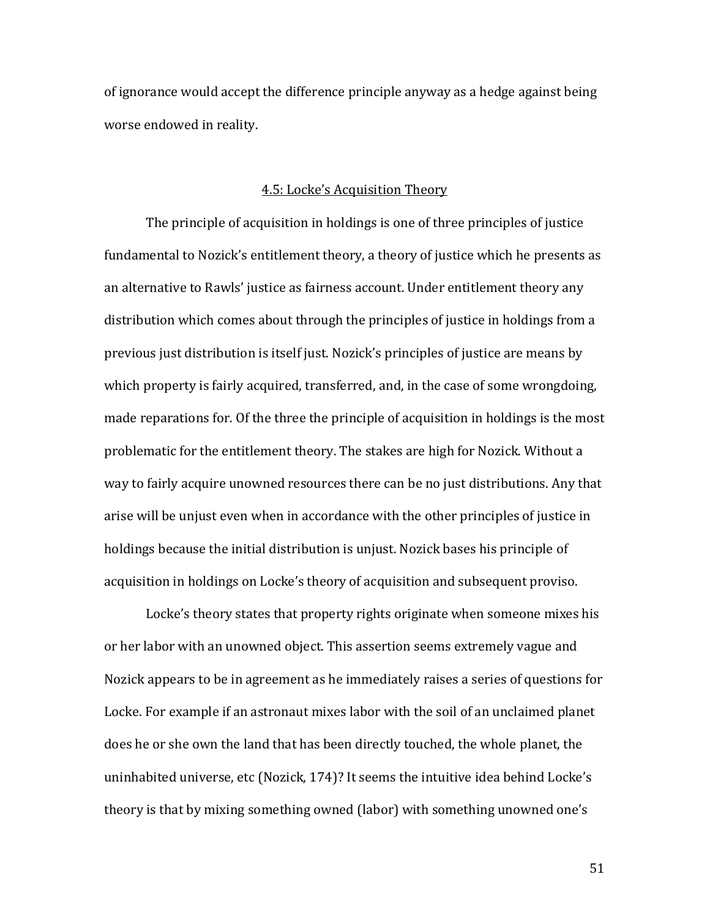of ignorance would accept the difference principle anyway as a hedge against being worse endowed in reality.

## 4.5: Locke's Acquisition Theory

The principle of acquisition in holdings is one of three principles of justice fundamental to Nozick's entitlement theory, a theory of justice which he presents as an alternative to Rawls' justice as fairness account. Under entitlement theory any distribution which comes about through the principles of justice in holdings from a previous just distribution is itself just. Nozick's principles of justice are means by which property is fairly acquired, transferred, and, in the case of some wrongdoing, made reparations for. Of the three the principle of acquisition in holdings is the most problematic for the entitlement theory. The stakes are high for Nozick. Without a way to fairly acquire unowned resources there can be no just distributions. Any that arise will be unjust even when in accordance with the other principles of justice in holdings because the initial distribution is unjust. Nozick bases his principle of acquisition in holdings on Locke's theory of acquisition and subsequent proviso.

Locke's theory states that property rights originate when someone mixes his or her labor with an unowned object. This assertion seems extremely vague and Nozick appears to be in agreement as he immediately raises a series of questions for Locke. For example if an astronaut mixes labor with the soil of an unclaimed planet does he or she own the land that has been directly touched, the whole planet, the uninhabited universe, etc (Nozick, 174)? It seems the intuitive idea behind Locke's theory is that by mixing something owned (labor) with something unowned one's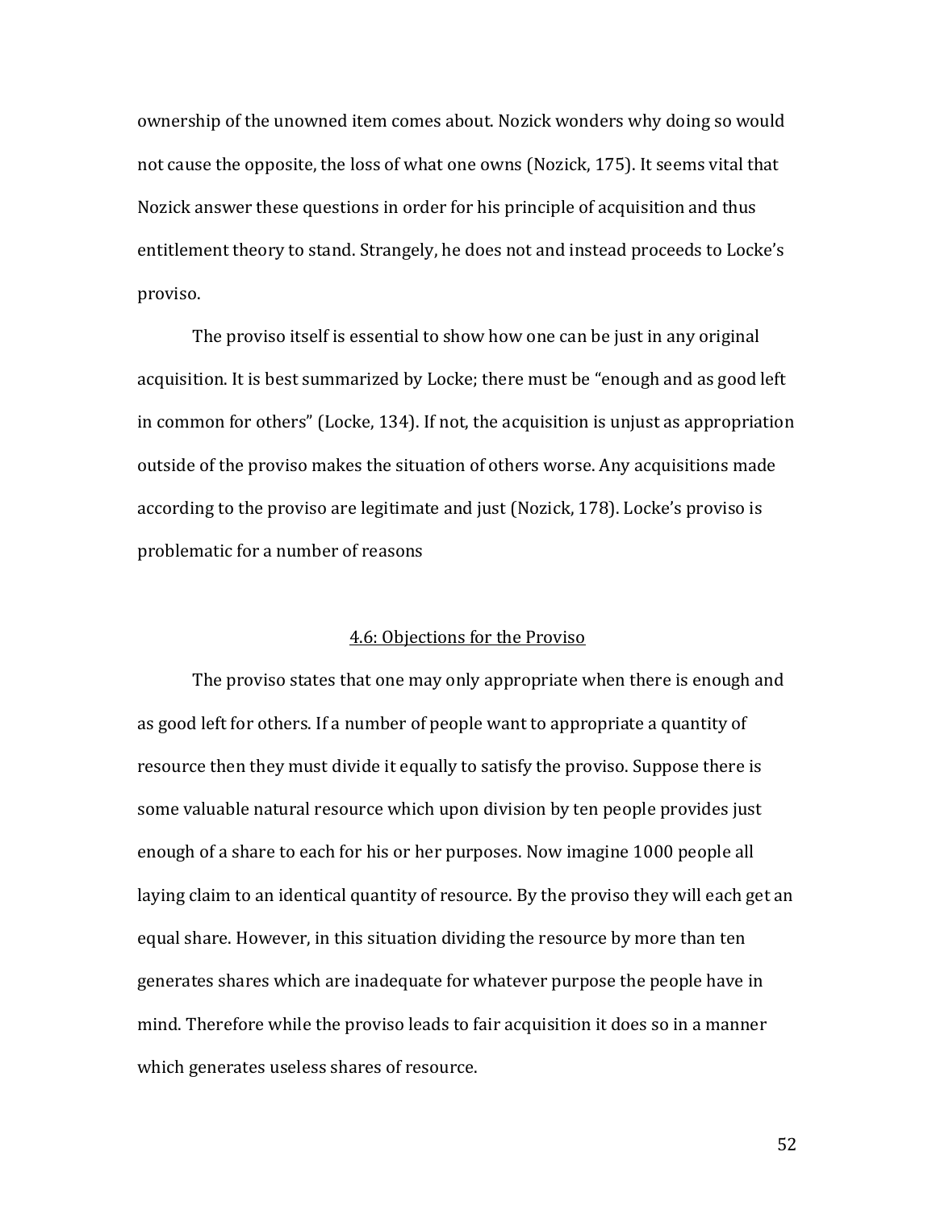ownership of the unowned item comes about. Nozick wonders why doing so would not cause the opposite, the loss of what one owns (Nozick, 175). It seems vital that Nozick answer these questions in order for his principle of acquisition and thus entitlement theory to stand. Strangely, he does not and instead proceeds to Locke's proviso.

The proviso itself is essential to show how one can be just in any original acquisition. It is best summarized by Locke; there must be "enough and as good left in common for others" (Locke, 134). If not, the acquisition is unjust as appropriation outside of the proviso makes the situation of others worse. Any acquisitions made according to the proviso are legitimate and just (Nozick, 178). Locke's proviso is problematic for a number of reasons

### 4.6: Objections for the Proviso

The proviso states that one may only appropriate when there is enough and as good left for others. If a number of people want to appropriate a quantity of resource then they must divide it equally to satisfy the proviso. Suppose there is some valuable natural resource which upon division by ten people provides just enough of a share to each for his or her purposes. Now imagine 1000 people all laying claim to an identical quantity of resource. By the proviso they will each get an equal share. However, in this situation dividing the resource by more than ten generates shares which are inadequate for whatever purpose the people have in mind. Therefore while the proviso leads to fair acquisition it does so in a manner which generates useless shares of resource.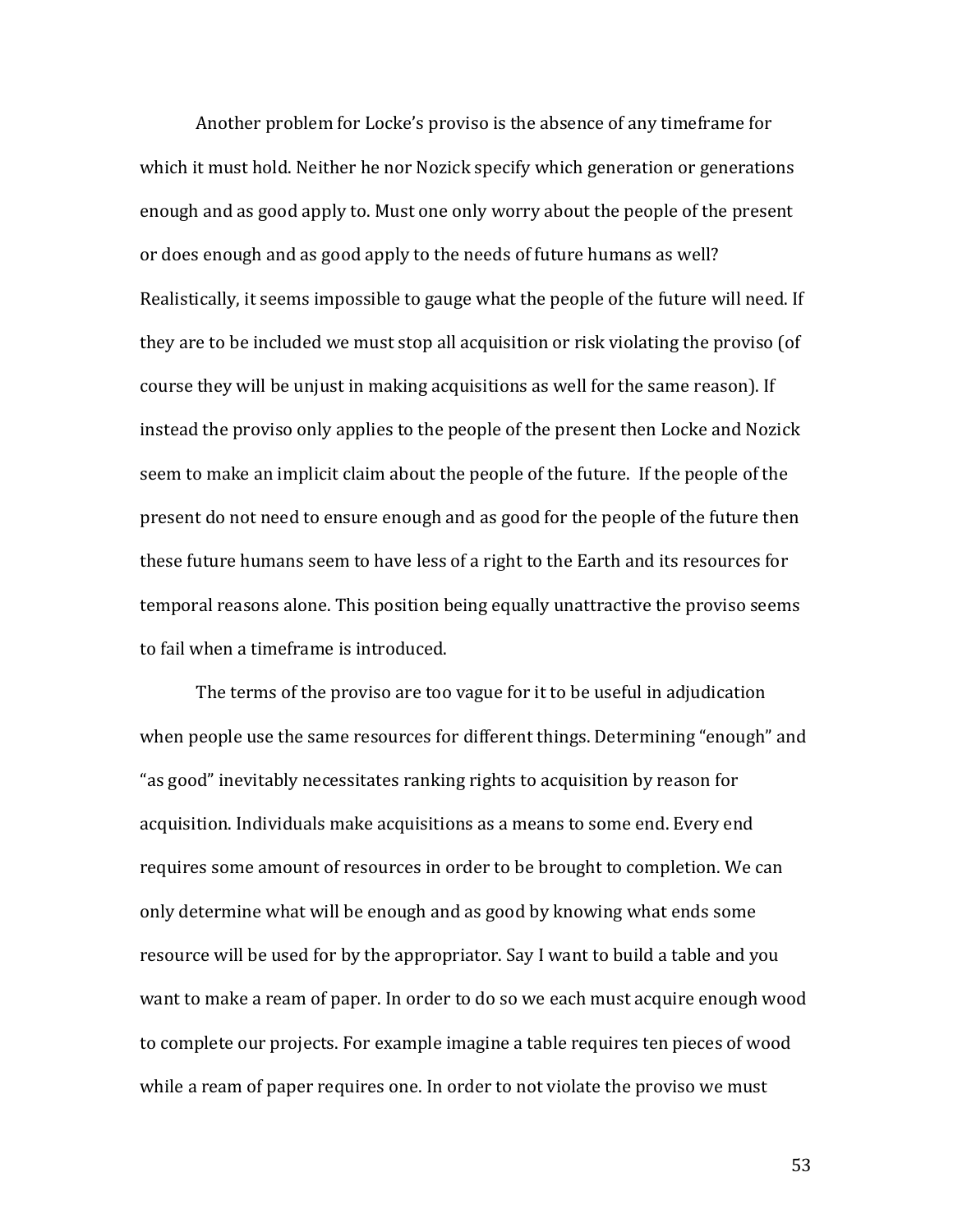Another problem for Locke's proviso is the absence of any timeframe for which it must hold. Neither he nor Nozick specify which generation or generations enough and as good apply to. Must one only worry about the people of the present or does enough and as good apply to the needs of future humans as well? Realistically, it seems impossible to gauge what the people of the future will need. If they are to be included we must stop all acquisition or risk violating the proviso (of course they will be unjust in making acquisitions as well for the same reason). If instead the proviso only applies to the people of the present then Locke and Nozick seem to make an implicit claim about the people of the future. If the people of the present do not need to ensure enough and as good for the people of the future then these future humans seem to have less of a right to the Earth and its resources for temporal reasons alone. This position being equally unattractive the proviso seems to fail when a timeframe is introduced.

The terms of the proviso are too vague for it to be useful in adjudication when people use the same resources for different things. Determining "enough" and "as good" inevitably necessitates ranking rights to acquisition by reason for acquisition. Individuals make acquisitions as a means to some end. Every end requires some amount of resources in order to be brought to completion. We can only determine what will be enough and as good by knowing what ends some resource will be used for by the appropriator. Say I want to build a table and you want to make a ream of paper. In order to do so we each must acquire enough wood to complete our projects. For example imagine a table requires ten pieces of wood while a ream of paper requires one. In order to not violate the proviso we must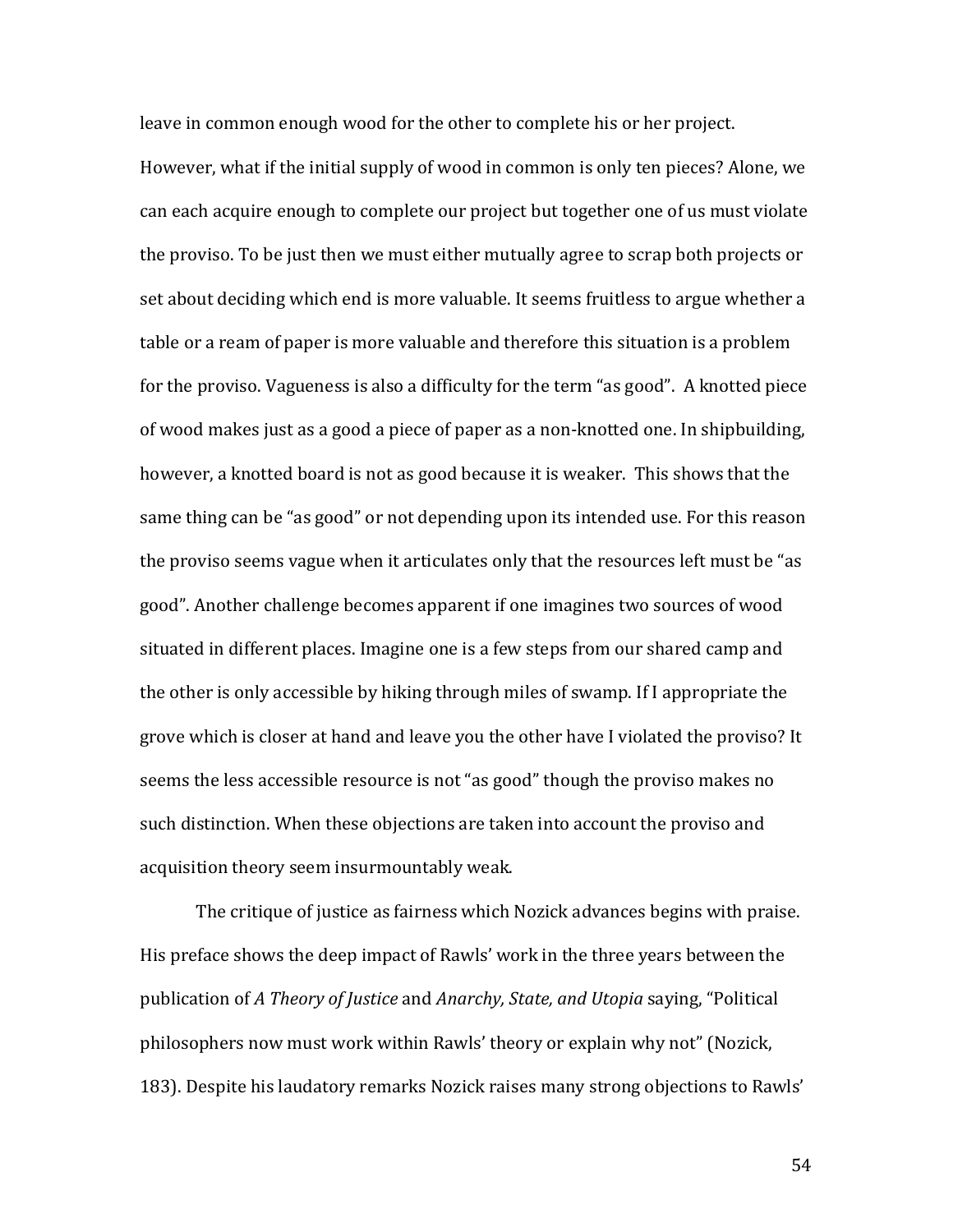leave in common enough wood for the other to complete his or her project. However, what if the initial supply of wood in common is only ten pieces? Alone, we can each acquire enough to complete our project but together one of us must violate the proviso. To be just then we must either mutually agree to scrap both projects or set about deciding which end is more valuable. It seems fruitless to argue whether a table or a ream of paper is more valuable and therefore this situation is a problem for the proviso. Vagueness is also a difficulty for the term "as good". A knotted piece of wood makes just as a good a piece of paper as a non-knotted one. In shipbuilding, however, a knotted board is not as good because it is weaker. This shows that the same thing can be "as good" or not depending upon its intended use. For this reason the proviso seems vague when it articulates only that the resources left must be "as good". Another challenge becomes apparent if one imagines two sources of wood situated in different places. Imagine one is a few steps from our shared camp and the other is only accessible by hiking through miles of swamp. If I appropriate the grove which is closer at hand and leave you the other have I violated the proviso? It seems the less accessible resource is not "as good" though the proviso makes no such distinction. When these objections are taken into account the proviso and acquisition theory seem insurmountably weak.

The critique of justice as fairness which Nozick advances begins with praise. His preface shows the deep impact of Rawls' work in the three years between the publication of *A Theory of Justice* and *Anarchy, State, and Utopia* saying, "Political philosophers now must work within Rawls' theory or explain why not" (Nozick, 183). Despite his laudatory remarks Nozick raises many strong objections to Rawls'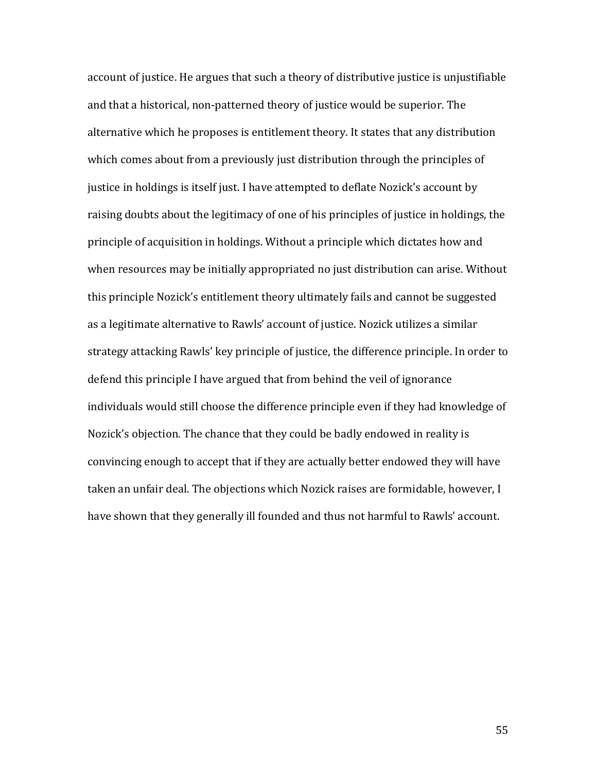account of justice. He argues that such a theory of distributive justice is unjustifiable and that a historical, non-patterned theory of justice would be superior. The alternative which he proposes is entitlement theory. It states that any distribution which comes about from a previously just distribution through the principles of justice in holdings is itself just. I have attempted to deflate Nozick's account by raising doubts about the legitimacy of one of his principles of justice in holdings, the principle of acquisition in holdings. Without a principle which dictates how and when resources may be initially appropriated no just distribution can arise. Without this principle Nozick's entitlement theory ultimately fails and cannot be suggested as a legitimate alternative to Rawls' account of justice. Nozick utilizes a similar strategy attacking Rawls' key principle of justice, the difference principle. In order to defend this principle I have argued that from behind the veil of ignorance individuals would still choose the difference principle even if they had knowledge of Nozick's objection. The chance that they could be badly endowed in reality is convincing enough to accept that if they are actually better endowed they will have taken an unfair deal. The objections which Nozick raises are formidable, however, I have shown that they generally ill founded and thus not harmful to Rawls' account.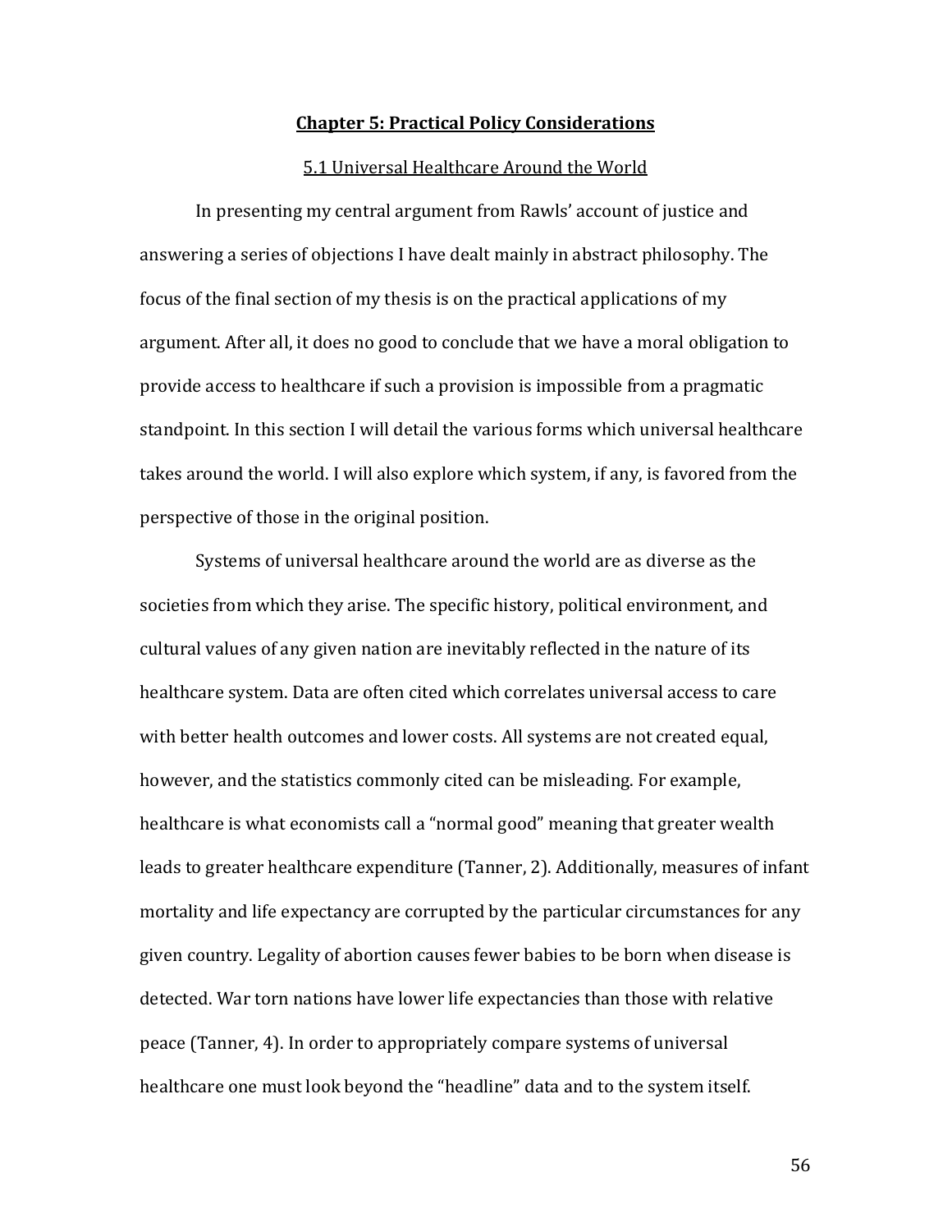## Chapter 5: Practical Policy Considerations

### 5.1 Universal Healthcare Around the World

In presenting my central argument from Rawls' account of justice and answering a series of objections I have dealt mainly in abstract philosophy. The focus of the final section of my thesis is on the practical applications of my argument. After all, it does no good to conclude that we have a moral obligation to provide access to healthcare if such a provision is impossible from a pragmatic standpoint. In this section I will detail the various forms which universal healthcare takes around the world. I will also explore which system, if any, is favored from the perspective of those in the original position.

Systems of universal healthcare around the world are as diverse as the societies from which they arise. The specific history, political environment, and cultural values of any given nation are inevitably reflected in the nature of its healthcare system. Data are often cited which correlates universal access to care with better health outcomes and lower costs. All systems are not created equal, however, and the statistics commonly cited can be misleading. For example, healthcare is what economists call a "normal good" meaning that greater wealth leads to greater healthcare expenditure (Tanner, 2). Additionally, measures of infant mortality and life expectancy are corrupted by the particular circumstances for any given country. Legality of abortion causes fewer babies to be born when disease is detected. War torn nations have lower life expectancies than those with relative peace (Tanner, 4). In order to appropriately compare systems of universal healthcare one must look beyond the "headline" data and to the system itself.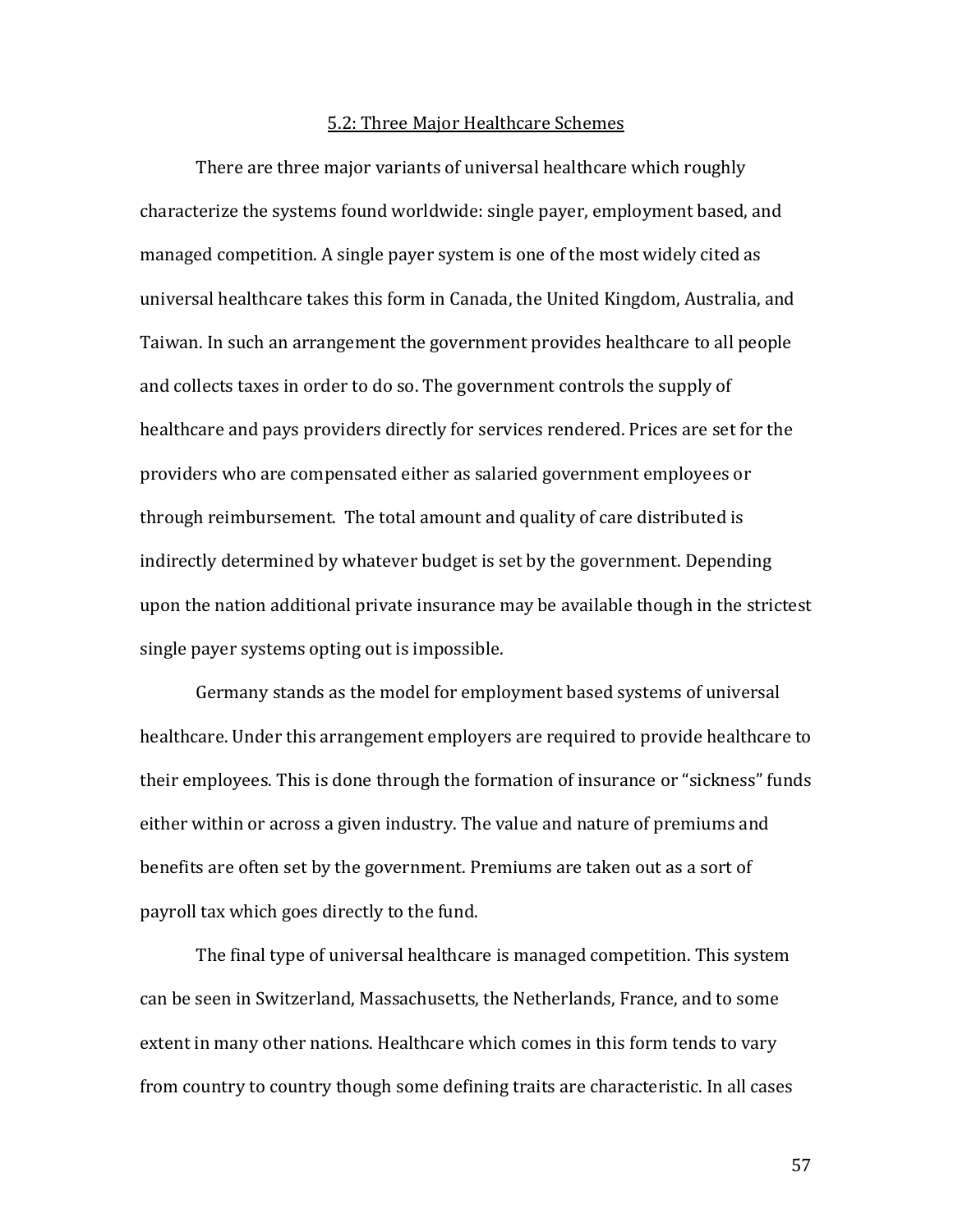## 5.2: Three Major Healthcare Schemes

There are three major variants of universal healthcare which roughly characterize the systems found worldwide: single payer, employment based, and managed competition. A single payer system is one of the most widely cited as universal healthcare takes this form in Canada, the United Kingdom, Australia, and Taiwan. In such an arrangement the government provides healthcare to all people and collects taxes in order to do so. The government controls the supply of healthcare and pays providers directly for services rendered. Prices are set for the providers who are compensated either as salaried government employees or through reimbursement. The total amount and quality of care distributed is indirectly determined by whatever budget is set by the government. Depending upon the nation additional private insurance may be available though in the strictest single payer systems opting out is impossible.

Germany stands as the model for employment based systems of universal healthcare. Under this arrangement employers are required to provide healthcare to their employees. This is done through the formation of insurance or "sickness" funds either within or across a given industry. The value and nature of premiums and benefits are often set by the government. Premiums are taken out as a sort of payroll tax which goes directly to the fund.

The final type of universal healthcare is managed competition. This system can be seen in Switzerland, Massachusetts, the Netherlands, France, and to some extent in many other nations. Healthcare which comes in this form tends to vary from country to country though some defining traits are characteristic. In all cases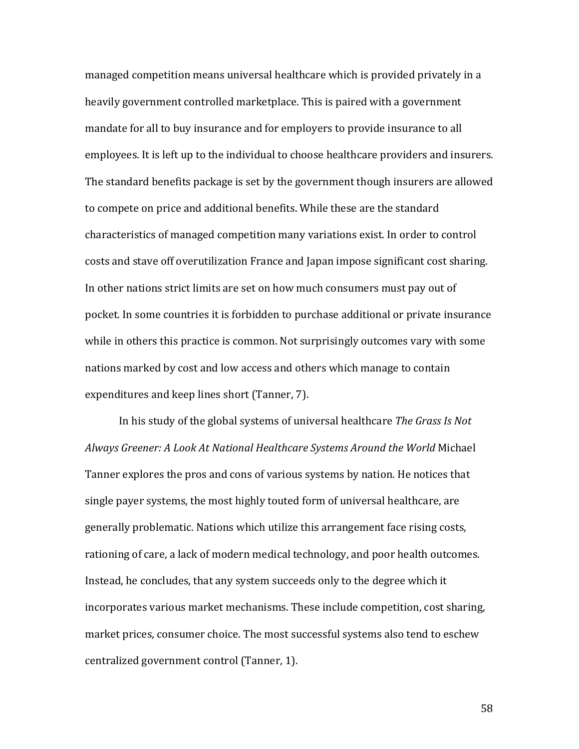managed competition means universal healthcare which is provided privately in a heavily government controlled marketplace. This is paired with a government mandate for all to buy insurance and for employers to provide insurance to all employees. It is left up to the individual to choose healthcare providers and insurers. The standard benefits package is set by the government though insurers are allowed to compete on price and additional benefits. While these are the standard characteristics of managed competition many variations exist. In order to control costs and stave off overutilization France and Japan impose significant cost sharing. In other nations strict limits are set on how much consumers must pay out of pocket. In some countries it is forbidden to purchase additional or private insurance while in others this practice is common. Not surprisingly outcomes vary with some nations marked by cost and low access and others which manage to contain expenditures and keep lines short (Tanner, 7).

In his study of the global systems of universal healthcare *The Grass Is Not Always Greener: A Look At National Healthcare Systems Around the World* Michael Tanner explores the pros and cons of various systems by nation. He notices that single payer systems, the most highly touted form of universal healthcare, are generally problematic. Nations which utilize this arrangement face rising costs, rationing of care, a lack of modern medical technology, and poor health outcomes. Instead, he concludes, that any system succeeds only to the degree which it incorporates various market mechanisms. These include competition, cost sharing, market prices, consumer choice. The most successful systems also tend to eschew centralized government control (Tanner, 1).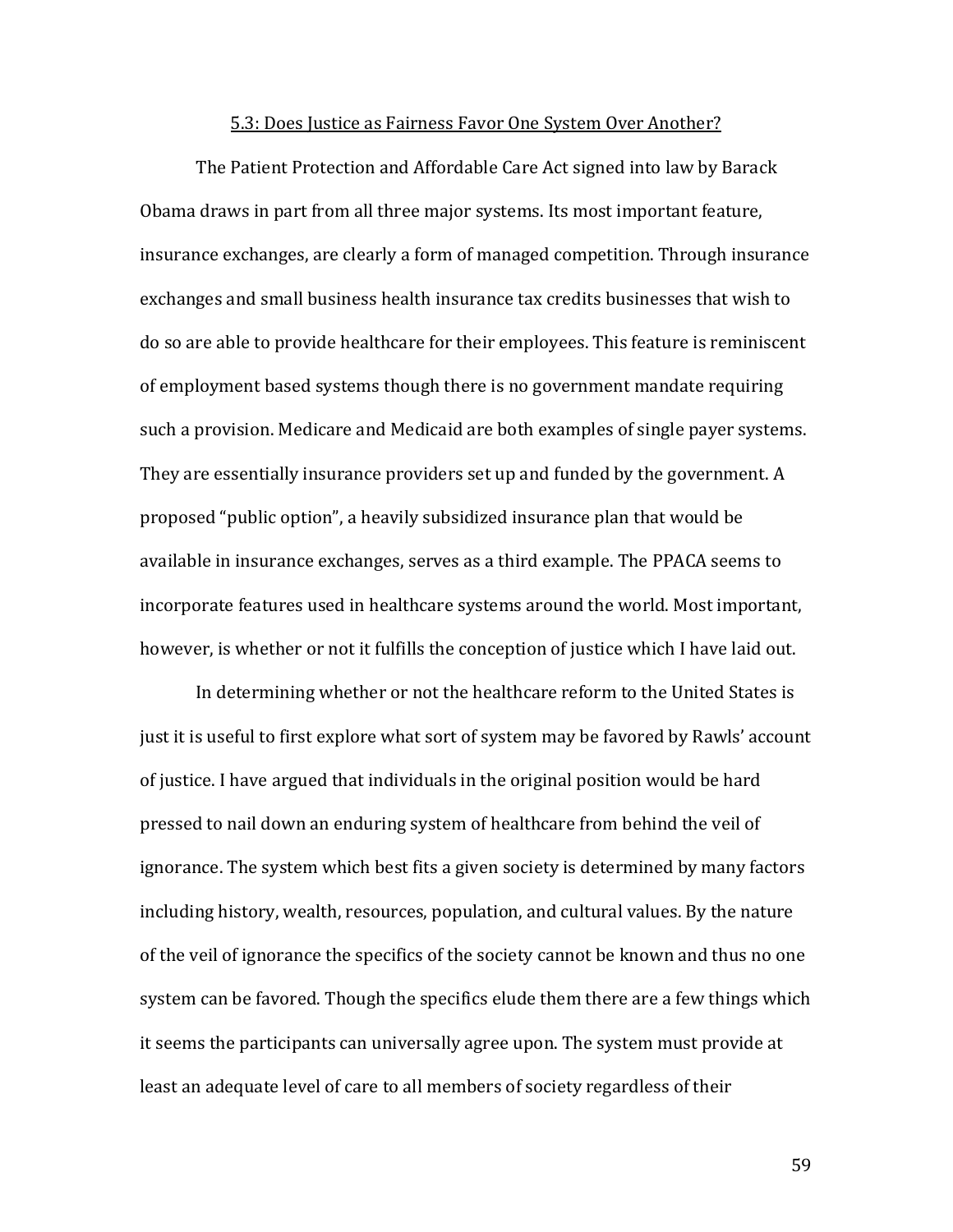### 5.3: Does Justice as Fairness Favor One System Over Another?

The Patient Protection and Affordable Care Act signed into law by Barack Obama draws in part from all three major systems. Its most important feature, insurance exchanges, are clearly a form of managed competition. Through insurance exchanges and small business health insurance tax credits businesses that wish to do so are able to provide healthcare for their employees. This feature is reminiscent of employment based systems though there is no government mandate requiring such a provision. Medicare and Medicaid are both examples of single payer systems. They are essentially insurance providers set up and funded by the government. A proposed "public option", a heavily subsidized insurance plan that would be available in insurance exchanges, serves as a third example. The PPACA seems to incorporate features used in healthcare systems around the world. Most important, however, is whether or not it fulfills the conception of justice which I have laid out.

In determining whether or not the healthcare reform to the United States is just it is useful to first explore what sort of system may be favored by Rawls' account of justice. I have argued that individuals in the original position would be hard pressed to nail down an enduring system of healthcare from behind the veil of ignorance. The system which best fits a given society is determined by many factors including history, wealth, resources, population, and cultural values. By the nature of the veil of ignorance the specifics of the society cannot be known and thus no one system can be favored. Though the specifics elude them there are a few things which it seems the participants can universally agree upon. The system must provide at least an adequate level of care to all members of society regardless of their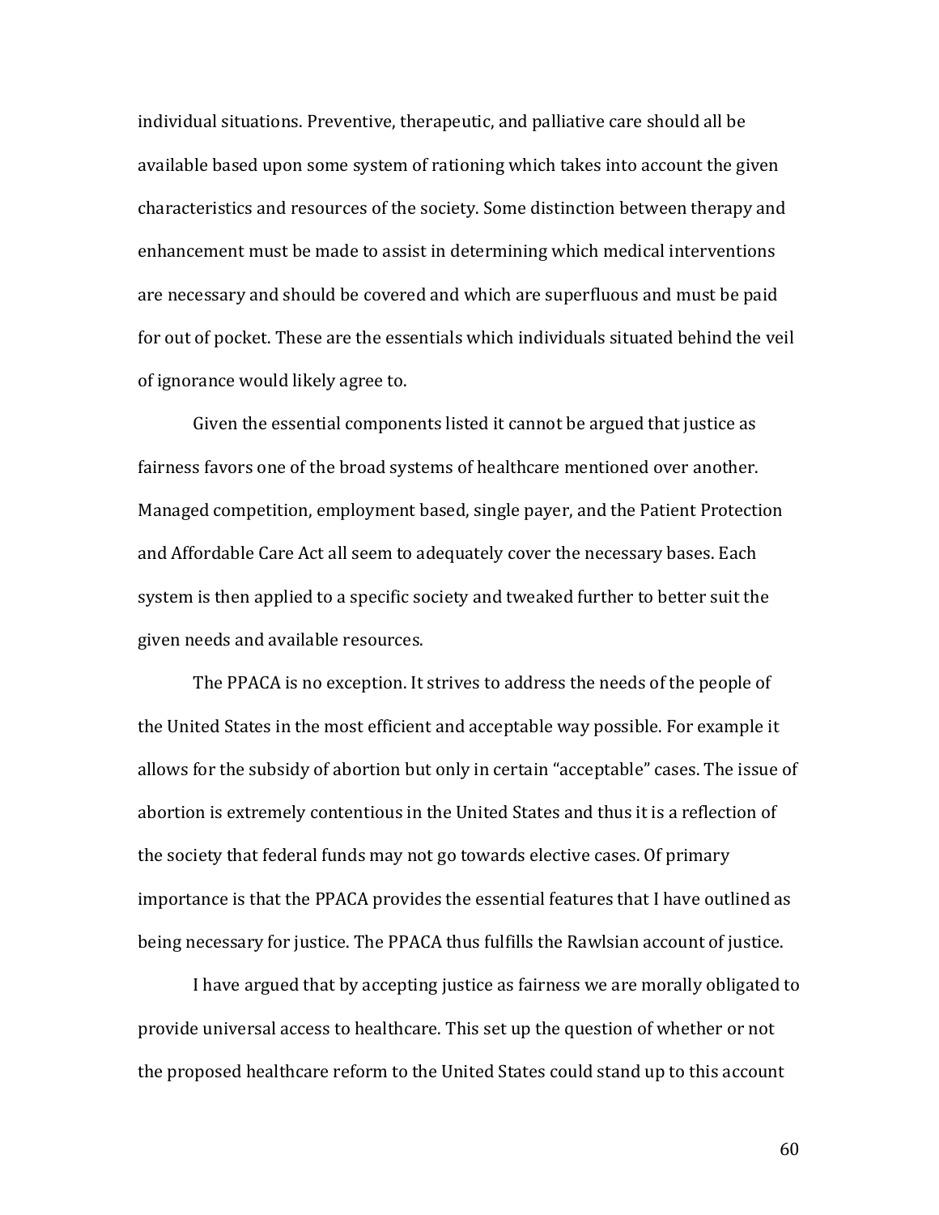individual situations. Preventive, therapeutic, and palliative care should all be available based upon some system of rationing which takes into account the given characteristics and resources of the society. Some distinction between therapy and enhancement must be made to assist in determining which medical interventions are necessary and should be covered and which are superfluous and must be paid for out of pocket. These are the essentials which individuals situated behind the veil of ignorance would likely agree to.

Given the essential components listed it cannot be argued that justice as fairness favors one of the broad systems of healthcare mentioned over another. Managed competition, employment based, single payer, and the Patient Protection and Affordable Care Act all seem to adequately cover the necessary bases. Each system is then applied to a specific society and tweaked further to better suit the given needs and available resources.

The PPACA is no exception. It strives to address the needs of the people of the United States in the most efficient and acceptable way possible. For example it allows for the subsidy of abortion but only in certain "acceptable" cases. The issue of abortion is extremely contentious in the United States and thus it is a reflection of the society that federal funds may not go towards elective cases. Of primary importance is that the PPACA provides the essential features that I have outlined as being necessary for justice. The PPACA thus fulfills the Rawlsian account of justice.

I have argued that by accepting justice as fairness we are morally obligated to provide universal access to healthcare. This set up the question of whether or not the proposed healthcare reform to the United States could stand up to this account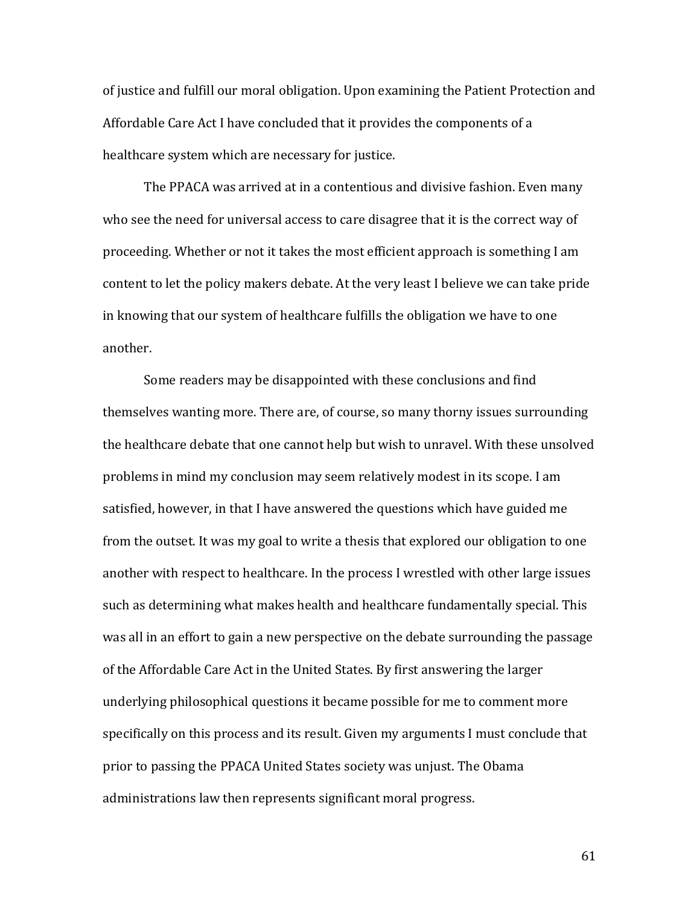of justice and fulfill our moral obligation. Upon examining the Patient Protection and Affordable Care Act I have concluded that it provides the components of a healthcare system which are necessary for justice.

The PPACA was arrived at in a contentious and divisive fashion. Even many who see the need for universal access to care disagree that it is the correct way of proceeding. Whether or not it takes the most efficient approach is something I am content to let the policy makers debate. At the very least I believe we can take pride in knowing that our system of healthcare fulfills the obligation we have to one another.

Some readers may be disappointed with these conclusions and find themselves wanting more. There are, of course, so many thorny issues surrounding the healthcare debate that one cannot help but wish to unravel. With these unsolved problems in mind my conclusion may seem relatively modest in its scope. I am satisfied, however, in that I have answered the questions which have guided me from the outset. It was my goal to write a thesis that explored our obligation to one another with respect to healthcare. In the process I wrestled with other large issues such as determining what makes health and healthcare fundamentally special. This was all in an effort to gain a new perspective on the debate surrounding the passage of the Affordable Care Act in the United States. By first answering the larger underlying philosophical questions it became possible for me to comment more specifically on this process and its result. Given my arguments I must conclude that prior to passing the PPACA United States society was unjust. The Obama administrations law then represents significant moral progress.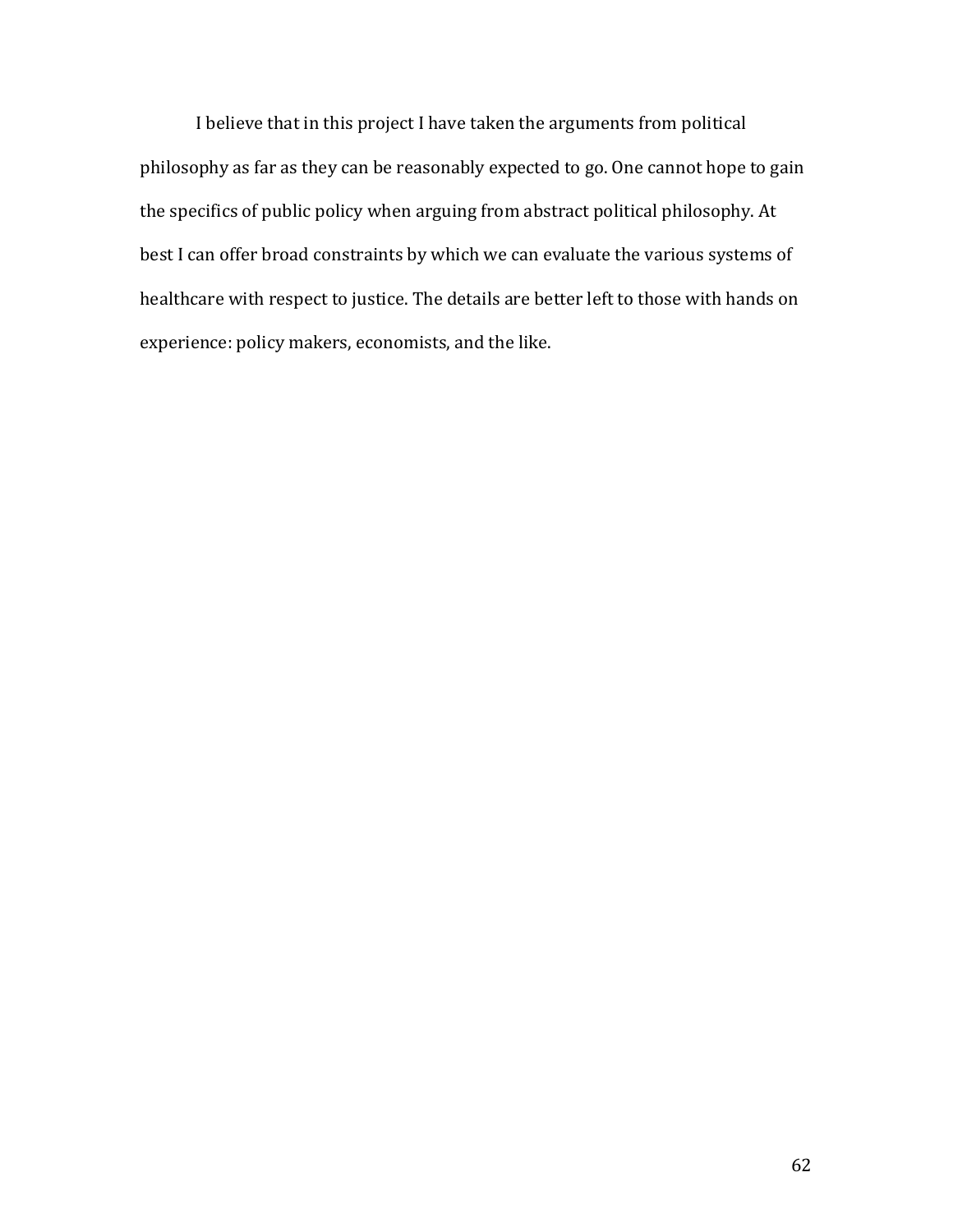I believe that in this project I have taken the arguments from political philosophy as far as they can be reasonably expected to go. One cannot hope to gain the specifics of public policy when arguing from abstract political philosophy. At best I can offer broad constraints by which we can evaluate the various systems of healthcare with respect to justice. The details are better left to those with hands on experience: policy makers, economists, and the like.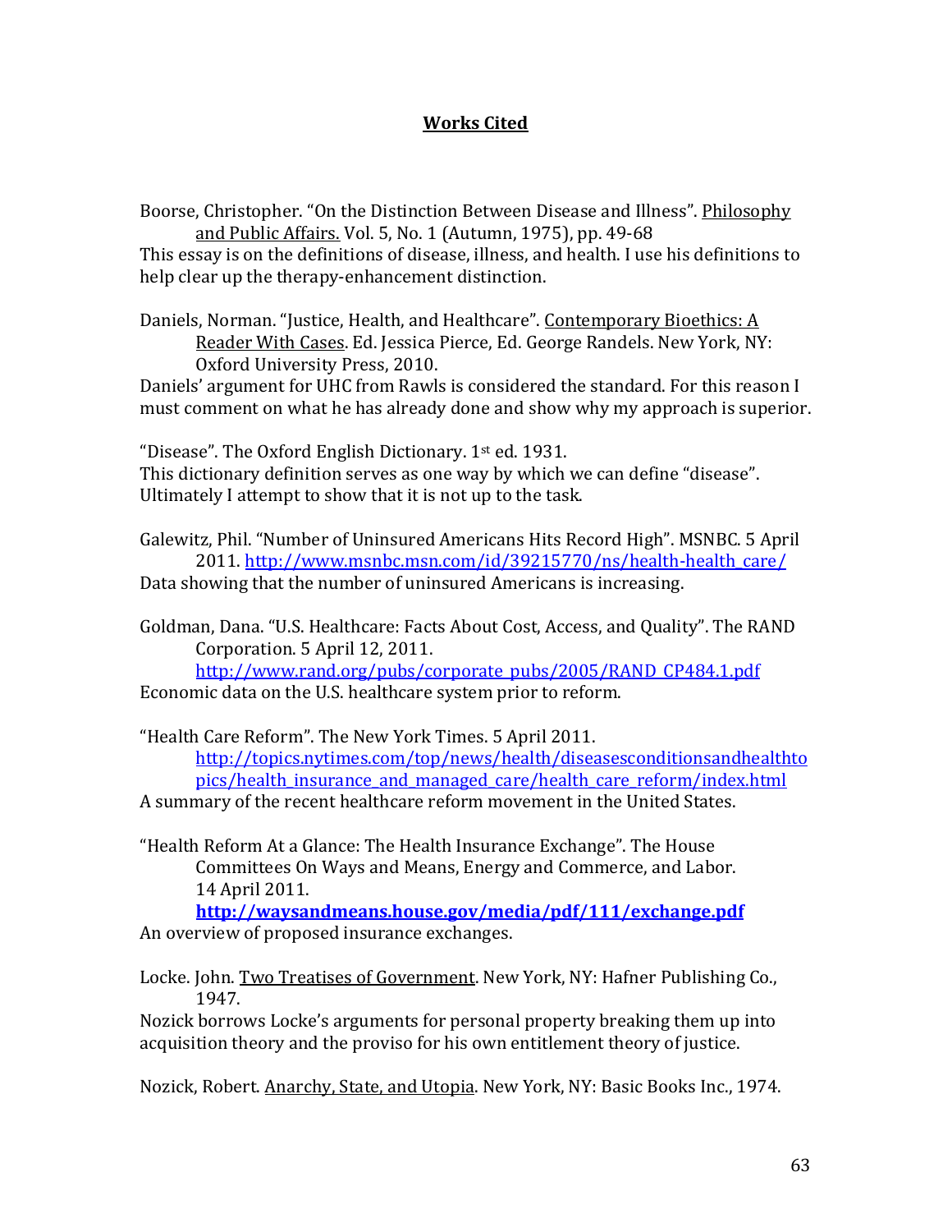# Works Cited

Boorse, Christopher. "On the Distinction Between Disease and Illness". Philosophy and Public Affairs. Vol. 5, No. 1 (Autumn, 1975), pp. 49-68

This essay is on the definitions of disease, illness, and health. I use his definitions to help clear up the therapy-enhancement distinction.

Daniels, Norman. "Justice, Health, and Healthcare". Contemporary Bioethics: A Reader With Cases. Ed. Jessica Pierce, Ed. George Randels. New York, NY: Oxford University Press, 2010.

Daniels' argument for UHC from Rawls is considered the standard. For this reason I must comment on what he has already done and show why my approach is superior.

"Disease". The Oxford English Dictionary. 1st ed. 1931.

This dictionary definition serves as one way by which we can define "disease". Ultimately I attempt to show that it is not up to the task.

Galewitz, Phil. "Number of Uninsured Americans Hits Record High". MSNBC. 5 April 2011. http://www.msnbc.msn.com/id/39215770/ns/health-health_care/

Data showing that the number of uninsured Americans is increasing.

Goldman, Dana. "U.S. Healthcare: Facts About Cost, Access, and Quality". The RAND Corporation. 5 April 12, 2011. http://www.rand.org/pubs/corporate_pubs/2005/RAND_CP484.1.pdf

Economic data on the U.S. healthcare system prior to reform.

"Health Care Reform". The New York Times. 5 April 2011. http://topics.nytimes.com/top/news/health/diseasesconditionsandhealthtopics/health_insurance_and_managed_care/health_care_reform/index.html

A summary of the recent healthcare reform movement in the United States.

"Health Reform At a Glance: The Health Insurance Exchange". The House Committees On Ways and Means, Energy and Commerce, and Labor. 14 April 2011. **http://waysandmeans.house.gov/media/pdf/111/exchange.pdf**

An overview of proposed insurance exchanges.

Locke. John. Two Treatises of Government. New York, NY: Hafner Publishing Co., 1947.

Nozick borrows Locke's arguments for personal property breaking them up into acquisition theory and the proviso for his own entitlement theory of justice.

Nozick, Robert. Anarchy, State, and Utopia. New York, NY: Basic Books Inc., 1974.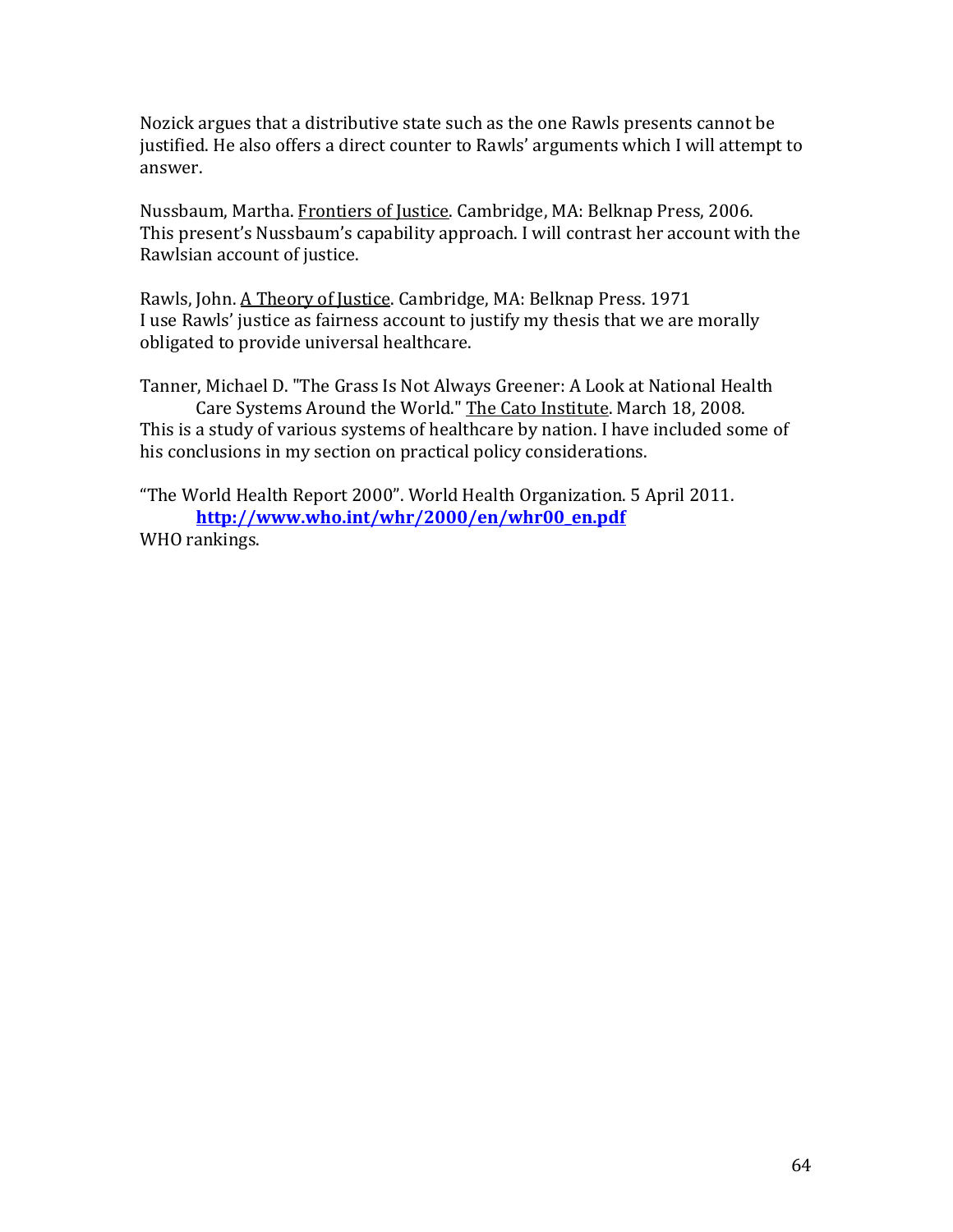Nozick argues that a distributive state such as the one Rawls presents cannot be justified. He also offers a direct counter to Rawls' arguments which I will attempt to answer.

Nussbaum, Martha. Frontiers of Justice. Cambridge, MA: Belknap Press, 2006.
This present's Nussbaum's capability approach. I will contrast her account with the Rawlsian account of justice.

Rawls, John. A Theory of Justice. Cambridge, MA: Belknap Press. 1971
I use Rawls' justice as fairness account to justify my thesis that we are morally obligated to provide universal healthcare.

Tanner, Michael D. "The Grass Is Not Always Greener: A Look at National Health Care Systems Around the World." The Cato Institute. March 18, 2008.
This is a study of various systems of healthcare by nation. I have included some of his conclusions in my section on practical policy considerations.

"The World Health Report 2000". World Health Organization. 5 April 2011. **http://www.who.int/whr/2000/en/whr00_en.pdf**
WHO rankings.